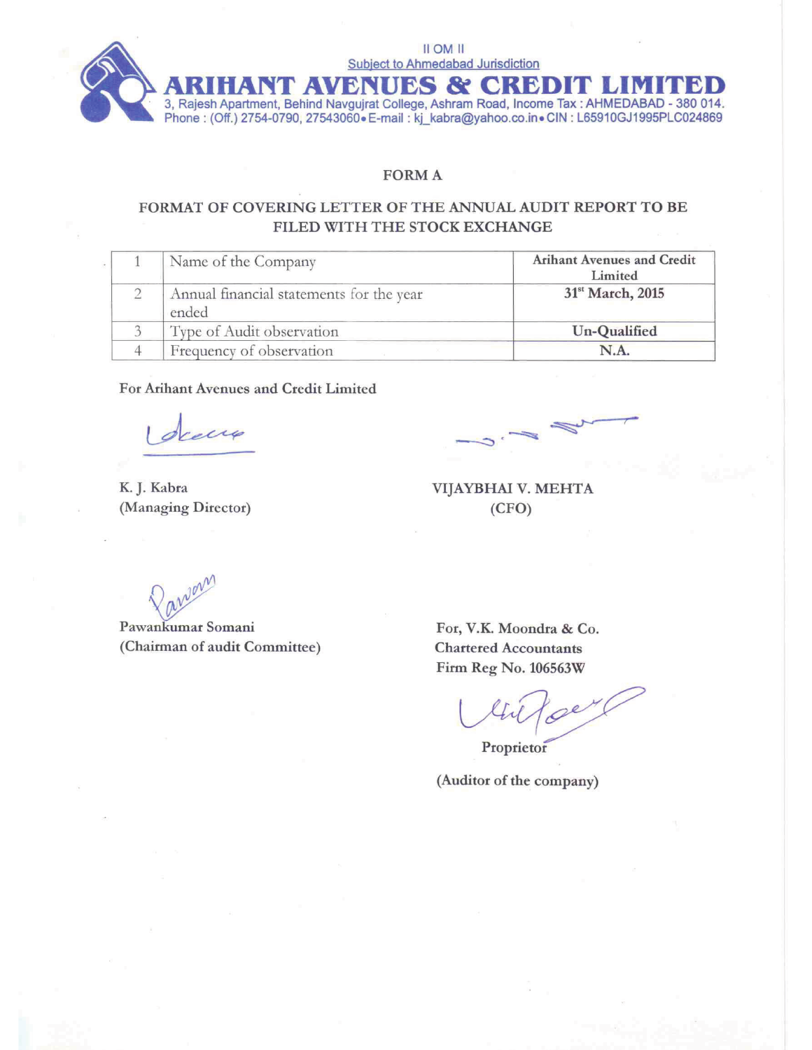II OM II

Subject to Ahmedabad Jurisdiction

# ARIHANT AVENUES & CREDIT LIMITED

3, Rajesh Apartment, Behind Navgujrat College, Ashram Road, Income Tax : AHMEDABAD - 380 014.
Phone : (Off.) 2754-0790, 27543060• E-mail : kj_kabra@yahoo.co.in• CIN : L65910GJ1995PLC024869

## FORM A

## FORMAT OF COVERING LETTER OF THE ANNUAL AUDIT REPORT TO BE FILED WITH THE STOCK EXCHANGE

| | | |
|---|---|---|
| 1 | Name of the Company | **Arihant Avenues and Credit Limited** |
| 2 | Annual financial statements for the year ended | **31st March, 2015** |
| 3 | Type of Audit observation | **Un-Qualified** |
| 4 | Frequency of observation | **N.A.** |

**For Arihant Avenues and Credit Limited**

K. J. Kabra
(Managing Director)

VIJAYBHAI V. MEHTA
(CFO)

Pawankumar Somani
(Chairman of audit Committee)

For, V.K. Moondra & Co.
Chartered Accountants
Firm Reg No. 106563W

Proprietor

(Auditor of the company)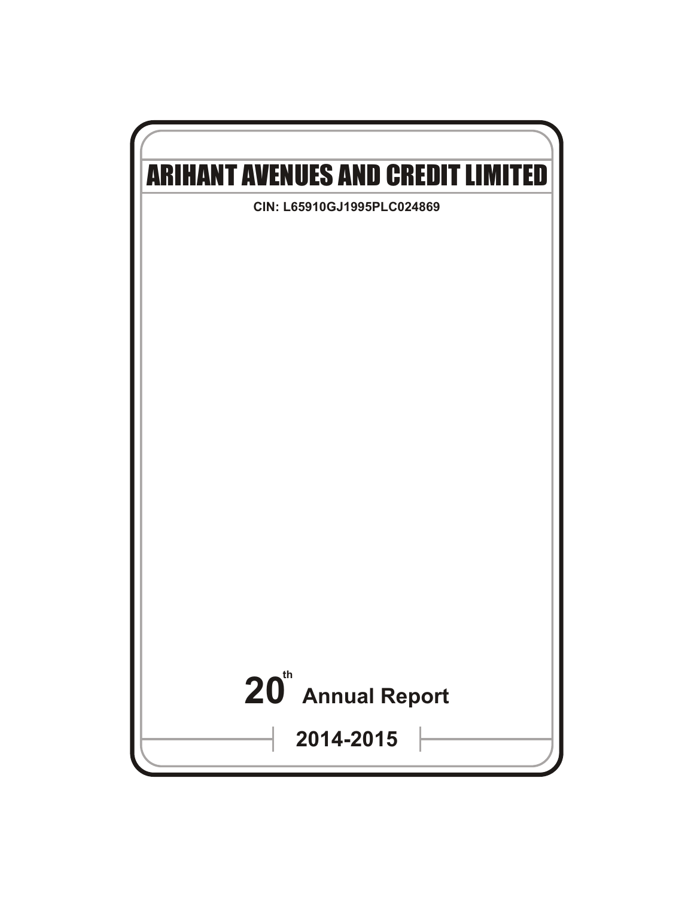# ARIHANT AVENUES AND CREDIT LIMITED

**CIN: L65910GJ1995PLC024869**

## 20th Annual Report

## 2014-2015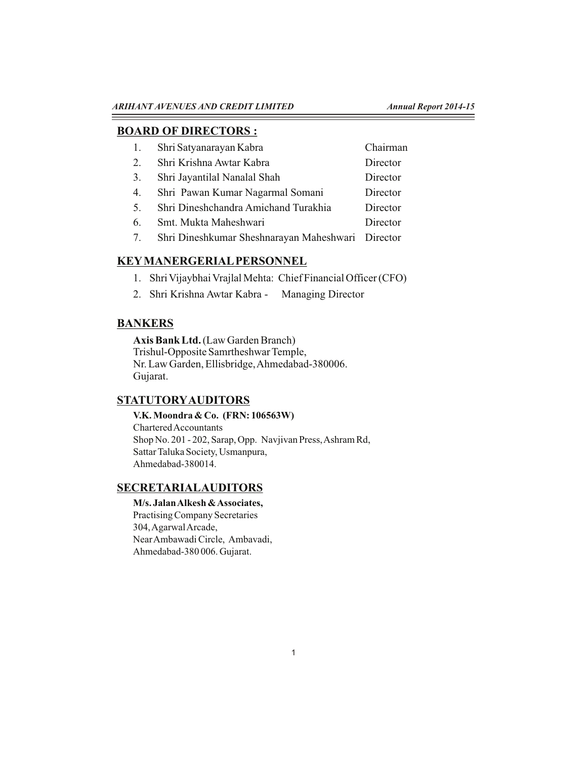## BOARD OF DIRECTORS :

| | Name | Designation |
|---|---|---|
| 1. | Shri Satyanarayan Kabra | Chairman |
| 2. | Shri Krishna Awtar Kabra | Director |
| 3. | Shri Jayantilal Nanalal Shah | Director |
| 4. | Shri Pawan Kumar Nagarmal Somani | Director |
| 5. | Shri Dineshchandra Amichand Turakhia | Director |
| 6. | Smt. Mukta Maheshwari | Director |
| 7. | Shri Dineshkumar Sheshnarayan Maheshwari | Director |

## KEY MANERGERIAL PERSONNEL

1. Shri Vijaybhai Vrajlal Mehta: Chief Financial Officer (CFO)
2. Shri Krishna Awtar Kabra - Managing Director

## BANKERS

**Axis Bank Ltd.** (Law Garden Branch)
Trishul-Opposite Samrtheshwar Temple,
Nr. Law Garden, Ellisbridge, Ahmedabad-380006.
Gujarat.

## STATUTORY AUDITORS

**V.K. Moondra & Co. (FRN: 106563W)**
Chartered Accountants
Shop No. 201 - 202, Sarap, Opp. Navjivan Press, Ashram Rd,
Sattar Taluka Society, Usmanpura,
Ahmedabad-380014.

## SECRETARIAL AUDITORS

**M/s. Jalan Alkesh & Associates,**
Practising Company Secretaries
304, Agarwal Arcade,
Near Ambawadi Circle, Ambavadi,
Ahmedabad-380 006. Gujarat.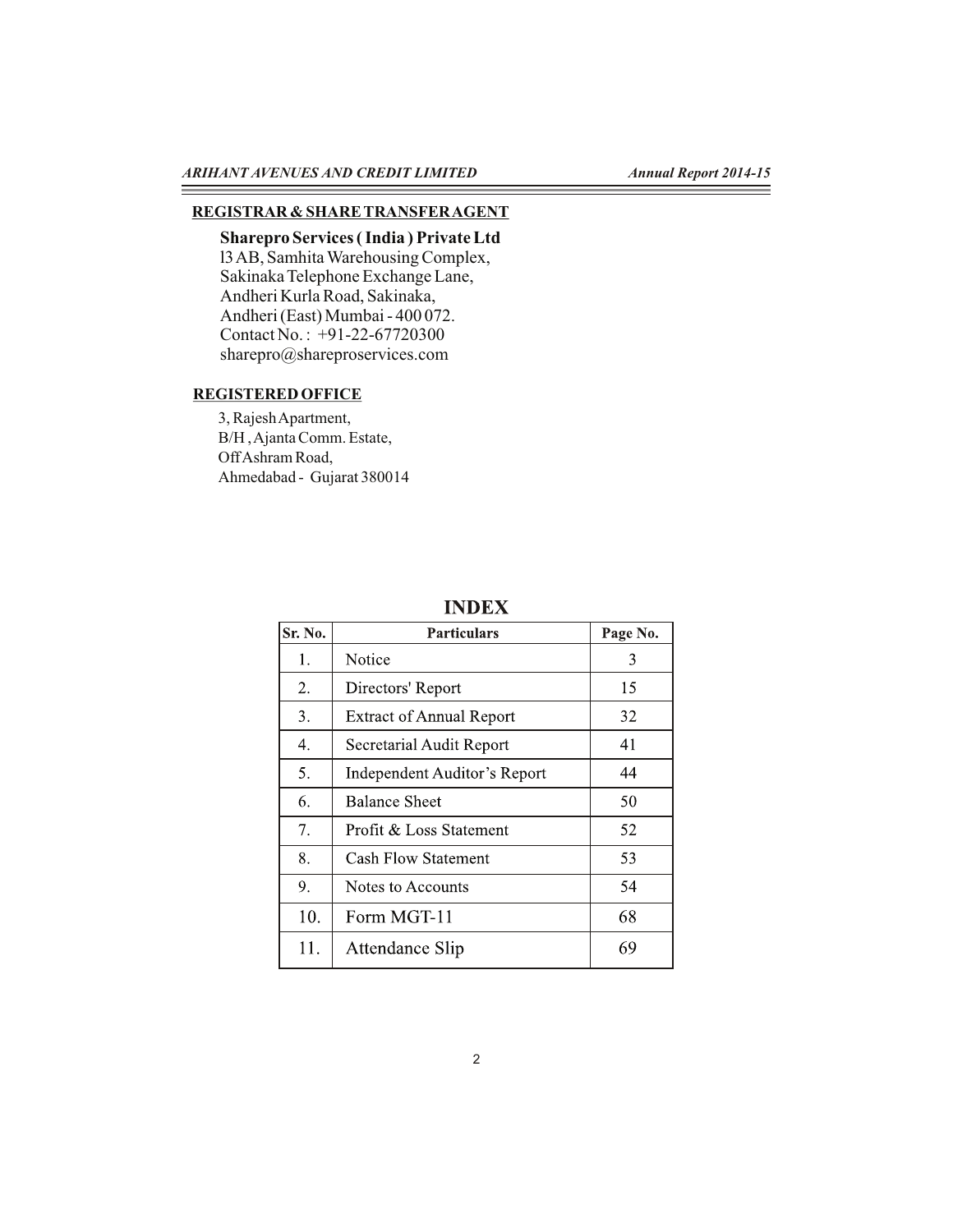## REGISTRAR & SHARE TRANSFER AGENT

**Sharepro Services ( India ) Private Ltd**
l3 AB, Samhita Warehousing Complex,
Sakinaka Telephone Exchange Lane,
Andheri Kurla Road, Sakinaka,
Andheri (East) Mumbai - 400 072.
Contact No. : +91-22-67720300
sharepro@shareproservices.com

## REGISTERED OFFICE

3, Rajesh Apartment,
B/H , Ajanta Comm. Estate,
Off Ashram Road,
Ahmedabad - Gujarat 380014

## INDEX

| Sr. No. | Particulars | Page No. |
|---|---|---|
| 1. | Notice | 3 |
| 2. | Directors' Report | 15 |
| 3. | Extract of Annual Report | 32 |
| 4. | Secretarial Audit Report | 41 |
| 5. | Independent Auditor's Report | 44 |
| 6. | Balance Sheet | 50 |
| 7. | Profit & Loss Statement | 52 |
| 8. | Cash Flow Statement | 53 |
| 9. | Notes to Accounts | 54 |
| 10. | Form MGT-11 | 68 |
| 11. | Attendance Slip | 69 |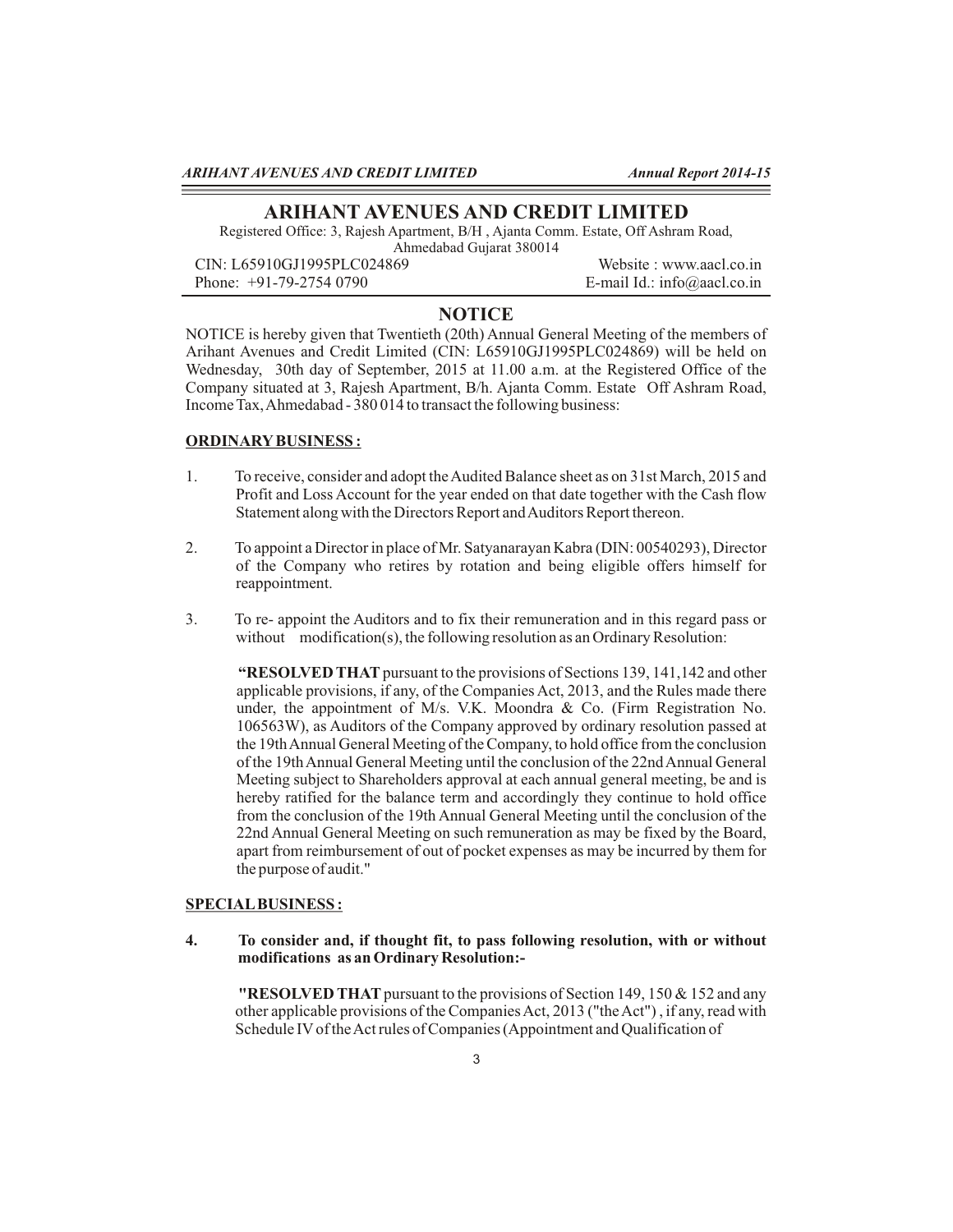# ARIHANT AVENUES AND CREDIT LIMITED

Registered Office: 3, Rajesh Apartment, B/H , Ajanta Comm. Estate, Off Ashram Road, Ahmedabad Gujarat 380014

CIN: L65910GJ1995PLC024869 Website : www.aacl.co.in

Phone: +91-79-2754 0790 E-mail Id.: info@aacl.co.in

## NOTICE

NOTICE is hereby given that Twentieth (20th) Annual General Meeting of the members of Arihant Avenues and Credit Limited (CIN: L65910GJ1995PLC024869) will be held on Wednesday, 30th day of September, 2015 at 11.00 a.m. at the Registered Office of the Company situated at 3, Rajesh Apartment, B/h. Ajanta Comm. Estate Off Ashram Road, Income Tax, Ahmedabad - 380 014 to transact the following business:

### ORDINARY BUSINESS :

1. To receive, consider and adopt the Audited Balance sheet as on 31st March, 2015 and Profit and Loss Account for the year ended on that date together with the Cash flow Statement along with the Directors Report and Auditors Report thereon.

2. To appoint a Director in place of Mr. Satyanarayan Kabra (DIN: 00540293), Director of the Company who retires by rotation and being eligible offers himself for reappointment.

3. To re- appoint the Auditors and to fix their remuneration and in this regard pass or without modification(s), the following resolution as an Ordinary Resolution:

   **"RESOLVED THAT** pursuant to the provisions of Sections 139, 141,142 and other applicable provisions, if any, of the Companies Act, 2013, and the Rules made there under, the appointment of M/s. V.K. Moondra & Co. (Firm Registration No. 106563W), as Auditors of the Company approved by ordinary resolution passed at the 19th Annual General Meeting of the Company, to hold office from the conclusion of the 19th Annual General Meeting until the conclusion of the 22nd Annual General Meeting subject to Shareholders approval at each annual general meeting, be and is hereby ratified for the balance term and accordingly they continue to hold office from the conclusion of the 19th Annual General Meeting until the conclusion of the 22nd Annual General Meeting on such remuneration as may be fixed by the Board, apart from reimbursement of out of pocket expenses as may be incurred by them for the purpose of audit."

### SPECIAL BUSINESS :

4. **To consider and, if thought fit, to pass following resolution, with or without modifications as an Ordinary Resolution:-**

   **"RESOLVED THAT** pursuant to the provisions of Section 149, 150 & 152 and any other applicable provisions of the Companies Act, 2013 ("the Act") , if any, read with Schedule IV of the Act rules of Companies (Appointment and Qualification of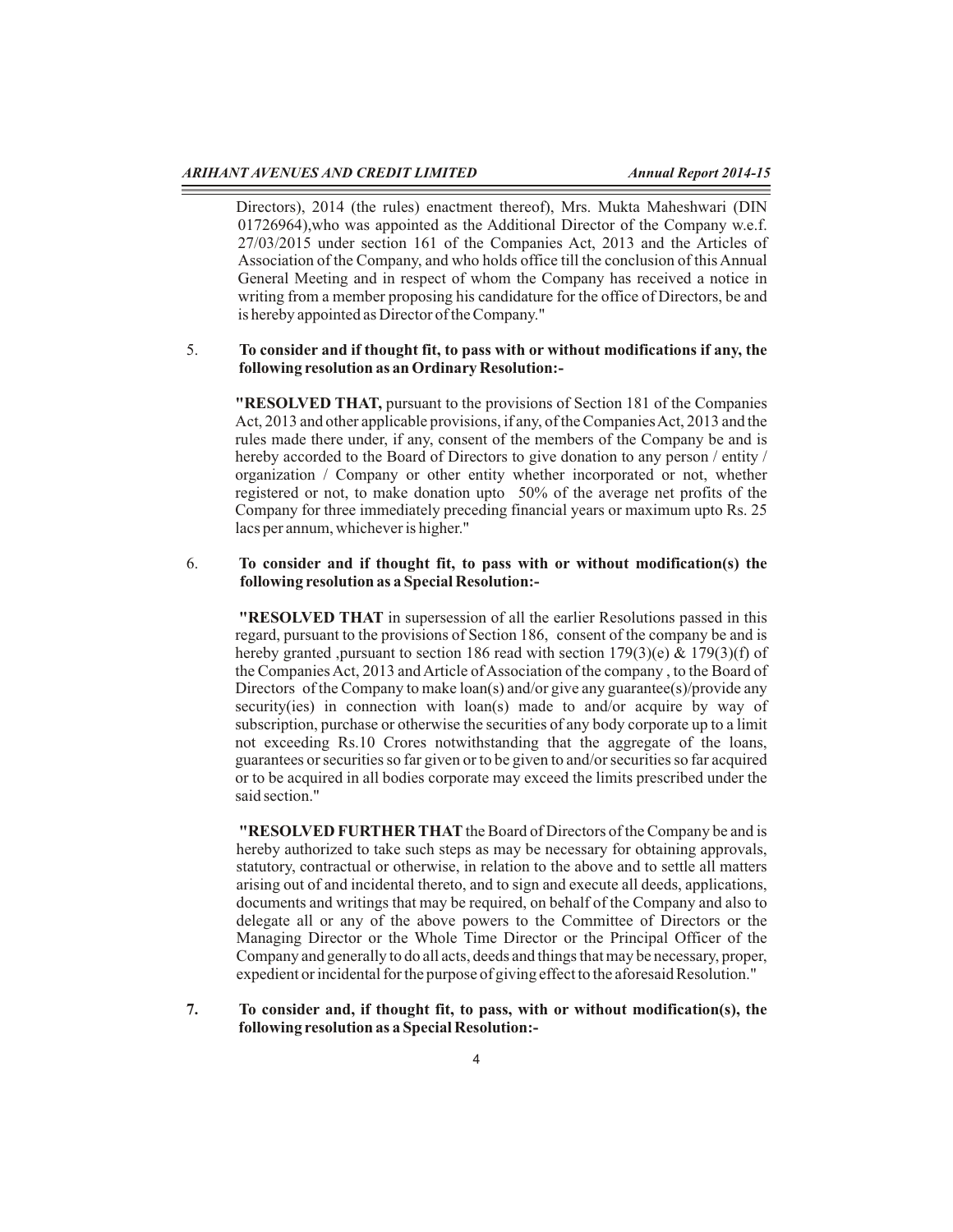Directors), 2014 (the rules) enactment thereof), Mrs. Mukta Maheshwari (DIN 01726964),who was appointed as the Additional Director of the Company w.e.f. 27/03/2015 under section 161 of the Companies Act, 2013 and the Articles of Association of the Company, and who holds office till the conclusion of this Annual General Meeting and in respect of whom the Company has received a notice in writing from a member proposing his candidature for the office of Directors, be and is hereby appointed as Director of the Company."

5. **To consider and if thought fit, to pass with or without modifications if any, the following resolution as an Ordinary Resolution:-**

   **"RESOLVED THAT,** pursuant to the provisions of Section 181 of the Companies Act, 2013 and other applicable provisions, if any, of the Companies Act, 2013 and the rules made there under, if any, consent of the members of the Company be and is hereby accorded to the Board of Directors to give donation to any person / entity / organization / Company or other entity whether incorporated or not, whether registered or not, to make donation upto 50% of the average net profits of the Company for three immediately preceding financial years or maximum upto Rs. 25 lacs per annum, whichever is higher."

6. **To consider and if thought fit, to pass with or without modification(s) the following resolution as a Special Resolution:-**

   **"RESOLVED THAT** in supersession of all the earlier Resolutions passed in this regard, pursuant to the provisions of Section 186, consent of the company be and is hereby granted ,pursuant to section 186 read with section 179(3)(e) & 179(3)(f) of the Companies Act, 2013 and Article of Association of the company , to the Board of Directors of the Company to make loan(s) and/or give any guarantee(s)/provide any security(ies) in connection with loan(s) made to and/or acquire by way of subscription, purchase or otherwise the securities of any body corporate up to a limit not exceeding Rs.10 Crores notwithstanding that the aggregate of the loans, guarantees or securities so far given or to be given to and/or securities so far acquired or to be acquired in all bodies corporate may exceed the limits prescribed under the said section."

   **"RESOLVED FURTHER THAT** the Board of Directors of the Company be and is hereby authorized to take such steps as may be necessary for obtaining approvals, statutory, contractual or otherwise, in relation to the above and to settle all matters arising out of and incidental thereto, and to sign and execute all deeds, applications, documents and writings that may be required, on behalf of the Company and also to delegate all or any of the above powers to the Committee of Directors or the Managing Director or the Whole Time Director or the Principal Officer of the Company and generally to do all acts, deeds and things that may be necessary, proper, expedient or incidental for the purpose of giving effect to the aforesaid Resolution."

7. **To consider and, if thought fit, to pass, with or without modification(s), the following resolution as a Special Resolution:-**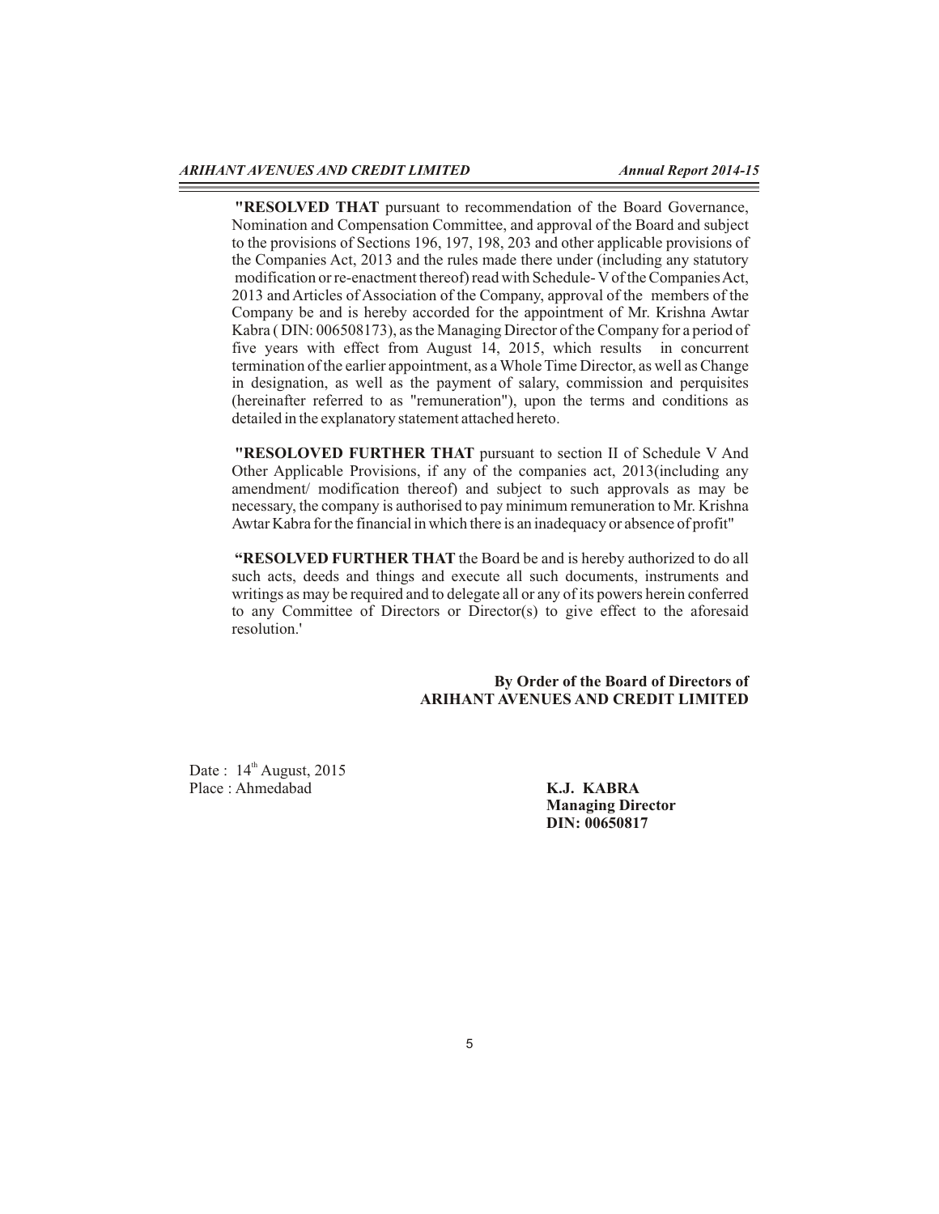**"RESOLVED THAT** pursuant to recommendation of the Board Governance, Nomination and Compensation Committee, and approval of the Board and subject to the provisions of Sections 196, 197, 198, 203 and other applicable provisions of the Companies Act, 2013 and the rules made there under (including any statutory modification or re-enactment thereof) read with Schedule- V of the Companies Act, 2013 and Articles of Association of the Company, approval of the members of the Company be and is hereby accorded for the appointment of Mr. Krishna Awtar Kabra ( DIN: 006508173), as the Managing Director of the Company for a period of five years with effect from August 14, 2015, which results in concurrent termination of the earlier appointment, as a Whole Time Director, as well as Change in designation, as well as the payment of salary, commission and perquisites (hereinafter referred to as "remuneration"), upon the terms and conditions as detailed in the explanatory statement attached hereto.

**"RESOLOVED FURTHER THAT** pursuant to section II of Schedule V And Other Applicable Provisions, if any of the companies act, 2013(including any amendment/ modification thereof) and subject to such approvals as may be necessary, the company is authorised to pay minimum remuneration to Mr. Krishna Awtar Kabra for the financial in which there is an inadequacy or absence of profit"

**"RESOLVED FURTHER THAT** the Board be and is hereby authorized to do all such acts, deeds and things and execute all such documents, instruments and writings as may be required and to delegate all or any of its powers herein conferred to any Committee of Directors or Director(s) to give effect to the aforesaid resolution.'

**By Order of the Board of Directors of**
**ARIHANT AVENUES AND CREDIT LIMITED**

Date : 14th August, 2015
Place : Ahmedabad

**K.J. KABRA**
**Managing Director**
**DIN: 00650817**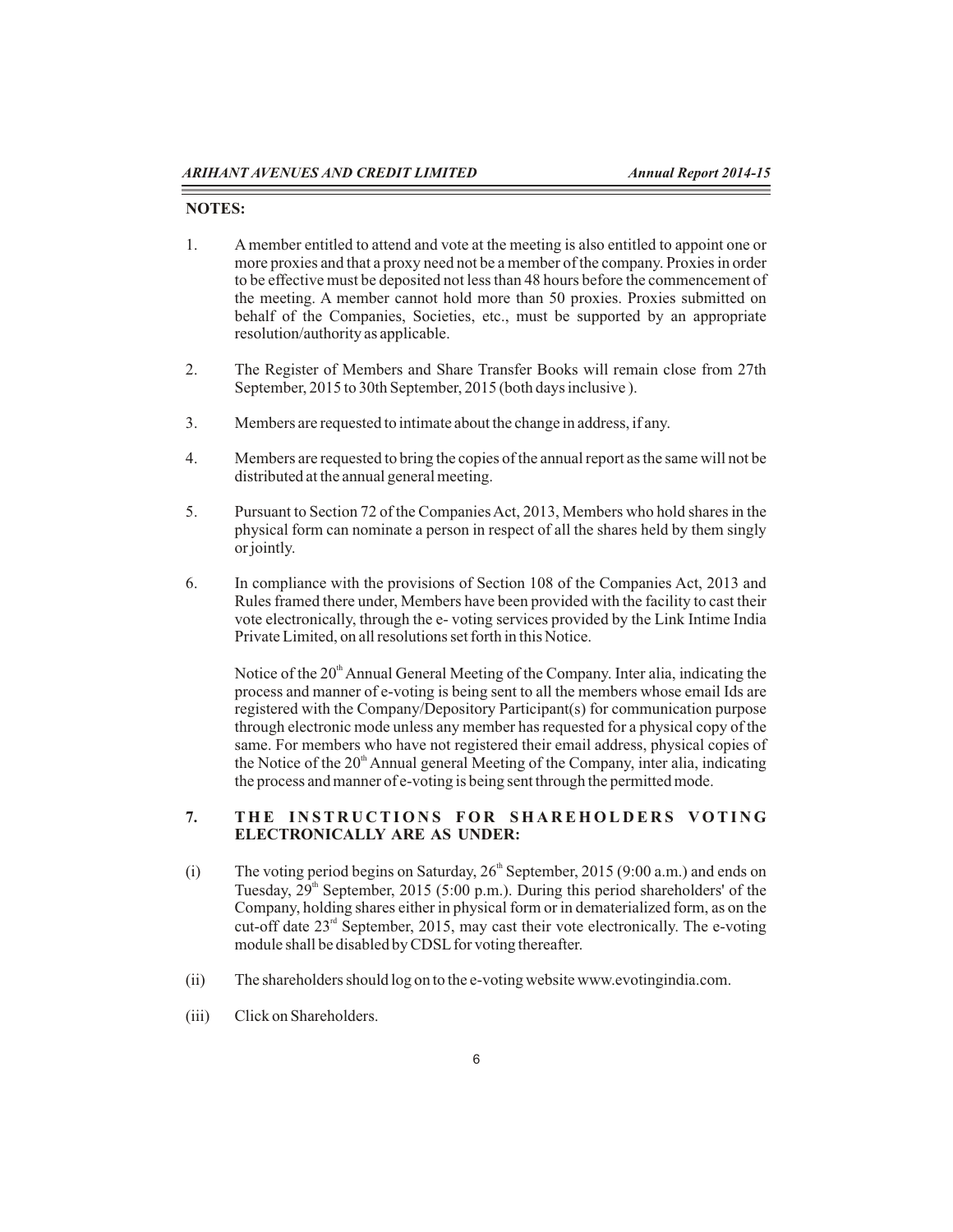**NOTES:**

1. A member entitled to attend and vote at the meeting is also entitled to appoint one or more proxies and that a proxy need not be a member of the company. Proxies in order to be effective must be deposited not less than 48 hours before the commencement of the meeting. A member cannot hold more than 50 proxies. Proxies submitted on behalf of the Companies, Societies, etc., must be supported by an appropriate resolution/authority as applicable.

2. The Register of Members and Share Transfer Books will remain close from 27th September, 2015 to 30th September, 2015 (both days inclusive ).

3. Members are requested to intimate about the change in address, if any.

4. Members are requested to bring the copies of the annual report as the same will not be distributed at the annual general meeting.

5. Pursuant to Section 72 of the Companies Act, 2013, Members who hold shares in the physical form can nominate a person in respect of all the shares held by them singly or jointly.

6. In compliance with the provisions of Section 108 of the Companies Act, 2013 and Rules framed there under, Members have been provided with the facility to cast their vote electronically, through the e- voting services provided by the Link Intime India Private Limited, on all resolutions set forth in this Notice.

   Notice of the 20th Annual General Meeting of the Company. Inter alia, indicating the process and manner of e-voting is being sent to all the members whose email Ids are registered with the Company/Depository Participant(s) for communication purpose through electronic mode unless any member has requested for a physical copy of the same. For members who have not registered their email address, physical copies of the Notice of the 20th Annual general Meeting of the Company, inter alia, indicating the process and manner of e-voting is being sent through the permitted mode.

**7. THE INSTRUCTIONS FOR SHAREHOLDERS VOTING ELECTRONICALLY ARE AS UNDER:**

(i) The voting period begins on Saturday, 26th September, 2015 (9:00 a.m.) and ends on Tuesday, 29th September, 2015 (5:00 p.m.). During this period shareholders' of the Company, holding shares either in physical form or in dematerialized form, as on the cut-off date 23rd September, 2015, may cast their vote electronically. The e-voting module shall be disabled by CDSL for voting thereafter.

(ii) The shareholders should log on to the e-voting website www.evotingindia.com.

(iii) Click on Shareholders.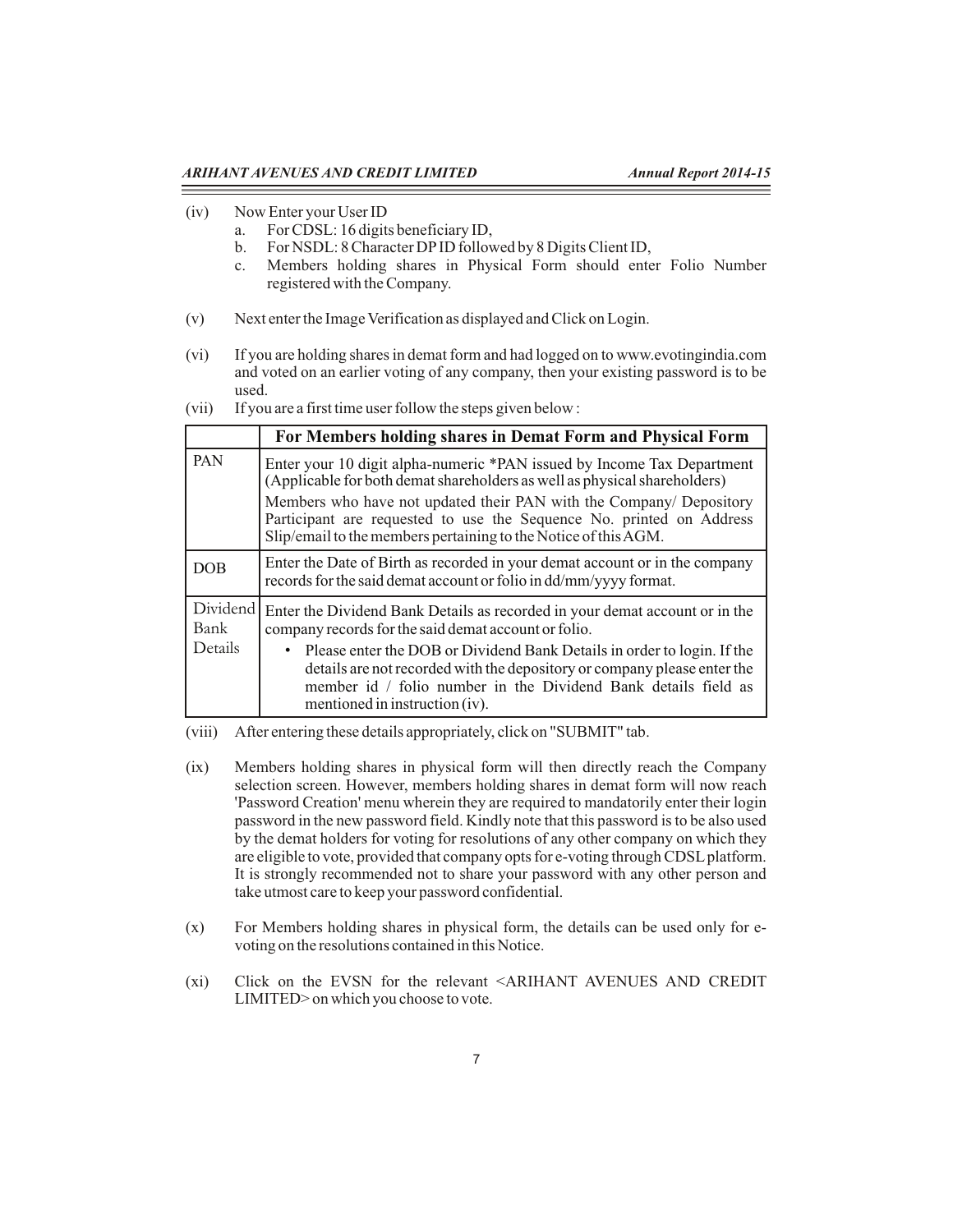(iv) Now Enter your User ID

a. For CDSL: 16 digits beneficiary ID,
b. For NSDL: 8 Character DP ID followed by 8 Digits Client ID,
c. Members holding shares in Physical Form should enter Folio Number registered with the Company.

(v) Next enter the Image Verification as displayed and Click on Login.

(vi) If you are holding shares in demat form and had logged on to www.evotingindia.com and voted on an earlier voting of any company, then your existing password is to be used.

(vii) If you are a first time user follow the steps given below :

| | For Members holding shares in Demat Form and Physical Form |
|---|---|
| PAN | Enter your 10 digit alpha-numeric *PAN issued by Income Tax Department (Applicable for both demat shareholders as well as physical shareholders)<br>Members who have not updated their PAN with the Company/ Depository Participant are requested to use the Sequence No. printed on Address Slip/email to the members pertaining to the Notice of this AGM. |
| DOB | Enter the Date of Birth as recorded in your demat account or in the company records for the said demat account or folio in dd/mm/yyyy format. |
| Dividend Bank Details | Enter the Dividend Bank Details as recorded in your demat account or in the company records for the said demat account or folio.<br>• Please enter the DOB or Dividend Bank Details in order to login. If the details are not recorded with the depository or company please enter the member id / folio number in the Dividend Bank details field as mentioned in instruction (iv). |

(viii) After entering these details appropriately, click on "SUBMIT" tab.

(ix) Members holding shares in physical form will then directly reach the Company selection screen. However, members holding shares in demat form will now reach 'Password Creation' menu wherein they are required to mandatorily enter their login password in the new password field. Kindly note that this password is to be also used by the demat holders for voting for resolutions of any other company on which they are eligible to vote, provided that company opts for e-voting through CDSL platform. It is strongly recommended not to share your password with any other person and take utmost care to keep your password confidential.

(x) For Members holding shares in physical form, the details can be used only for e-voting on the resolutions contained in this Notice.

(xi) Click on the EVSN for the relevant <ARIHANT AVENUES AND CREDIT LIMITED> on which you choose to vote.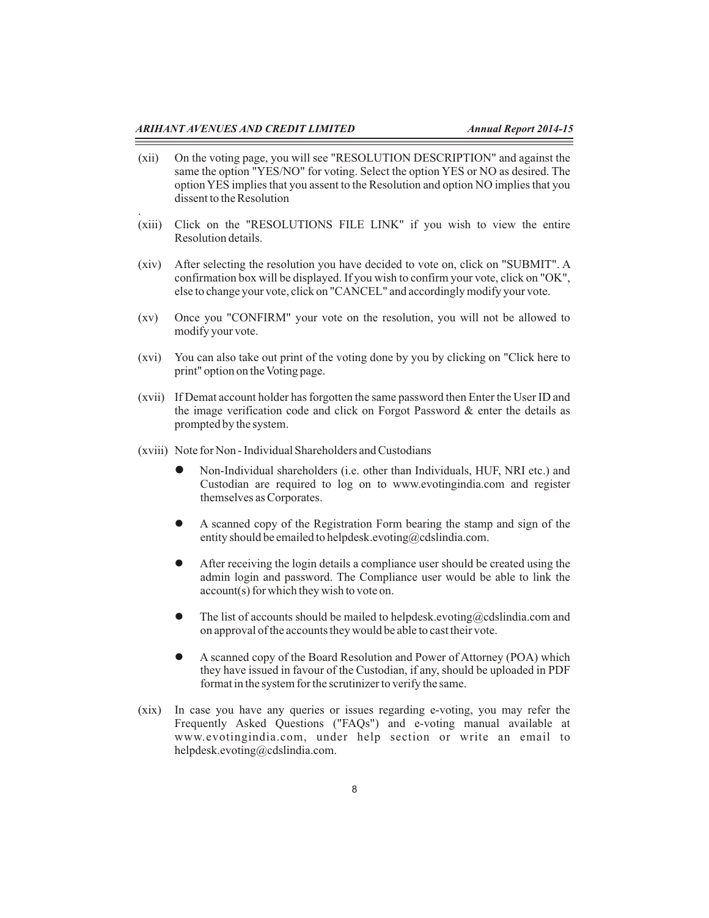(xii) On the voting page, you will see "RESOLUTION DESCRIPTION" and against the same the option "YES/NO" for voting. Select the option YES or NO as desired. The option YES implies that you assent to the Resolution and option NO implies that you dissent to the Resolution

.

(xiii) Click on the "RESOLUTIONS FILE LINK" if you wish to view the entire Resolution details.

(xiv) After selecting the resolution you have decided to vote on, click on "SUBMIT". A confirmation box will be displayed. If you wish to confirm your vote, click on "OK", else to change your vote, click on "CANCEL" and accordingly modify your vote.

(xv) Once you "CONFIRM" your vote on the resolution, you will not be allowed to modify your vote.

(xvi) You can also take out print of the voting done by you by clicking on "Click here to print" option on the Voting page.

(xvii) If Demat account holder has forgotten the same password then Enter the User ID and the image verification code and click on Forgot Password & enter the details as prompted by the system.

(xviii) Note for Non - Individual Shareholders and Custodians

- Non-Individual shareholders (i.e. other than Individuals, HUF, NRI etc.) and Custodian are required to log on to www.evotingindia.com and register themselves as Corporates.

- A scanned copy of the Registration Form bearing the stamp and sign of the entity should be emailed to helpdesk.evoting@cdslindia.com.

- After receiving the login details a compliance user should be created using the admin login and password. The Compliance user would be able to link the account(s) for which they wish to vote on.

- The list of accounts should be mailed to helpdesk.evoting@cdslindia.com and on approval of the accounts they would be able to cast their vote.

- A scanned copy of the Board Resolution and Power of Attorney (POA) which they have issued in favour of the Custodian, if any, should be uploaded in PDF format in the system for the scrutinizer to verify the same.

(xix) In case you have any queries or issues regarding e-voting, you may refer the Frequently Asked Questions ("FAQs") and e-voting manual available at www.evotingindia.com, under help section or write an email to helpdesk.evoting@cdslindia.com.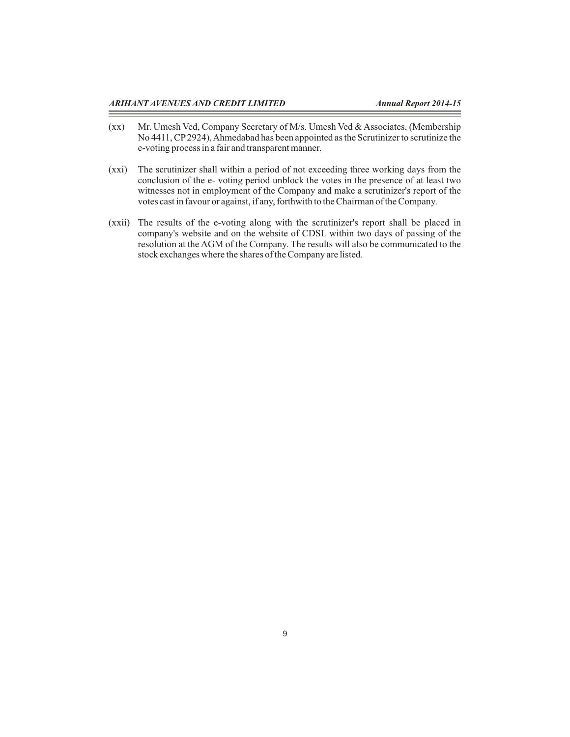(xx) Mr. Umesh Ved, Company Secretary of M/s. Umesh Ved & Associates, (Membership No 4411, CP 2924), Ahmedabad has been appointed as the Scrutinizer to scrutinize the e-voting process in a fair and transparent manner.

(xxi) The scrutinizer shall within a period of not exceeding three working days from the conclusion of the e- voting period unblock the votes in the presence of at least two witnesses not in employment of the Company and make a scrutinizer's report of the votes cast in favour or against, if any, forthwith to the Chairman of the Company.

(xxii) The results of the e-voting along with the scrutinizer's report shall be placed in company's website and on the website of CDSL within two days of passing of the resolution at the AGM of the Company. The results will also be communicated to the stock exchanges where the shares of the Company are listed.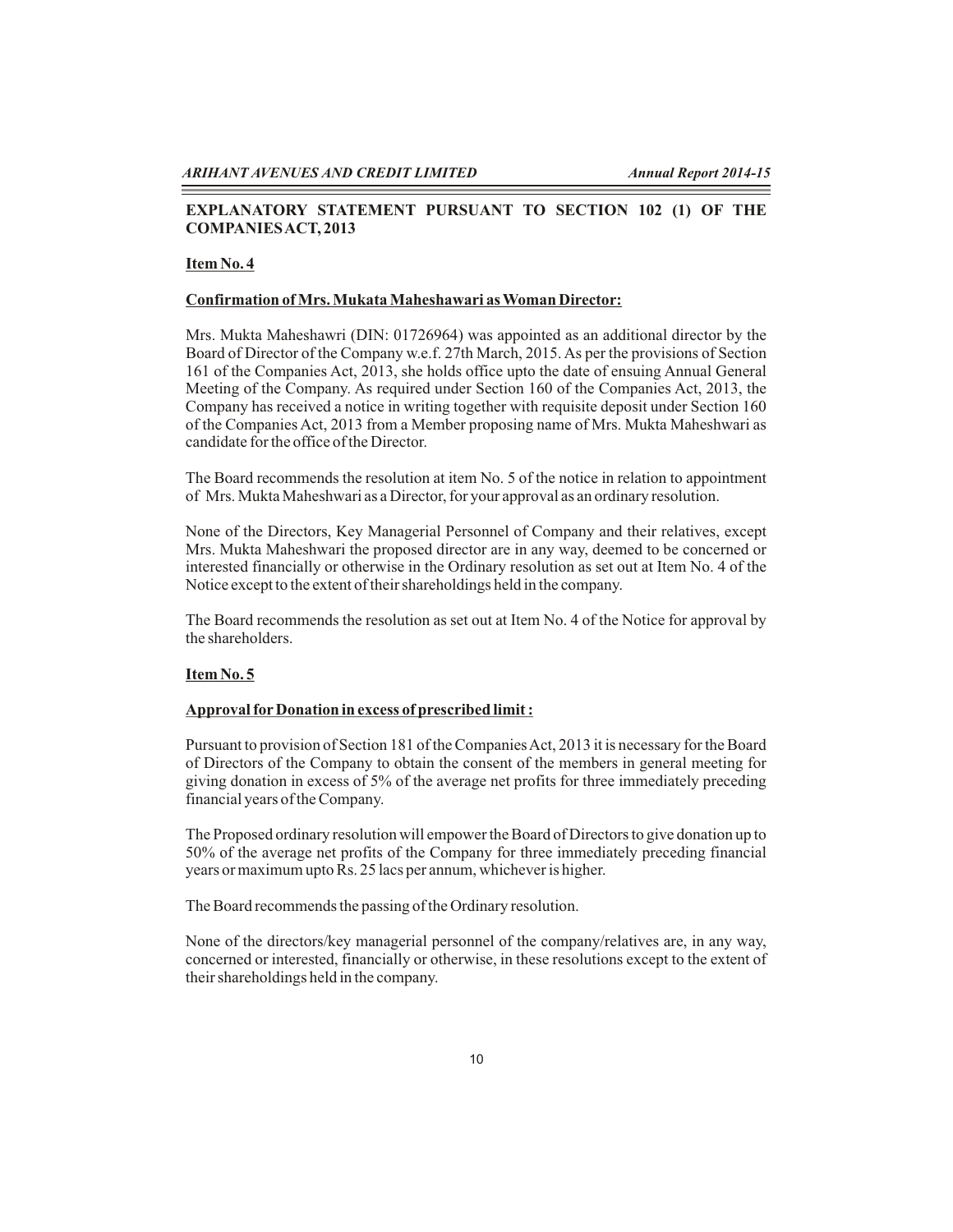## EXPLANATORY STATEMENT PURSUANT TO SECTION 102 (1) OF THE COMPANIES ACT, 2013

**Item No. 4**

**Confirmation of Mrs. Mukata Maheshawari as Woman Director:**

Mrs. Mukta Maheshawri (DIN: 01726964) was appointed as an additional director by the Board of Director of the Company w.e.f. 27th March, 2015. As per the provisions of Section 161 of the Companies Act, 2013, she holds office upto the date of ensuing Annual General Meeting of the Company. As required under Section 160 of the Companies Act, 2013, the Company has received a notice in writing together with requisite deposit under Section 160 of the Companies Act, 2013 from a Member proposing name of Mrs. Mukta Maheshwari as candidate for the office of the Director.

The Board recommends the resolution at item No. 5 of the notice in relation to appointment of Mrs. Mukta Maheshwari as a Director, for your approval as an ordinary resolution.

None of the Directors, Key Managerial Personnel of Company and their relatives, except Mrs. Mukta Maheshwari the proposed director are in any way, deemed to be concerned or interested financially or otherwise in the Ordinary resolution as set out at Item No. 4 of the Notice except to the extent of their shareholdings held in the company.

The Board recommends the resolution as set out at Item No. 4 of the Notice for approval by the shareholders.

**Item No. 5**

**Approval for Donation in excess of prescribed limit :**

Pursuant to provision of Section 181 of the Companies Act, 2013 it is necessary for the Board of Directors of the Company to obtain the consent of the members in general meeting for giving donation in excess of 5% of the average net profits for three immediately preceding financial years of the Company.

The Proposed ordinary resolution will empower the Board of Directors to give donation up to 50% of the average net profits of the Company for three immediately preceding financial years or maximum upto Rs. 25 lacs per annum, whichever is higher.

The Board recommends the passing of the Ordinary resolution.

None of the directors/key managerial personnel of the company/relatives are, in any way, concerned or interested, financially or otherwise, in these resolutions except to the extent of their shareholdings held in the company.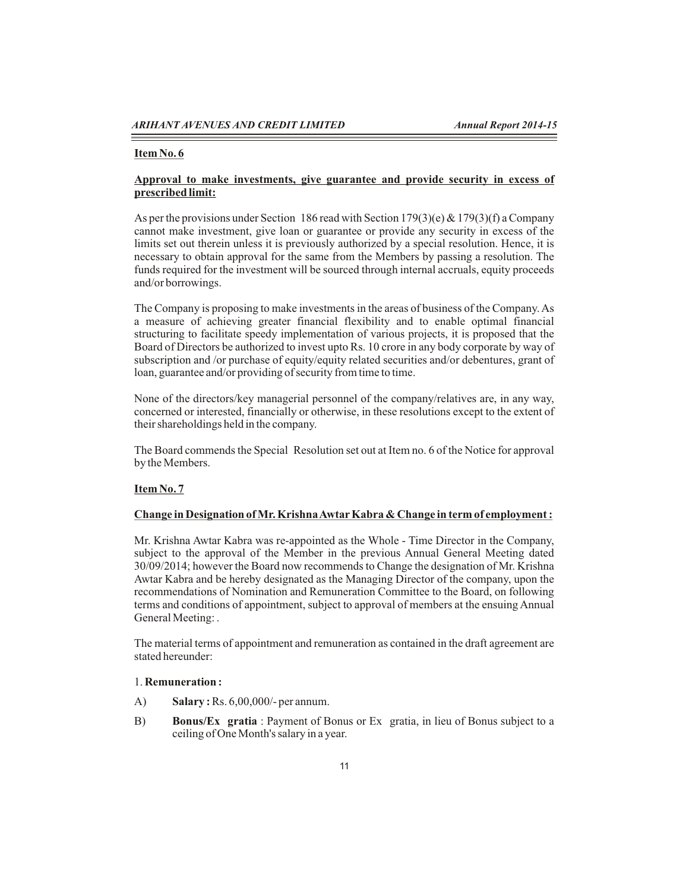**Item No. 6**

**Approval to make investments, give guarantee and provide security in excess of prescribed limit:**

As per the provisions under Section 186 read with Section 179(3)(e) & 179(3)(f) a Company cannot make investment, give loan or guarantee or provide any security in excess of the limits set out therein unless it is previously authorized by a special resolution. Hence, it is necessary to obtain approval for the same from the Members by passing a resolution. The funds required for the investment will be sourced through internal accruals, equity proceeds and/or borrowings.

The Company is proposing to make investments in the areas of business of the Company. As a measure of achieving greater financial flexibility and to enable optimal financial structuring to facilitate speedy implementation of various projects, it is proposed that the Board of Directors be authorized to invest upto Rs. 10 crore in any body corporate by way of subscription and /or purchase of equity/equity related securities and/or debentures, grant of loan, guarantee and/or providing of security from time to time.

None of the directors/key managerial personnel of the company/relatives are, in any way, concerned or interested, financially or otherwise, in these resolutions except to the extent of their shareholdings held in the company.

The Board commends the Special Resolution set out at Item no. 6 of the Notice for approval by the Members.

**Item No. 7**

**Change in Designation of Mr. Krishna Awtar Kabra & Change in term of employment :**

Mr. Krishna Awtar Kabra was re-appointed as the Whole - Time Director in the Company, subject to the approval of the Member in the previous Annual General Meeting dated 30/09/2014; however the Board now recommends to Change the designation of Mr. Krishna Awtar Kabra and be hereby designated as the Managing Director of the company, upon the recommendations of Nomination and Remuneration Committee to the Board, on following terms and conditions of appointment, subject to approval of members at the ensuing Annual General Meeting: .

The material terms of appointment and remuneration as contained in the draft agreement are stated hereunder:

1. **Remuneration :**

A) **Salary :** Rs. 6,00,000/- per annum.

B) **Bonus/Ex gratia** : Payment of Bonus or Ex gratia, in lieu of Bonus subject to a ceiling of One Month's salary in a year.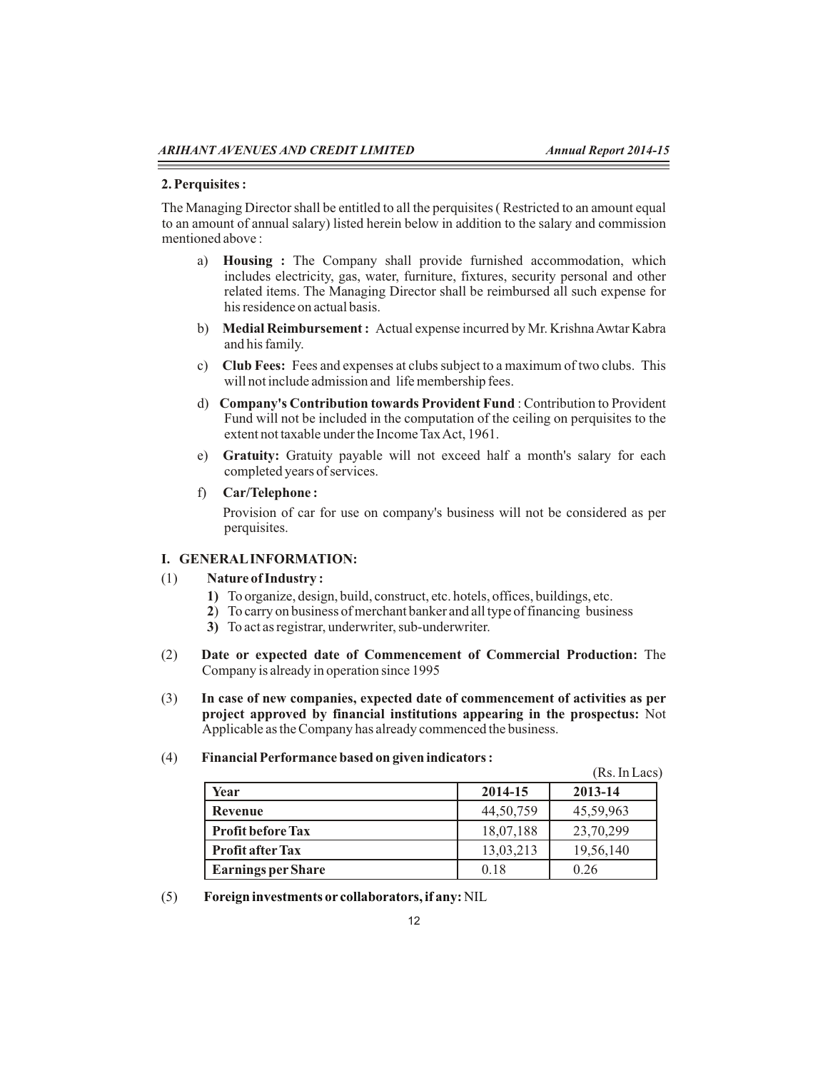**2. Perquisites :**

The Managing Director shall be entitled to all the perquisites ( Restricted to an amount equal to an amount of annual salary) listed herein below in addition to the salary and commission mentioned above :

a) **Housing :** The Company shall provide furnished accommodation, which includes electricity, gas, water, furniture, fixtures, security personal and other related items. The Managing Director shall be reimbursed all such expense for his residence on actual basis.

b) **Medial Reimbursement :** Actual expense incurred by Mr. Krishna Awtar Kabra and his family.

c) **Club Fees:** Fees and expenses at clubs subject to a maximum of two clubs. This will not include admission and life membership fees.

d) **Company's Contribution towards Provident Fund** : Contribution to Provident Fund will not be included in the computation of the ceiling on perquisites to the extent not taxable under the Income Tax Act, 1961.

e) **Gratuity:** Gratuity payable will not exceed half a month's salary for each completed years of services.

f) **Car/Telephone :**

Provision of car for use on company's business will not be considered as per perquisites.

**I. GENERAL INFORMATION:**

(1) **Nature of Industry :**

**1)** To organize, design, build, construct, etc. hotels, offices, buildings, etc.
**2**) To carry on business of merchant banker and all type of financing business
**3)** To act as registrar, underwriter, sub-underwriter.

(2) **Date or expected date of Commencement of Commercial Production:** The Company is already in operation since 1995

(3) **In case of new companies, expected date of commencement of activities as per project approved by financial institutions appearing in the prospectus:** Not Applicable as the Company has already commenced the business.

(4) **Financial Performance based on given indicators :**

(Rs. In Lacs)

| Year | 2014-15 | 2013-14 |
|---|---|---|
| Revenue | 44,50,759 | 45,59,963 |
| Profit before Tax | 18,07,188 | 23,70,299 |
| Profit after Tax | 13,03,213 | 19,56,140 |
| Earnings per Share | 0.18 | 0.26 |

(5) **Foreign investments or collaborators, if any:** NIL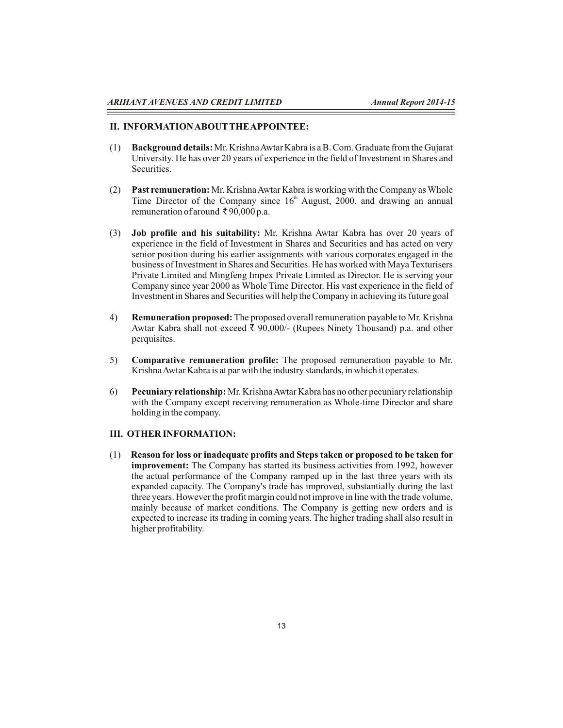## II. INFORMATION ABOUT THE APPOINTEE:

(1) **Background details:** Mr. Krishna Awtar Kabra is a B. Com. Graduate from the Gujarat University. He has over 20 years of experience in the field of Investment in Shares and Securities.

(2) **Past remuneration:** Mr. Krishna Awtar Kabra is working with the Company as Whole Time Director of the Company since 16th August, 2000, and drawing an annual remuneration of around ₹ 90,000 p.a.

(3) **Job profile and his suitability:** Mr. Krishna Awtar Kabra has over 20 years of experience in the field of Investment in Shares and Securities and has acted on very senior position during his earlier assignments with various corporates engaged in the business of Investment in Shares and Securities. He has worked with Maya Texturisers Private Limited and Mingfeng Impex Private Limited as Director. He is serving your Company since year 2000 as Whole Time Director. His vast experience in the field of Investment in Shares and Securities will help the Company in achieving its future goal

4) **Remuneration proposed:** The proposed overall remuneration payable to Mr. Krishna Awtar Kabra shall not exceed ₹ 90,000/- (Rupees Ninety Thousand) p.a. and other perquisites.

5) **Comparative remuneration profile:** The proposed remuneration payable to Mr. Krishna Awtar Kabra is at par with the industry standards, in which it operates.

6) **Pecuniary relationship:** Mr. Krishna Awtar Kabra has no other pecuniary relationship with the Company except receiving remuneration as Whole-time Director and share holding in the company.

## III. OTHER INFORMATION:

(1) **Reason for loss or inadequate profits and Steps taken or proposed to be taken for improvement:** The Company has started its business activities from 1992, however the actual performance of the Company ramped up in the last three years with its expanded capacity. The Company's trade has improved, substantially during the last three years. However the profit margin could not improve in line with the trade volume, mainly because of market conditions. The Company is getting new orders and is expected to increase its trading in coming years. The higher trading shall also result in higher profitability.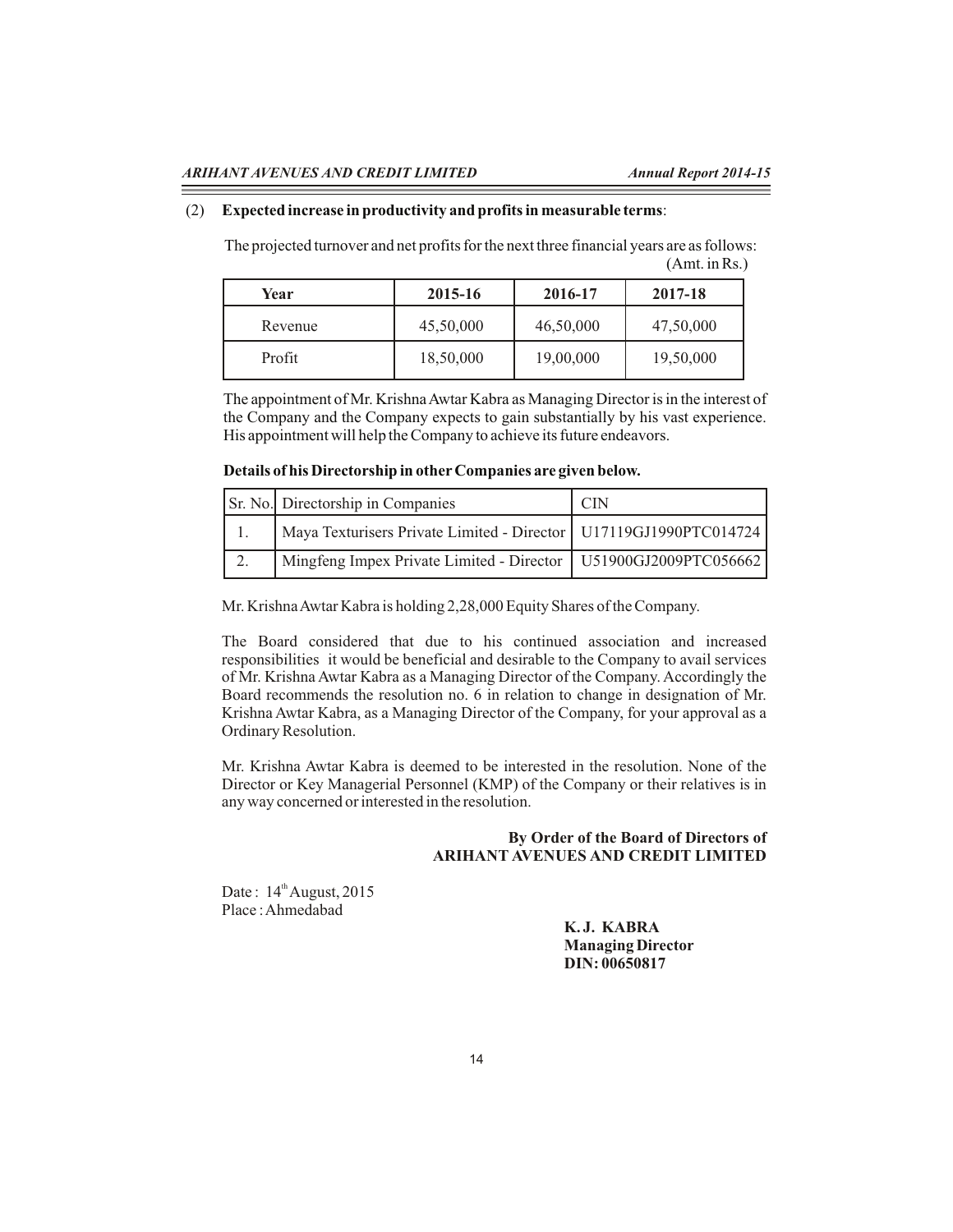(2) **Expected increase in productivity and profits in measurable terms**:

The projected turnover and net profits for the next three financial years are as follows:

(Amt. in Rs.)

| Year | 2015-16 | 2016-17 | 2017-18 |
|---|---|---|---|
| Revenue | 45,50,000 | 46,50,000 | 47,50,000 |
| Profit | 18,50,000 | 19,00,000 | 19,50,000 |

The appointment of Mr. Krishna Awtar Kabra as Managing Director is in the interest of the Company and the Company expects to gain substantially by his vast experience. His appointment will help the Company to achieve its future endeavors.

**Details of his Directorship in other Companies are given below.**

| Sr. No. | Directorship in Companies | CIN |
|---|---|---|
| 1. | Maya Texturisers Private Limited - Director | U17119GJ1990PTC014724 |
| 2. | Mingfeng Impex Private Limited - Director | U51900GJ2009PTC056662 |

Mr. Krishna Awtar Kabra is holding 2,28,000 Equity Shares of the Company.

The Board considered that due to his continued association and increased responsibilities it would be beneficial and desirable to the Company to avail services of Mr. Krishna Awtar Kabra as a Managing Director of the Company. Accordingly the Board recommends the resolution no. 6 in relation to change in designation of Mr. Krishna Awtar Kabra, as a Managing Director of the Company, for your approval as a Ordinary Resolution.

Mr. Krishna Awtar Kabra is deemed to be interested in the resolution. None of the Director or Key Managerial Personnel (KMP) of the Company or their relatives is in any way concerned or interested in the resolution.

**By Order of the Board of Directors of**
**ARIHANT AVENUES AND CREDIT LIMITED**

Date : 14th August, 2015
Place : Ahmedabad

**K. J. KABRA**
**Managing Director**
**DIN: 00650817**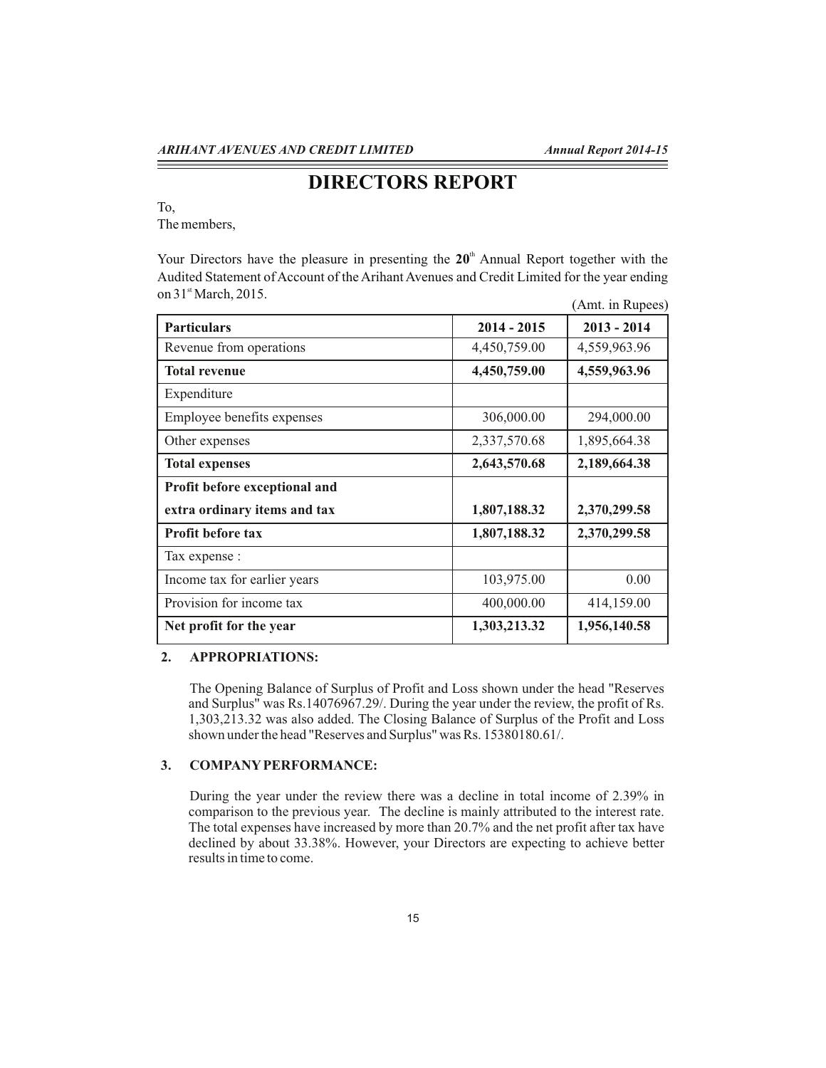# DIRECTORS REPORT

To,
The members,

Your Directors have the pleasure in presenting the **20**th Annual Report together with the Audited Statement of Account of the Arihant Avenues and Credit Limited for the year ending on 31st March, 2015.

(Amt. in Rupees)

| **Particulars** | **2014 - 2015** | **2013 - 2014** |
|---|---|---|
| Revenue from operations | 4,450,759.00 | 4,559,963.96 |
| **Total revenue** | **4,450,759.00** | **4,559,963.96** |
| Expenditure | | |
| Employee benefits expenses | 306,000.00 | 294,000.00 |
| Other expenses | 2,337,570.68 | 1,895,664.38 |
| **Total expenses** | **2,643,570.68** | **2,189,664.38** |
| **Profit before exceptional and extra ordinary items and tax** | **1,807,188.32** | **2,370,299.58** |
| **Profit before tax** | **1,807,188.32** | **2,370,299.58** |
| Tax expense : | | |
| Income tax for earlier years | 103,975.00 | 0.00 |
| Provision for income tax | 400,000.00 | 414,159.00 |
| **Net profit for the year** | **1,303,213.32** | **1,956,140.58** |

**2. APPROPRIATIONS:**

The Opening Balance of Surplus of Profit and Loss shown under the head "Reserves and Surplus" was Rs.14076967.29/. During the year under the review, the profit of Rs. 1,303,213.32 was also added. The Closing Balance of Surplus of the Profit and Loss shown under the head "Reserves and Surplus" was Rs. 15380180.61/.

**3. COMPANY PERFORMANCE:**

During the year under the review there was a decline in total income of 2.39% in comparison to the previous year. The decline is mainly attributed to the interest rate. The total expenses have increased by more than 20.7% and the net profit after tax have declined by about 33.38%. However, your Directors are expecting to achieve better results in time to come.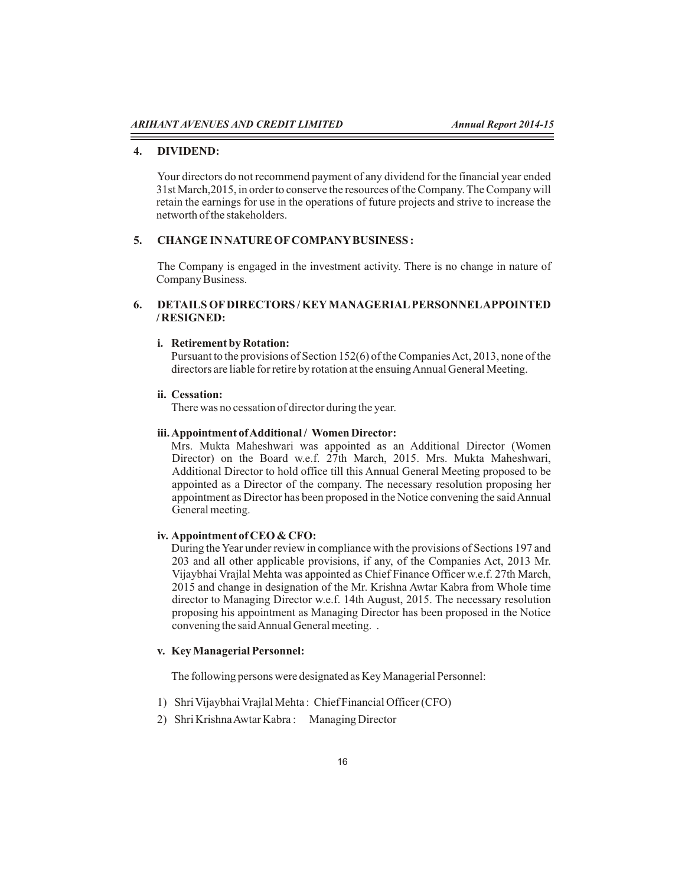## 4. DIVIDEND:

Your directors do not recommend payment of any dividend for the financial year ended 31st March,2015, in order to conserve the resources of the Company. The Company will retain the earnings for use in the operations of future projects and strive to increase the networth of the stakeholders.

## 5. CHANGE IN NATURE OF COMPANY BUSINESS :

The Company is engaged in the investment activity. There is no change in nature of Company Business.

## 6. DETAILS OF DIRECTORS / KEY MANAGERIAL PERSONNEL APPOINTED / RESIGNED:

**i. Retirement by Rotation:**

Pursuant to the provisions of Section 152(6) of the Companies Act, 2013, none of the directors are liable for retire by rotation at the ensuing Annual General Meeting.

**ii. Cessation:**

There was no cessation of director during the year.

**iii. Appointment of Additional / Women Director:**

Mrs. Mukta Maheshwari was appointed as an Additional Director (Women Director) on the Board w.e.f. 27th March, 2015. Mrs. Mukta Maheshwari, Additional Director to hold office till this Annual General Meeting proposed to be appointed as a Director of the company. The necessary resolution proposing her appointment as Director has been proposed in the Notice convening the said Annual General meeting.

**iv. Appointment of CEO & CFO:**

During the Year under review in compliance with the provisions of Sections 197 and 203 and all other applicable provisions, if any, of the Companies Act, 2013 Mr. Vijaybhai Vrajlal Mehta was appointed as Chief Finance Officer w.e.f. 27th March, 2015 and change in designation of the Mr. Krishna Awtar Kabra from Whole time director to Managing Director w.e.f. 14th August, 2015. The necessary resolution proposing his appointment as Managing Director has been proposed in the Notice convening the said Annual General meeting. .

**v. Key Managerial Personnel:**

The following persons were designated as Key Managerial Personnel:

1) Shri Vijaybhai Vrajlal Mehta : Chief Financial Officer (CFO)
2) Shri Krishna Awtar Kabra : Managing Director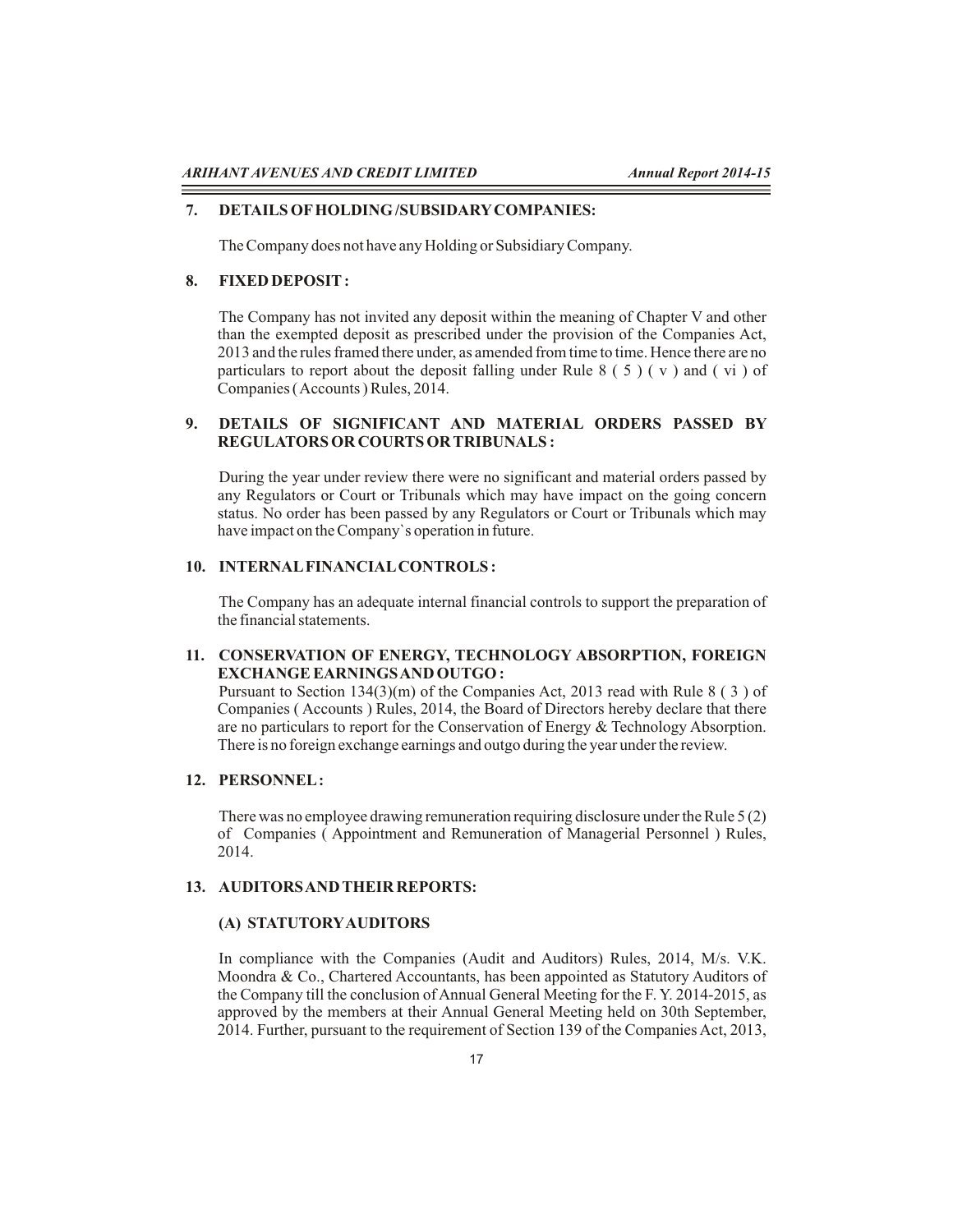## 7. DETAILS OF HOLDING /SUBSIDARY COMPANIES:

The Company does not have any Holding or Subsidiary Company.

## 8. FIXED DEPOSIT :

The Company has not invited any deposit within the meaning of Chapter V and other than the exempted deposit as prescribed under the provision of the Companies Act, 2013 and the rules framed there under, as amended from time to time. Hence there are no particulars to report about the deposit falling under Rule 8 ( 5 ) ( v ) and ( vi ) of Companies ( Accounts ) Rules, 2014.

## 9. DETAILS OF SIGNIFICANT AND MATERIAL ORDERS PASSED BY REGULATORS OR COURTS OR TRIBUNALS :

During the year under review there were no significant and material orders passed by any Regulators or Court or Tribunals which may have impact on the going concern status. No order has been passed by any Regulators or Court or Tribunals which may have impact on the Company`s operation in future.

## 10. INTERNAL FINANCIAL CONTROLS :

The Company has an adequate internal financial controls to support the preparation of the financial statements.

## 11. CONSERVATION OF ENERGY, TECHNOLOGY ABSORPTION, FOREIGN EXCHANGE EARNINGS AND OUTGO :

Pursuant to Section 134(3)(m) of the Companies Act, 2013 read with Rule 8 ( 3 ) of Companies ( Accounts ) Rules, 2014, the Board of Directors hereby declare that there are no particulars to report for the Conservation of Energy & Technology Absorption. There is no foreign exchange earnings and outgo during the year under the review.

## 12. PERSONNEL :

There was no employee drawing remuneration requiring disclosure under the Rule 5 (2) of Companies ( Appointment and Remuneration of Managerial Personnel ) Rules, 2014.

## 13. AUDITORS AND THEIR REPORTS:

### (A) STATUTORY AUDITORS

In compliance with the Companies (Audit and Auditors) Rules, 2014, M/s. V.K. Moondra & Co., Chartered Accountants, has been appointed as Statutory Auditors of the Company till the conclusion of Annual General Meeting for the F. Y. 2014-2015, as approved by the members at their Annual General Meeting held on 30th September, 2014. Further, pursuant to the requirement of Section 139 of the Companies Act, 2013,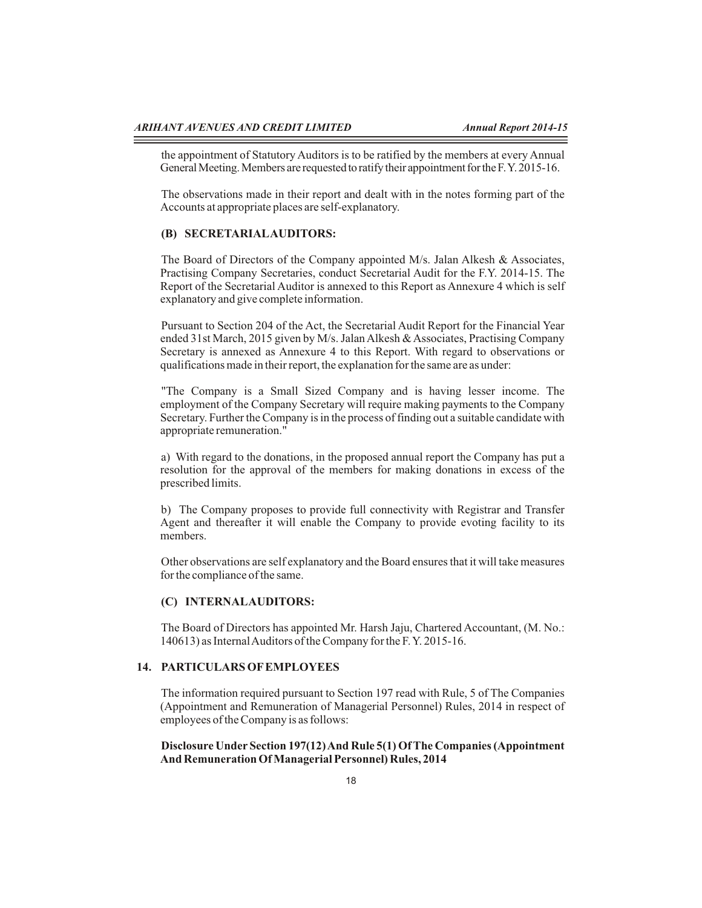the appointment of Statutory Auditors is to be ratified by the members at every Annual General Meeting. Members are requested to ratify their appointment for the F. Y. 2015-16.

The observations made in their report and dealt with in the notes forming part of the Accounts at appropriate places are self-explanatory.

### (B) SECRETARIAL AUDITORS:

The Board of Directors of the Company appointed M/s. Jalan Alkesh & Associates, Practising Company Secretaries, conduct Secretarial Audit for the F.Y. 2014-15. The Report of the Secretarial Auditor is annexed to this Report as Annexure 4 which is self explanatory and give complete information.

Pursuant to Section 204 of the Act, the Secretarial Audit Report for the Financial Year ended 31st March, 2015 given by M/s. Jalan Alkesh & Associates, Practising Company Secretary is annexed as Annexure 4 to this Report. With regard to observations or qualifications made in their report, the explanation for the same are as under:

"The Company is a Small Sized Company and is having lesser income. The employment of the Company Secretary will require making payments to the Company Secretary. Further the Company is in the process of finding out a suitable candidate with appropriate remuneration."

a) With regard to the donations, in the proposed annual report the Company has put a resolution for the approval of the members for making donations in excess of the prescribed limits.

b) The Company proposes to provide full connectivity with Registrar and Transfer Agent and thereafter it will enable the Company to provide evoting facility to its members.

Other observations are self explanatory and the Board ensures that it will take measures for the compliance of the same.

### (C) INTERNAL AUDITORS:

The Board of Directors has appointed Mr. Harsh Jaju, Chartered Accountant, (M. No.: 140613) as Internal Auditors of the Company for the F. Y. 2015-16.

## 14. PARTICULARS OF EMPLOYEES

The information required pursuant to Section 197 read with Rule, 5 of The Companies (Appointment and Remuneration of Managerial Personnel) Rules, 2014 in respect of employees of the Company is as follows:

**Disclosure Under Section 197(12) And Rule 5(1) Of The Companies (Appointment And Remuneration Of Managerial Personnel) Rules, 2014**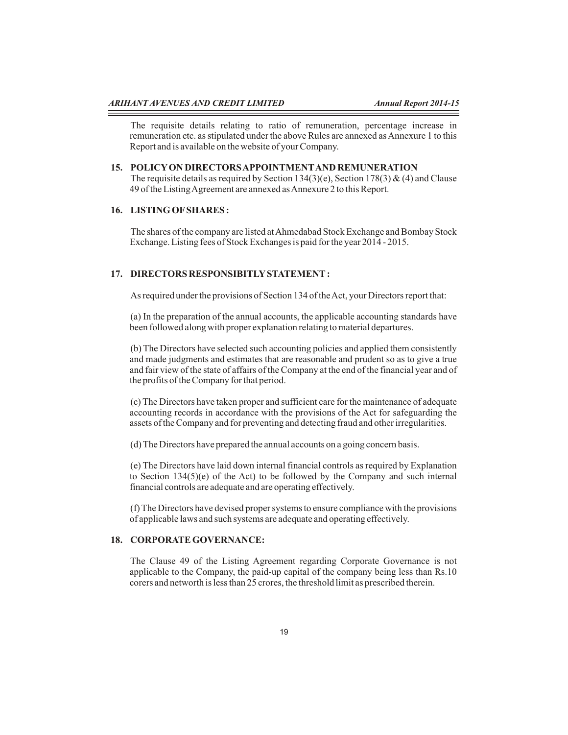The requisite details relating to ratio of remuneration, percentage increase in remuneration etc. as stipulated under the above Rules are annexed as Annexure 1 to this Report and is available on the website of your Company.

## 15. POLICY ON DIRECTORS APPOINTMENT AND REMUNERATION

The requisite details as required by Section 134(3)(e), Section 178(3) & (4) and Clause 49 of the Listing Agreement are annexed as Annexure 2 to this Report.

## 16. LISTING OF SHARES :

The shares of the company are listed at Ahmedabad Stock Exchange and Bombay Stock Exchange. Listing fees of Stock Exchanges is paid for the year 2014 - 2015.

## 17. DIRECTORS RESPONSIBITLY STATEMENT :

As required under the provisions of Section 134 of the Act, your Directors report that:

(a) In the preparation of the annual accounts, the applicable accounting standards have been followed along with proper explanation relating to material departures.

(b) The Directors have selected such accounting policies and applied them consistently and made judgments and estimates that are reasonable and prudent so as to give a true and fair view of the state of affairs of the Company at the end of the financial year and of the profits of the Company for that period.

(c) The Directors have taken proper and sufficient care for the maintenance of adequate accounting records in accordance with the provisions of the Act for safeguarding the assets of the Company and for preventing and detecting fraud and other irregularities.

(d) The Directors have prepared the annual accounts on a going concern basis.

(e) The Directors have laid down internal financial controls as required by Explanation to Section 134(5)(e) of the Act) to be followed by the Company and such internal financial controls are adequate and are operating effectively.

(f) The Directors have devised proper systems to ensure compliance with the provisions of applicable laws and such systems are adequate and operating effectively.

## 18. CORPORATE GOVERNANCE:

The Clause 49 of the Listing Agreement regarding Corporate Governance is not applicable to the Company, the paid-up capital of the company being less than Rs.10 corers and networth is less than 25 crores, the threshold limit as prescribed therein.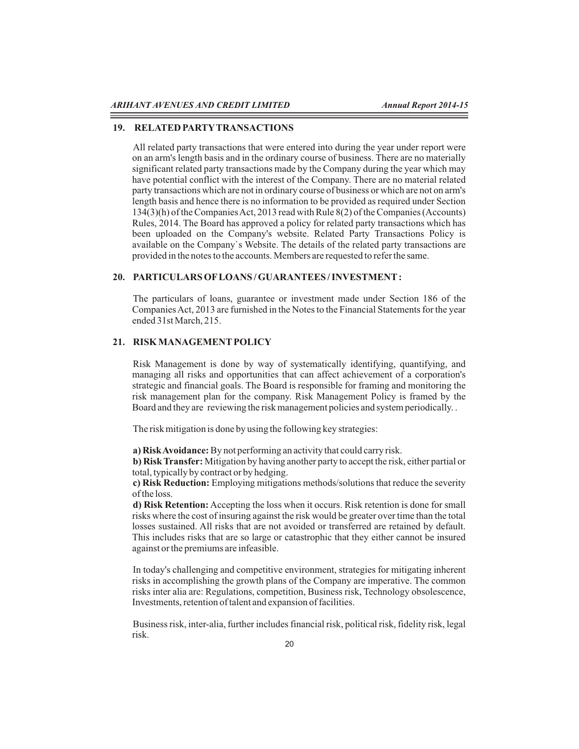## 19. RELATED PARTY TRANSACTIONS

All related party transactions that were entered into during the year under report were on an arm's length basis and in the ordinary course of business. There are no materially significant related party transactions made by the Company during the year which may have potential conflict with the interest of the Company. There are no material related party transactions which are not in ordinary course of business or which are not on arm's length basis and hence there is no information to be provided as required under Section 134(3)(h) of the Companies Act, 2013 read with Rule 8(2) of the Companies (Accounts) Rules, 2014. The Board has approved a policy for related party transactions which has been uploaded on the Company's website. Related Party Transactions Policy is available on the Company`s Website. The details of the related party transactions are provided in the notes to the accounts. Members are requested to refer the same.

## 20. PARTICULARS OF LOANS / GUARANTEES / INVESTMENT :

The particulars of loans, guarantee or investment made under Section 186 of the Companies Act, 2013 are furnished in the Notes to the Financial Statements for the year ended 31st March, 215.

## 21. RISK MANAGEMENT POLICY

Risk Management is done by way of systematically identifying, quantifying, and managing all risks and opportunities that can affect achievement of a corporation's strategic and financial goals. The Board is responsible for framing and monitoring the risk management plan for the company. Risk Management Policy is framed by the Board and they are reviewing the risk management policies and system periodically. .

The risk mitigation is done by using the following key strategies:

**a) Risk Avoidance:** By not performing an activity that could carry risk.
**b) Risk Transfer:** Mitigation by having another party to accept the risk, either partial or total, typically by contract or by hedging.
**c) Risk Reduction:** Employing mitigations methods/solutions that reduce the severity of the loss.
**d) Risk Retention:** Accepting the loss when it occurs. Risk retention is done for small risks where the cost of insuring against the risk would be greater over time than the total losses sustained. All risks that are not avoided or transferred are retained by default. This includes risks that are so large or catastrophic that they either cannot be insured against or the premiums are infeasible.

In today's challenging and competitive environment, strategies for mitigating inherent risks in accomplishing the growth plans of the Company are imperative. The common risks inter alia are: Regulations, competition, Business risk, Technology obsolescence, Investments, retention of talent and expansion of facilities.

Business risk, inter-alia, further includes financial risk, political risk, fidelity risk, legal risk.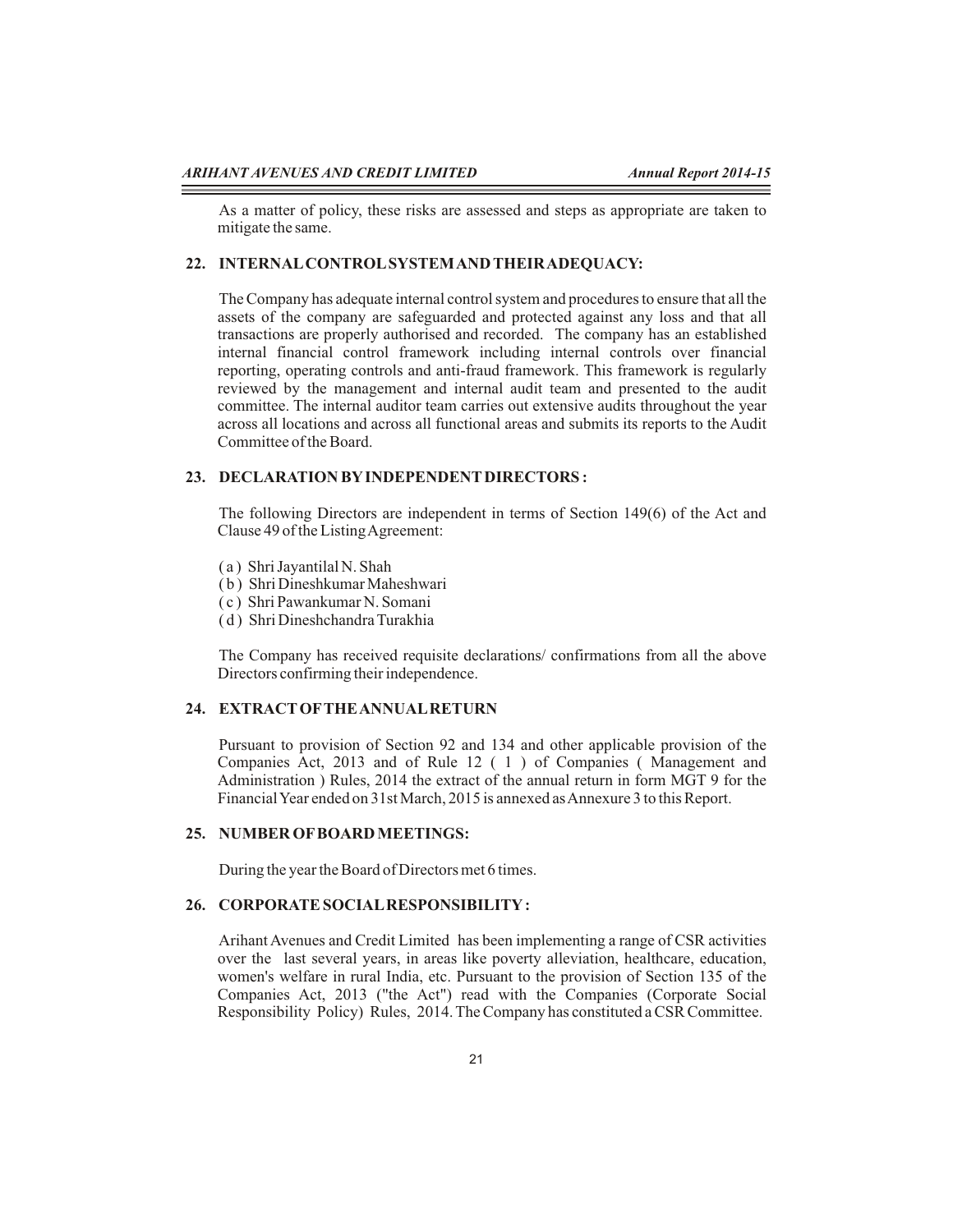As a matter of policy, these risks are assessed and steps as appropriate are taken to mitigate the same.

## 22. INTERNAL CONTROL SYSTEM AND THEIR ADEQUACY:

The Company has adequate internal control system and procedures to ensure that all the assets of the company are safeguarded and protected against any loss and that all transactions are properly authorised and recorded. The company has an established internal financial control framework including internal controls over financial reporting, operating controls and anti-fraud framework. This framework is regularly reviewed by the management and internal audit team and presented to the audit committee. The internal auditor team carries out extensive audits throughout the year across all locations and across all functional areas and submits its reports to the Audit Committee of the Board.

## 23. DECLARATION BY INDEPENDENT DIRECTORS :

The following Directors are independent in terms of Section 149(6) of the Act and Clause 49 of the Listing Agreement:

( a ) Shri Jayantilal N. Shah
( b ) Shri Dineshkumar Maheshwari
( c ) Shri Pawankumar N. Somani
( d ) Shri Dineshchandra Turakhia

The Company has received requisite declarations/ confirmations from all the above Directors confirming their independence.

## 24. EXTRACT OF THE ANNUAL RETURN

Pursuant to provision of Section 92 and 134 and other applicable provision of the Companies Act, 2013 and of Rule 12 ( 1 ) of Companies ( Management and Administration ) Rules, 2014 the extract of the annual return in form MGT 9 for the Financial Year ended on 31st March, 2015 is annexed as Annexure 3 to this Report.

## 25. NUMBER OF BOARD MEETINGS:

During the year the Board of Directors met 6 times.

## 26. CORPORATE SOCIAL RESPONSIBILITY :

Arihant Avenues and Credit Limited has been implementing a range of CSR activities over the last several years, in areas like poverty alleviation, healthcare, education, women's welfare in rural India, etc. Pursuant to the provision of Section 135 of the Companies Act, 2013 ("the Act") read with the Companies (Corporate Social Responsibility Policy) Rules, 2014. The Company has constituted a CSR Committee.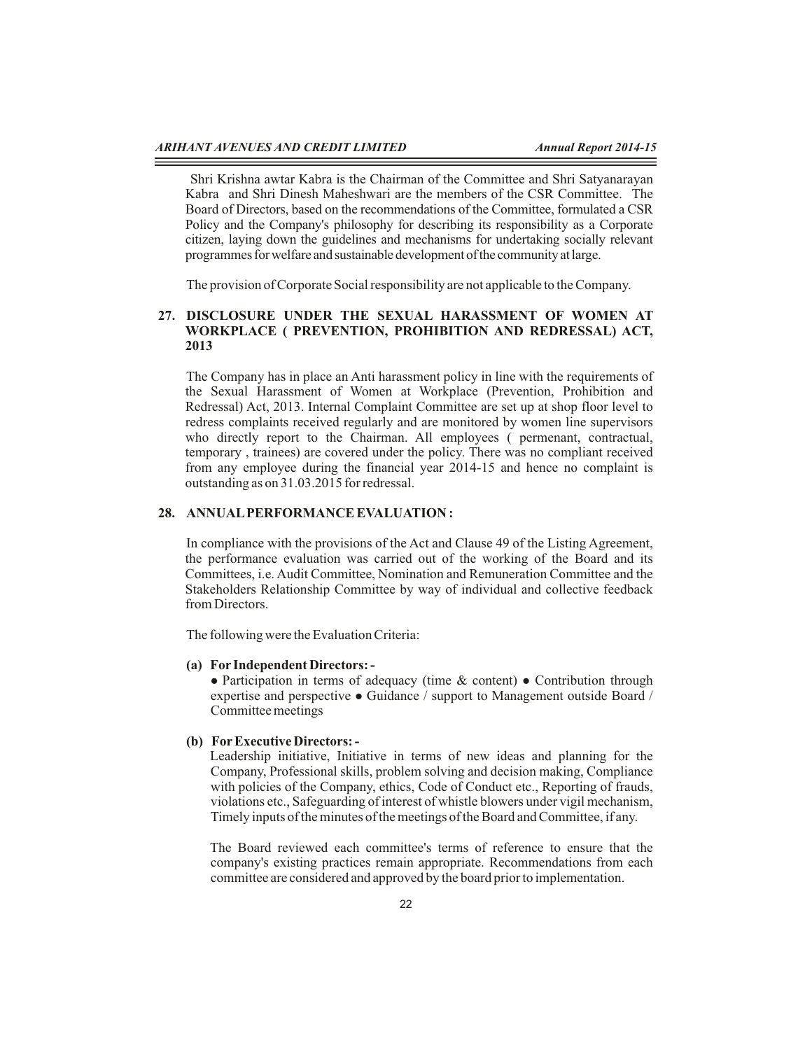Shri Krishna awtar Kabra is the Chairman of the Committee and Shri Satyanarayan Kabra and Shri Dinesh Maheshwari are the members of the CSR Committee. The Board of Directors, based on the recommendations of the Committee, formulated a CSR Policy and the Company's philosophy for describing its responsibility as a Corporate citizen, laying down the guidelines and mechanisms for undertaking socially relevant programmes for welfare and sustainable development of the community at large.

The provision of Corporate Social responsibility are not applicable to the Company.

## 27. DISCLOSURE UNDER THE SEXUAL HARASSMENT OF WOMEN AT WORKPLACE ( PREVENTION, PROHIBITION AND REDRESSAL) ACT, 2013

The Company has in place an Anti harassment policy in line with the requirements of the Sexual Harassment of Women at Workplace (Prevention, Prohibition and Redressal) Act, 2013. Internal Complaint Committee are set up at shop floor level to redress complaints received regularly and are monitored by women line supervisors who directly report to the Chairman. All employees ( permenant, contractual, temporary , trainees) are covered under the policy. There was no compliant received from any employee during the financial year 2014-15 and hence no complaint is outstanding as on 31.03.2015 for redressal.

## 28. ANNUAL PERFORMANCE EVALUATION :

In compliance with the provisions of the Act and Clause 49 of the Listing Agreement, the performance evaluation was carried out of the working of the Board and its Committees, i.e. Audit Committee, Nomination and Remuneration Committee and the Stakeholders Relationship Committee by way of individual and collective feedback from Directors.

The following were the Evaluation Criteria:

**(a) For Independent Directors: -**

● Participation in terms of adequacy (time & content) ● Contribution through expertise and perspective ● Guidance / support to Management outside Board / Committee meetings

**(b) For Executive Directors: -**

Leadership initiative, Initiative in terms of new ideas and planning for the Company, Professional skills, problem solving and decision making, Compliance with policies of the Company, ethics, Code of Conduct etc., Reporting of frauds, violations etc., Safeguarding of interest of whistle blowers under vigil mechanism, Timely inputs of the minutes of the meetings of the Board and Committee, if any.

The Board reviewed each committee's terms of reference to ensure that the company's existing practices remain appropriate. Recommendations from each committee are considered and approved by the board prior to implementation.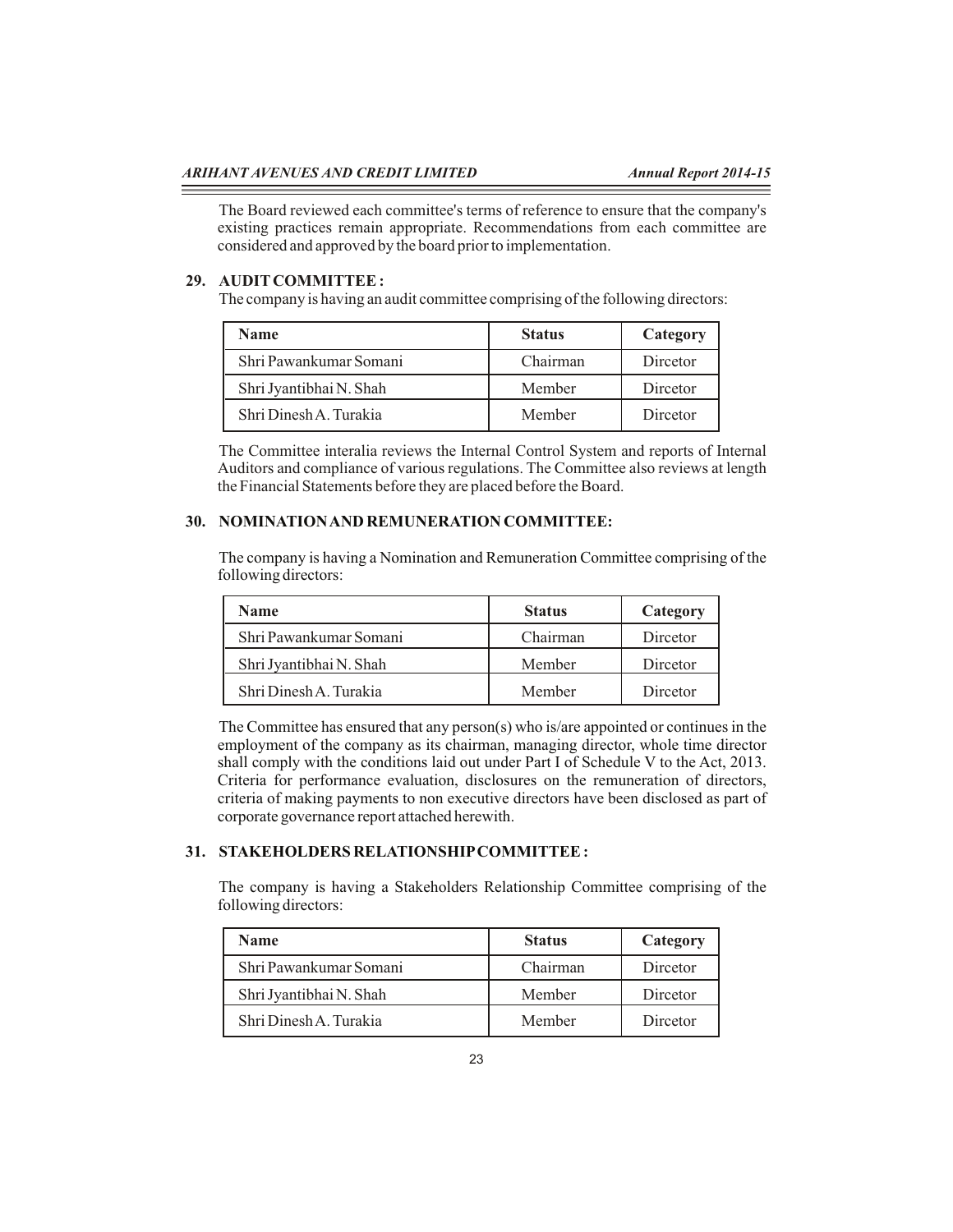The Board reviewed each committee's terms of reference to ensure that the company's existing practices remain appropriate. Recommendations from each committee are considered and approved by the board prior to implementation.

## 29. AUDIT COMMITTEE :

The company is having an audit committee comprising of the following directors:

| Name | Status | Category |
|---|---|---|
| Shri Pawankumar Somani | Chairman | Dircetor |
| Shri Jyantibhai N. Shah | Member | Dircetor |
| Shri Dinesh A. Turakia | Member | Dircetor |

The Committee interalia reviews the Internal Control System and reports of Internal Auditors and compliance of various regulations. The Committee also reviews at length the Financial Statements before they are placed before the Board.

## 30. NOMINATION AND REMUNERATION COMMITTEE:

The company is having a Nomination and Remuneration Committee comprising of the following directors:

| Name | Status | Category |
|---|---|---|
| Shri Pawankumar Somani | Chairman | Dircetor |
| Shri Jyantibhai N. Shah | Member | Dircetor |
| Shri Dinesh A. Turakia | Member | Dircetor |

The Committee has ensured that any person(s) who is/are appointed or continues in the employment of the company as its chairman, managing director, whole time director shall comply with the conditions laid out under Part I of Schedule V to the Act, 2013. Criteria for performance evaluation, disclosures on the remuneration of directors, criteria of making payments to non executive directors have been disclosed as part of corporate governance report attached herewith.

## 31. STAKEHOLDERS RELATIONSHIP COMMITTEE :

The company is having a Stakeholders Relationship Committee comprising of the following directors:

| Name | Status | Category |
|---|---|---|
| Shri Pawankumar Somani | Chairman | Dircetor |
| Shri Jyantibhai N. Shah | Member | Dircetor |
| Shri Dinesh A. Turakia | Member | Dircetor |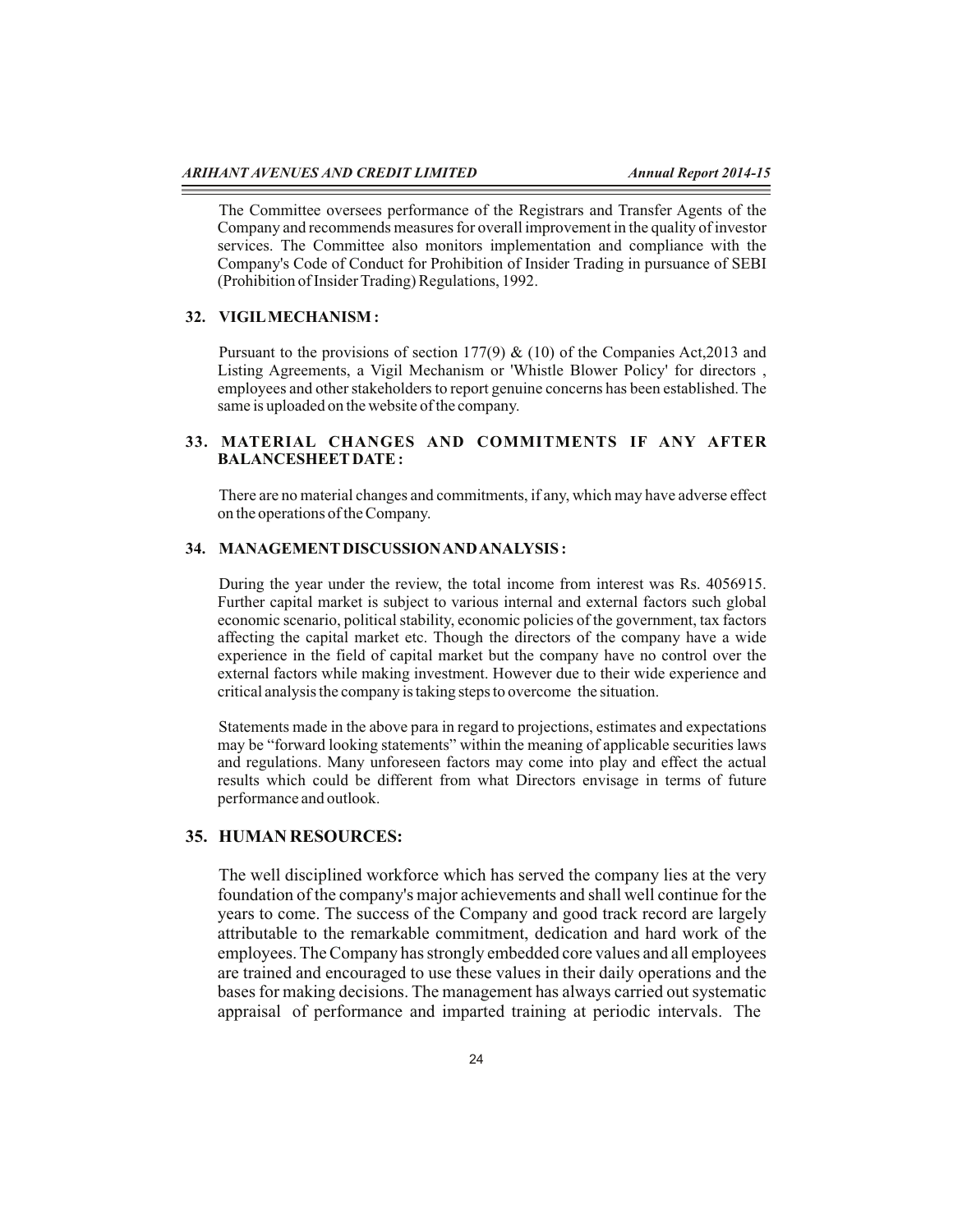The Committee oversees performance of the Registrars and Transfer Agents of the Company and recommends measures for overall improvement in the quality of investor services. The Committee also monitors implementation and compliance with the Company's Code of Conduct for Prohibition of Insider Trading in pursuance of SEBI (Prohibition of Insider Trading) Regulations, 1992.

### 32. VIGIL MECHANISM :

Pursuant to the provisions of section 177(9) & (10) of the Companies Act,2013 and Listing Agreements, a Vigil Mechanism or 'Whistle Blower Policy' for directors , employees and other stakeholders to report genuine concerns has been established. The same is uploaded on the website of the company.

### 33. MATERIAL CHANGES AND COMMITMENTS IF ANY AFTER BALANCESHEET DATE :

There are no material changes and commitments, if any, which may have adverse effect on the operations of the Company.

### 34. MANAGEMENT DISCUSSION AND ANALYSIS :

During the year under the review, the total income from interest was Rs. 4056915. Further capital market is subject to various internal and external factors such global economic scenario, political stability, economic policies of the government, tax factors affecting the capital market etc. Though the directors of the company have a wide experience in the field of capital market but the company have no control over the external factors while making investment. However due to their wide experience and critical analysis the company is taking steps to overcome the situation.

Statements made in the above para in regard to projections, estimates and expectations may be "forward looking statements" within the meaning of applicable securities laws and regulations. Many unforeseen factors may come into play and effect the actual results which could be different from what Directors envisage in terms of future performance and outlook.

### 35. HUMAN RESOURCES:

The well disciplined workforce which has served the company lies at the very foundation of the company's major achievements and shall well continue for the years to come. The success of the Company and good track record are largely attributable to the remarkable commitment, dedication and hard work of the employees. The Company has strongly embedded core values and all employees are trained and encouraged to use these values in their daily operations and the bases for making decisions. The management has always carried out systematic appraisal of performance and imparted training at periodic intervals. The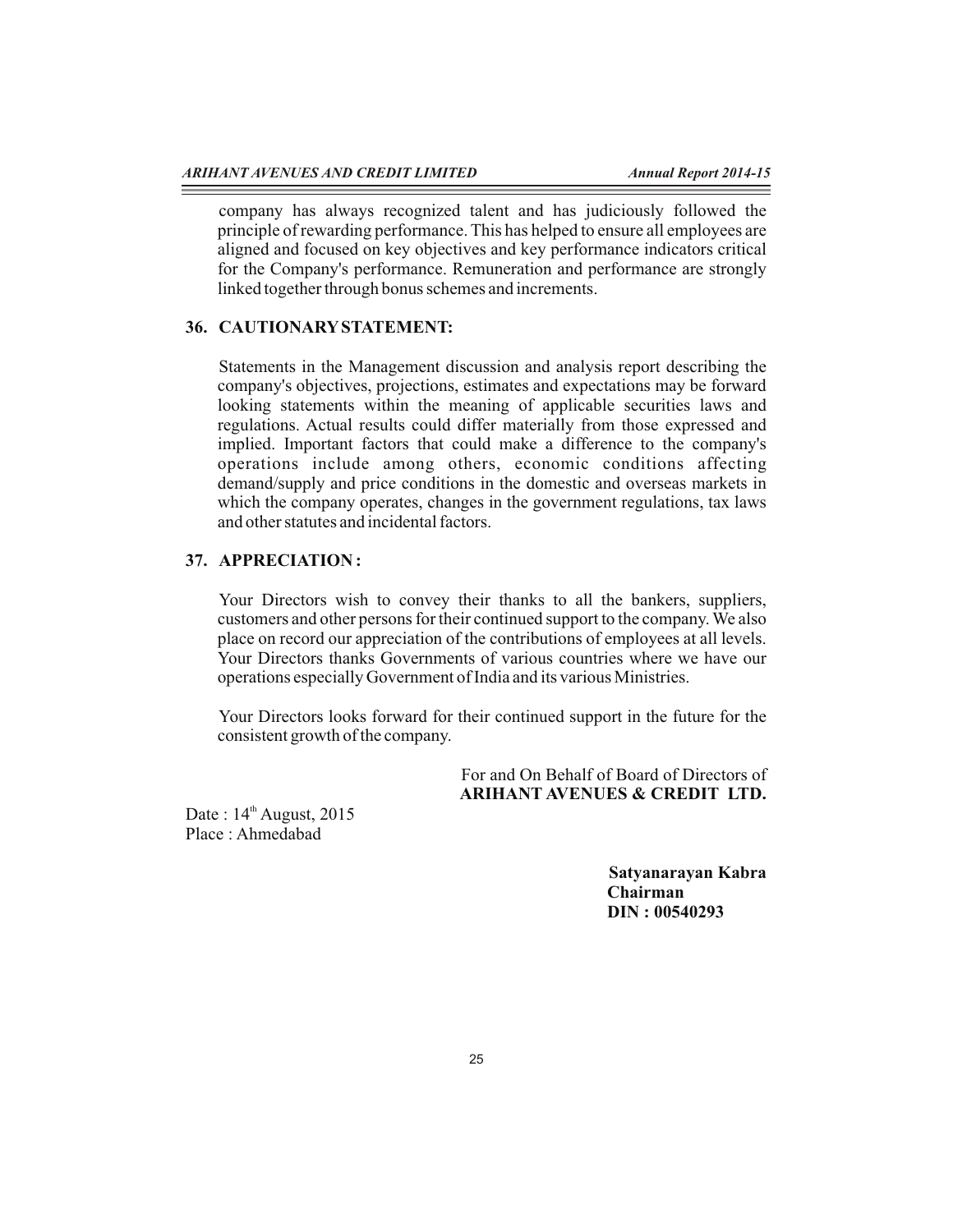company has always recognized talent and has judiciously followed the principle of rewarding performance. This has helped to ensure all employees are aligned and focused on key objectives and key performance indicators critical for the Company's performance. Remuneration and performance are strongly linked together through bonus schemes and increments.

## 36. CAUTIONARY STATEMENT:

Statements in the Management discussion and analysis report describing the company's objectives, projections, estimates and expectations may be forward looking statements within the meaning of applicable securities laws and regulations. Actual results could differ materially from those expressed and implied. Important factors that could make a difference to the company's operations include among others, economic conditions affecting demand/supply and price conditions in the domestic and overseas markets in which the company operates, changes in the government regulations, tax laws and other statutes and incidental factors.

## 37. APPRECIATION :

Your Directors wish to convey their thanks to all the bankers, suppliers, customers and other persons for their continued support to the company. We also place on record our appreciation of the contributions of employees at all levels. Your Directors thanks Governments of various countries where we have our operations especially Government of India and its various Ministries.

Your Directors looks forward for their continued support in the future for the consistent growth of the company.

For and On Behalf of Board of Directors of
**ARIHANT AVENUES & CREDIT LTD.**

Date : 14th August, 2015
Place : Ahmedabad

**Satyanarayan Kabra**
**Chairman**
**DIN : 00540293**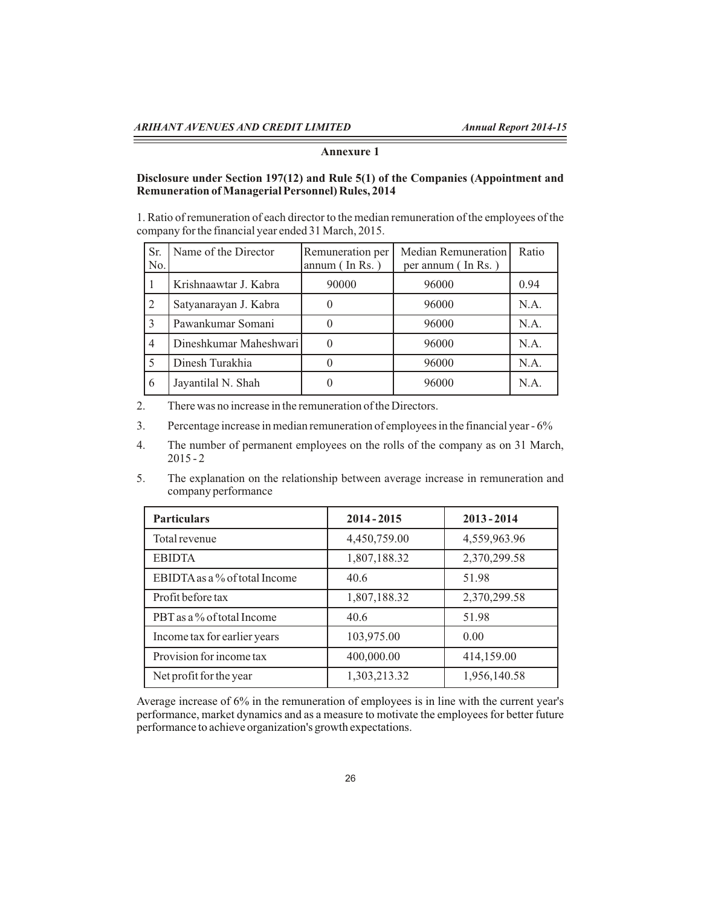## Annexure 1

**Disclosure under Section 197(12) and Rule 5(1) of the Companies (Appointment and Remuneration of Managerial Personnel) Rules, 2014**

1. Ratio of remuneration of each director to the median remuneration of the employees of the company for the financial year ended 31 March, 2015.

| Sr. No. | Name of the Director | Remuneration per annum ( In Rs. ) | Median Remuneration per annum ( In Rs. ) | Ratio |
|---|---|---|---|---|
| 1 | Krishnaawtar J. Kabra | 90000 | 96000 | 0.94 |
| 2 | Satyanarayan J. Kabra | 0 | 96000 | N.A. |
| 3 | Pawankumar Somani | 0 | 96000 | N.A. |
| 4 | Dineshkumar Maheshwari | 0 | 96000 | N.A. |
| 5 | Dinesh Turakhia | 0 | 96000 | N.A. |
| 6 | Jayantilal N. Shah | 0 | 96000 | N.A. |

2. There was no increase in the remuneration of the Directors.
3. Percentage increase in median remuneration of employees in the financial year - 6%
4. The number of permanent employees on the rolls of the company as on 31 March, 2015 - 2
5. The explanation on the relationship between average increase in remuneration and company performance

| Particulars | 2014 - 2015 | 2013 - 2014 |
|---|---|---|
| Total revenue | 4,450,759.00 | 4,559,963.96 |
| EBIDTA | 1,807,188.32 | 2,370,299.58 |
| EBIDTA as a % of total Income | 40.6 | 51.98 |
| Profit before tax | 1,807,188.32 | 2,370,299.58 |
| PBT as a % of total Income | 40.6 | 51.98 |
| Income tax for earlier years | 103,975.00 | 0.00 |
| Provision for income tax | 400,000.00 | 414,159.00 |
| Net profit for the year | 1,303,213.32 | 1,956,140.58 |

Average increase of 6% in the remuneration of employees is in line with the current year's performance, market dynamics and as a measure to motivate the employees for better future performance to achieve organization's growth expectations.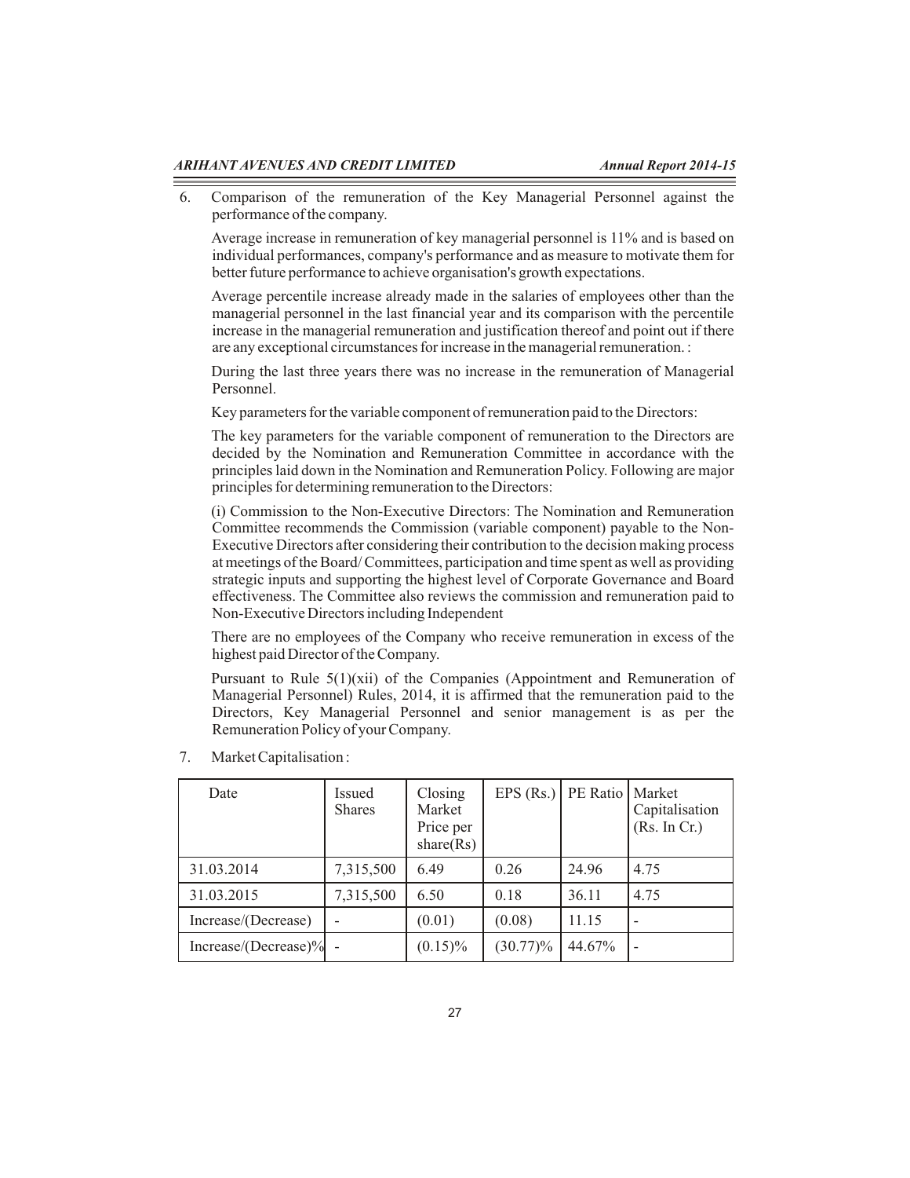6. Comparison of the remuneration of the Key Managerial Personnel against the performance of the company.

   Average increase in remuneration of key managerial personnel is 11% and is based on individual performances, company's performance and as measure to motivate them for better future performance to achieve organisation's growth expectations.

   Average percentile increase already made in the salaries of employees other than the managerial personnel in the last financial year and its comparison with the percentile increase in the managerial remuneration and justification thereof and point out if there are any exceptional circumstances for increase in the managerial remuneration. :

   During the last three years there was no increase in the remuneration of Managerial Personnel.

   Key parameters for the variable component of remuneration paid to the Directors:

   The key parameters for the variable component of remuneration to the Directors are decided by the Nomination and Remuneration Committee in accordance with the principles laid down in the Nomination and Remuneration Policy. Following are major principles for determining remuneration to the Directors:

   (i) Commission to the Non-Executive Directors: The Nomination and Remuneration Committee recommends the Commission (variable component) payable to the Non-Executive Directors after considering their contribution to the decision making process at meetings of the Board/ Committees, participation and time spent as well as providing strategic inputs and supporting the highest level of Corporate Governance and Board effectiveness. The Committee also reviews the commission and remuneration paid to Non-Executive Directors including Independent

   There are no employees of the Company who receive remuneration in excess of the highest paid Director of the Company.

   Pursuant to Rule 5(1)(xii) of the Companies (Appointment and Remuneration of Managerial Personnel) Rules, 2014, it is affirmed that the remuneration paid to the Directors, Key Managerial Personnel and senior management is as per the Remuneration Policy of your Company.

7. Market Capitalisation :

| Date | Issued Shares | Closing Market Price per share(Rs) | EPS (Rs.) | PE Ratio | Market Capitalisation (Rs. In Cr.) |
|---|---|---|---|---|---|
| 31.03.2014 | 7,315,500 | 6.49 | 0.26 | 24.96 | 4.75 |
| 31.03.2015 | 7,315,500 | 6.50 | 0.18 | 36.11 | 4.75 |
| Increase/(Decrease) | - | (0.01) | (0.08) | 11.15 | - |
| Increase/(Decrease)% | - | (0.15)% | (30.77)% | 44.67% | - |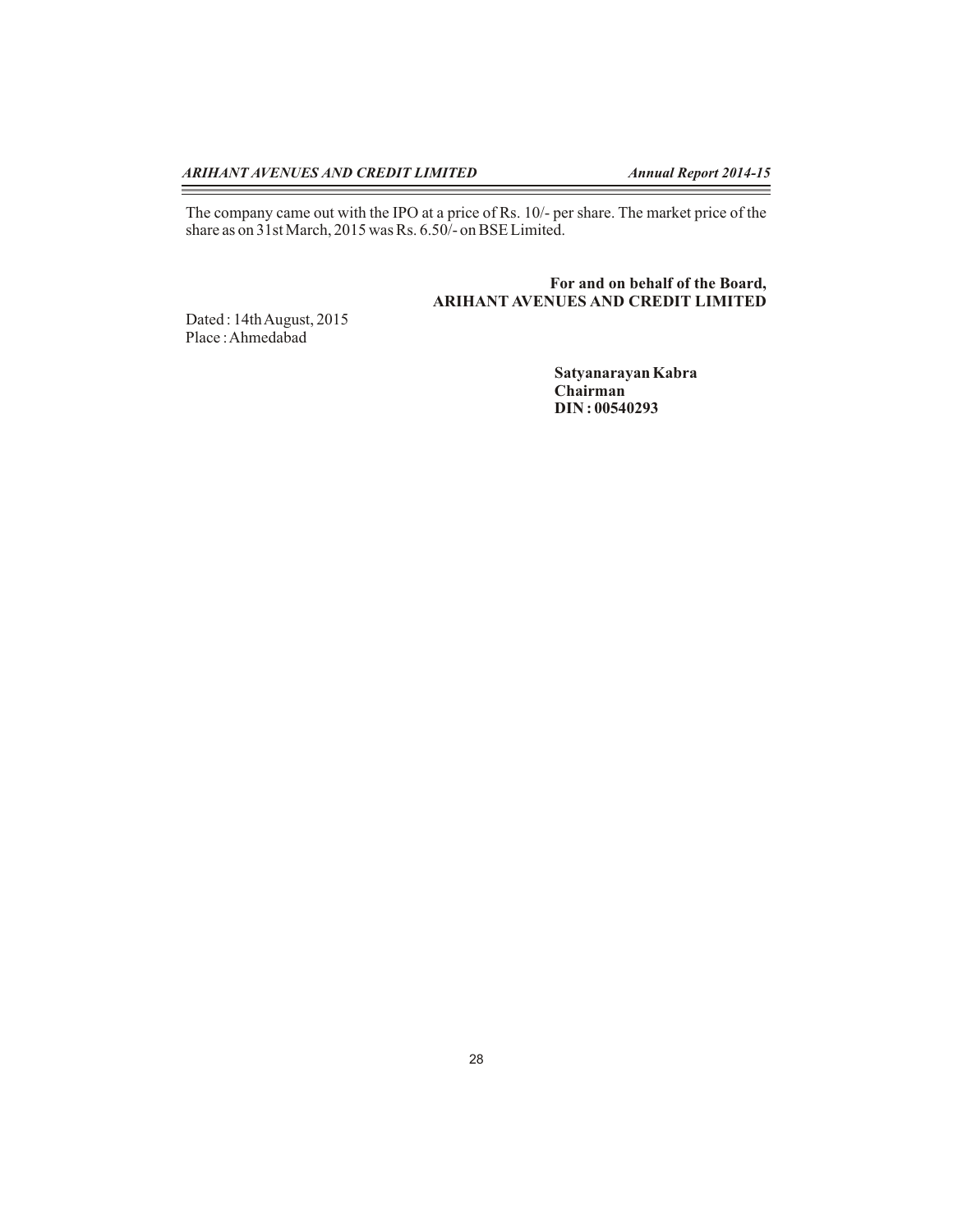The company came out with the IPO at a price of Rs. 10/- per share. The market price of the share as on 31st March, 2015 was Rs. 6.50/- on BSE Limited.

**For and on behalf of the Board,**
**ARIHANT AVENUES AND CREDIT LIMITED**

Dated : 14th August, 2015
Place : Ahmedabad

**Satyanarayan Kabra**
**Chairman**
**DIN : 00540293**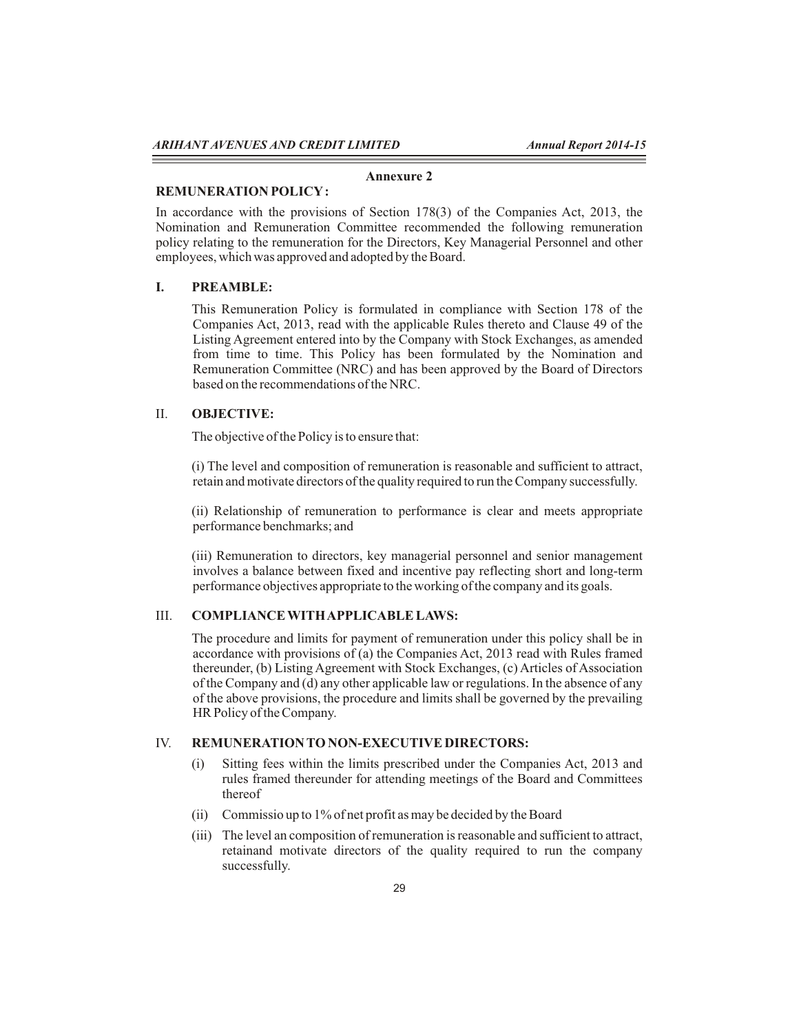## Annexure 2

**REMUNERATION POLICY :**

In accordance with the provisions of Section 178(3) of the Companies Act, 2013, the Nomination and Remuneration Committee recommended the following remuneration policy relating to the remuneration for the Directors, Key Managerial Personnel and other employees, which was approved and adopted by the Board.

### I. PREAMBLE:

This Remuneration Policy is formulated in compliance with Section 178 of the Companies Act, 2013, read with the applicable Rules thereto and Clause 49 of the Listing Agreement entered into by the Company with Stock Exchanges, as amended from time to time. This Policy has been formulated by the Nomination and Remuneration Committee (NRC) and has been approved by the Board of Directors based on the recommendations of the NRC.

### II. OBJECTIVE:

The objective of the Policy is to ensure that:

(i) The level and composition of remuneration is reasonable and sufficient to attract, retain and motivate directors of the quality required to run the Company successfully.

(ii) Relationship of remuneration to performance is clear and meets appropriate performance benchmarks; and

(iii) Remuneration to directors, key managerial personnel and senior management involves a balance between fixed and incentive pay reflecting short and long-term performance objectives appropriate to the working of the company and its goals.

### III. COMPLIANCE WITH APPLICABLE LAWS:

The procedure and limits for payment of remuneration under this policy shall be in accordance with provisions of (a) the Companies Act, 2013 read with Rules framed thereunder, (b) Listing Agreement with Stock Exchanges, (c) Articles of Association of the Company and (d) any other applicable law or regulations. In the absence of any of the above provisions, the procedure and limits shall be governed by the prevailing HR Policy of the Company.

### IV. REMUNERATION TO NON-EXECUTIVE DIRECTORS:

(i) Sitting fees within the limits prescribed under the Companies Act, 2013 and rules framed thereunder for attending meetings of the Board and Committees thereof

(ii) Commissio up to 1% of net profit as may be decided by the Board

(iii) The level an composition of remuneration is reasonable and sufficient to attract, retainand motivate directors of the quality required to run the company successfully.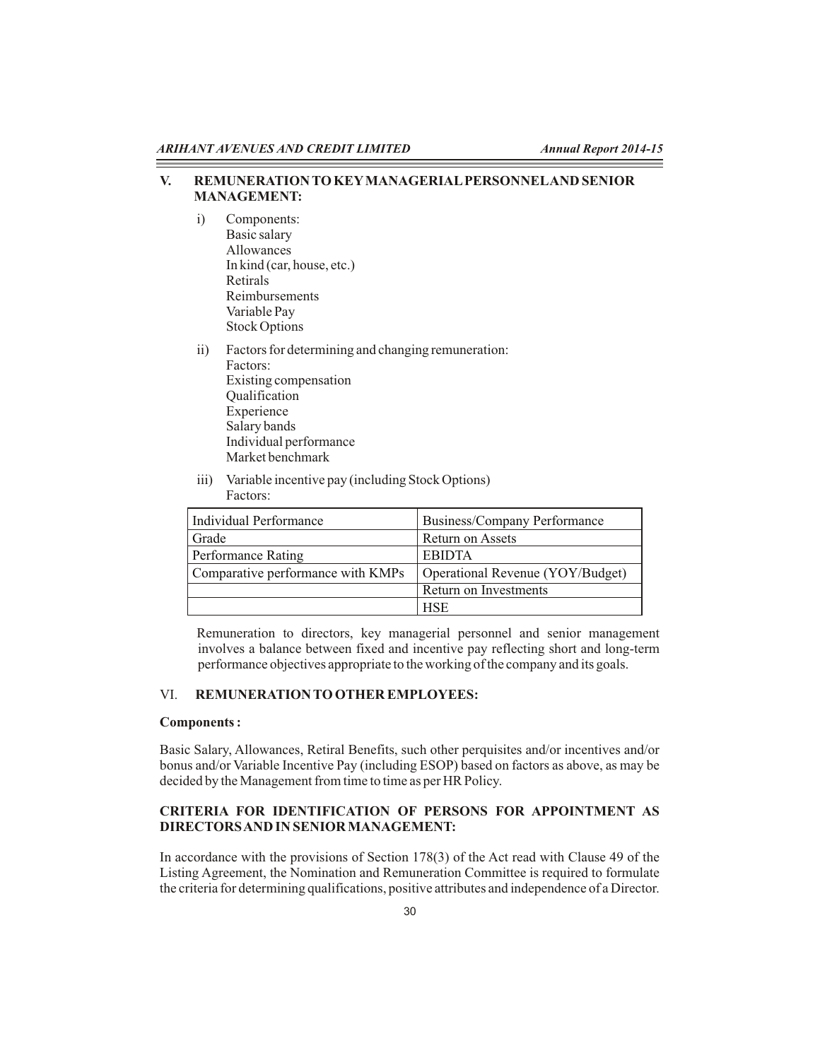## V. REMUNERATION TO KEY MANAGERIAL PERSONNEL AND SENIOR MANAGEMENT:

i) Components:
   Basic salary
   Allowances
   In kind (car, house, etc.)
   Retirals
   Reimbursements
   Variable Pay
   Stock Options

ii) Factors for determining and changing remuneration:
   Factors:
   Existing compensation
   Qualification
   Experience
   Salary bands
   Individual performance
   Market benchmark

iii) Variable incentive pay (including Stock Options)
   Factors:

| Individual Performance | Business/Company Performance |
|---|---|
| Grade | Return on Assets |
| Performance Rating | EBIDTA |
| Comparative performance with KMPs | Operational Revenue (YOY/Budget) |
| | Return on Investments |
| | HSE |

Remuneration to directors, key managerial personnel and senior management involves a balance between fixed and incentive pay reflecting short and long-term performance objectives appropriate to the working of the company and its goals.

## VI. REMUNERATION TO OTHER EMPLOYEES:

**Components :**

Basic Salary, Allowances, Retiral Benefits, such other perquisites and/or incentives and/or bonus and/or Variable Incentive Pay (including ESOP) based on factors as above, as may be decided by the Management from time to time as per HR Policy.

**CRITERIA FOR IDENTIFICATION OF PERSONS FOR APPOINTMENT AS DIRECTORS AND IN SENIOR MANAGEMENT:**

In accordance with the provisions of Section 178(3) of the Act read with Clause 49 of the Listing Agreement, the Nomination and Remuneration Committee is required to formulate the criteria for determining qualifications, positive attributes and independence of a Director.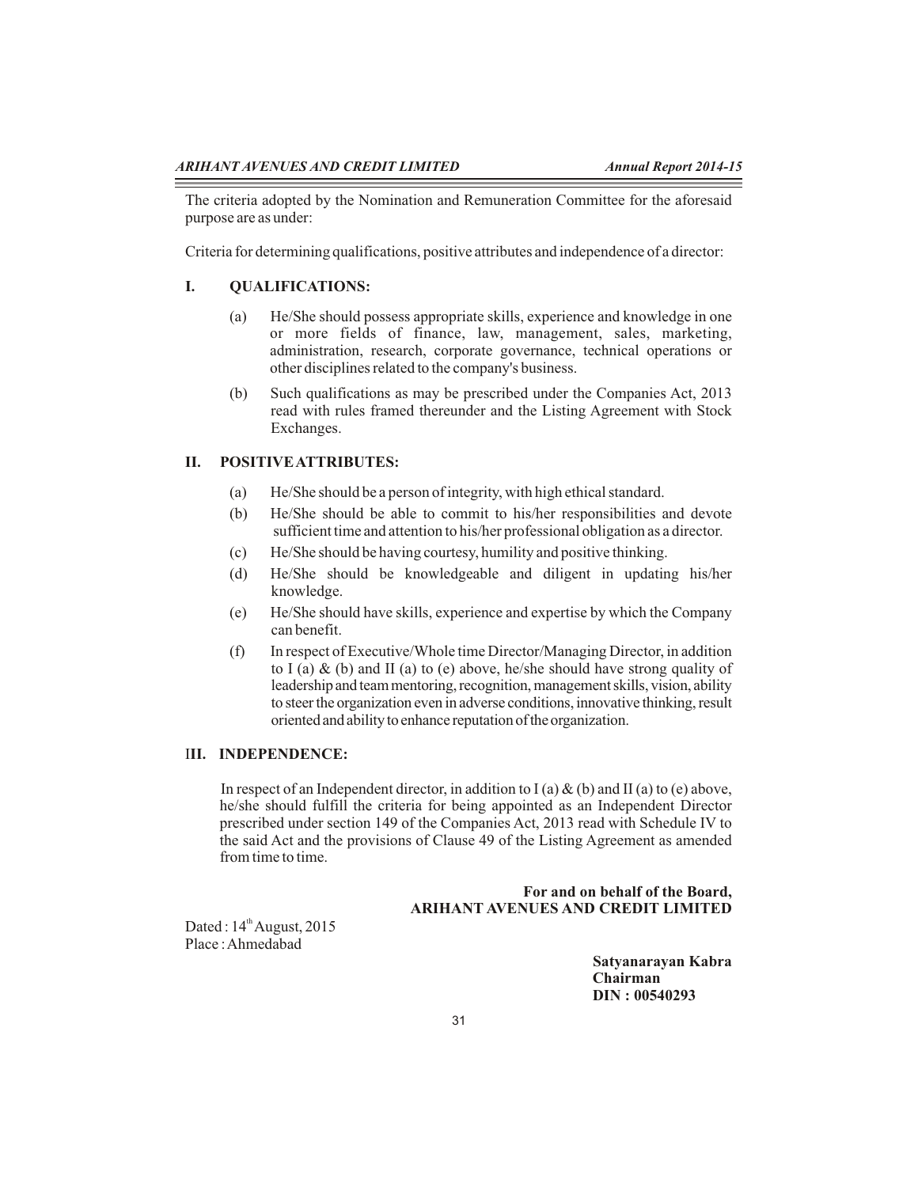The criteria adopted by the Nomination and Remuneration Committee for the aforesaid purpose are as under:

Criteria for determining qualifications, positive attributes and independence of a director:

### I. QUALIFICATIONS:

(a) He/She should possess appropriate skills, experience and knowledge in one or more fields of finance, law, management, sales, marketing, administration, research, corporate governance, technical operations or other disciplines related to the company's business.

(b) Such qualifications as may be prescribed under the Companies Act, 2013 read with rules framed thereunder and the Listing Agreement with Stock Exchanges.

### II. POSITIVE ATTRIBUTES:

(a) He/She should be a person of integrity, with high ethical standard.

(b) He/She should be able to commit to his/her responsibilities and devote sufficient time and attention to his/her professional obligation as a director.

(c) He/She should be having courtesy, humility and positive thinking.

(d) He/She should be knowledgeable and diligent in updating his/her knowledge.

(e) He/She should have skills, experience and expertise by which the Company can benefit.

(f) In respect of Executive/Whole time Director/Managing Director, in addition to I (a) & (b) and II (a) to (e) above, he/she should have strong quality of leadership and team mentoring, recognition, management skills, vision, ability to steer the organization even in adverse conditions, innovative thinking, result oriented and ability to enhance reputation of the organization.

### III. INDEPENDENCE:

In respect of an Independent director, in addition to I (a) & (b) and II (a) to (e) above, he/she should fulfill the criteria for being appointed as an Independent Director prescribed under section 149 of the Companies Act, 2013 read with Schedule IV to the said Act and the provisions of Clause 49 of the Listing Agreement as amended from time to time.

**For and on behalf of the Board,**
**ARIHANT AVENUES AND CREDIT LIMITED**

Dated : 14th August, 2015
Place : Ahmedabad

**Satyanarayan Kabra**
**Chairman**
**DIN : 00540293**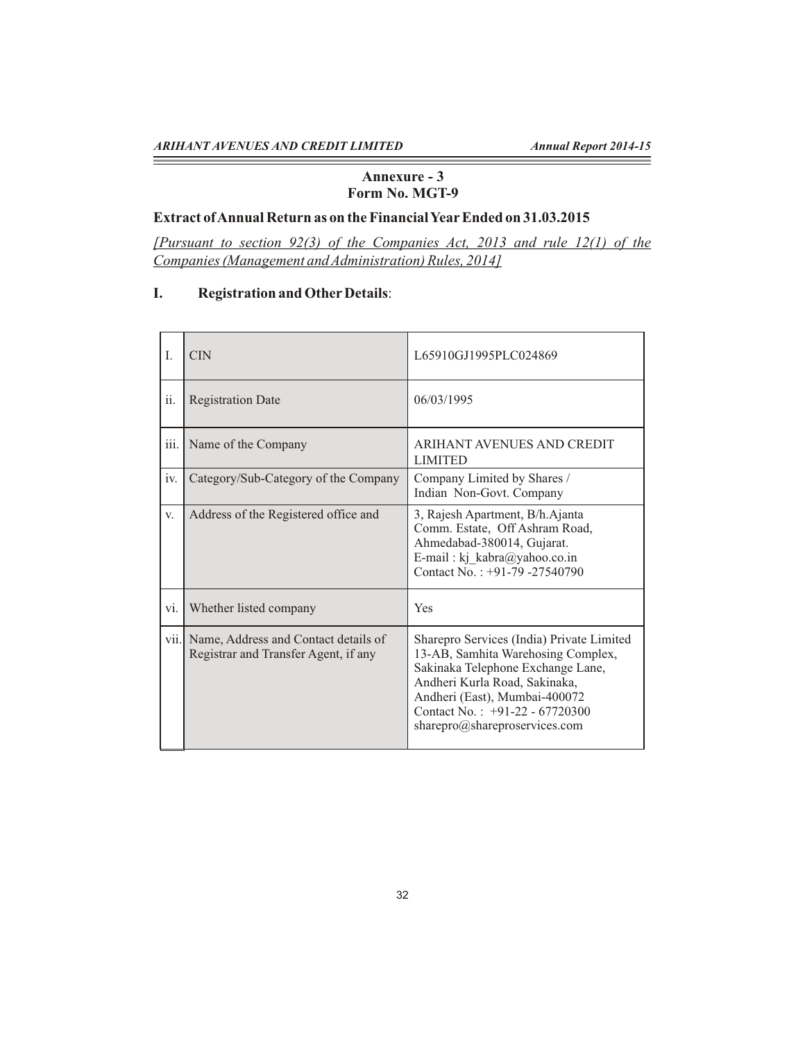## Annexure - 3
## Form No. MGT-9

### Extract of Annual Return as on the Financial Year Ended on 31.03.2015

*[Pursuant to section 92(3) of the Companies Act, 2013 and rule 12(1) of the Companies (Management and Administration) Rules, 2014]*

### I. Registration and Other Details:

| | | |
|---|---|---|
| I. | CIN | L65910GJ1995PLC024869 |
| ii. | Registration Date | 06/03/1995 |
| iii. | Name of the Company | ARIHANT AVENUES AND CREDIT LIMITED |
| iv. | Category/Sub-Category of the Company | Company Limited by Shares / Indian Non-Govt. Company |
| v. | Address of the Registered office and | 3, Rajesh Apartment, B/h.Ajanta Comm. Estate, Off Ashram Road, Ahmedabad-380014, Gujarat. E-mail : kj_kabra@yahoo.co.in Contact No. : +91-79 -27540790 |
| vi. | Whether listed company | Yes |
| vii. | Name, Address and Contact details of Registrar and Transfer Agent, if any | Sharepro Services (India) Private Limited 13-AB, Samhita Warehosing Complex, Sakinaka Telephone Exchange Lane, Andheri Kurla Road, Sakinaka, Andheri (East), Mumbai-400072 Contact No. : +91-22 - 67720300 sharepro@shareproservices.com |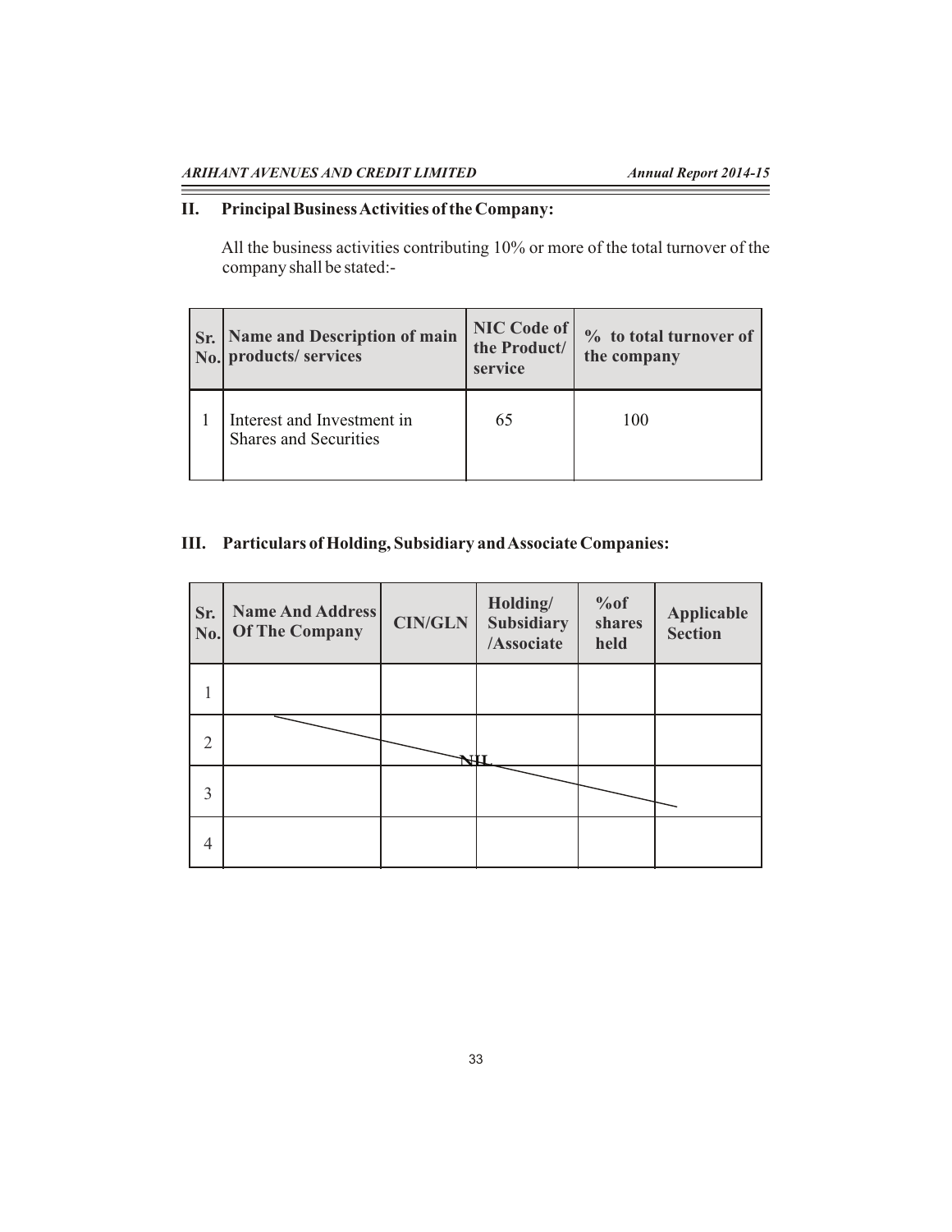## II. Principal Business Activities of the Company:

All the business activities contributing 10% or more of the total turnover of the company shall be stated:-

| Sr. No. | Name and Description of main products/ services | NIC Code of the Product/ service | % to total turnover of the company |
|---|---|---|---|
| 1 | Interest and Investment in Shares and Securities | 65 | 100 |

## III. Particulars of Holding, Subsidiary and Associate Companies:

| Sr. No. | Name And Address Of The Company | CIN/GLN | Holding/ Subsidiary /Associate | %of shares held | Applicable Section |
|---|---|---|---|---|---|
| 1 | | | | | |
| 2 | | | NIL | | |
| 3 | | | | | |
| 4 | | | | | |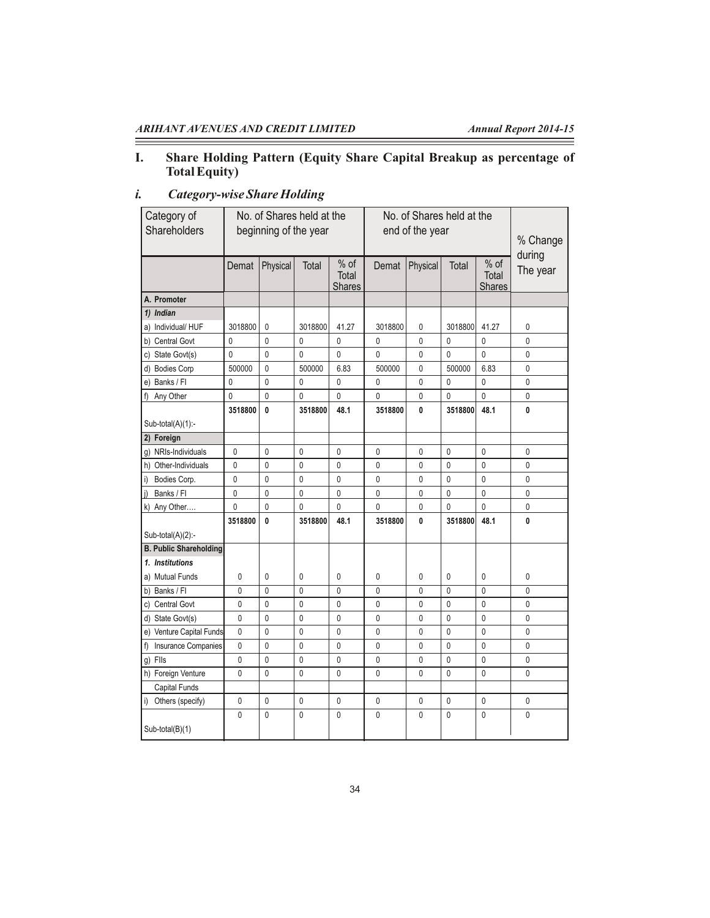## I. Share Holding Pattern (Equity Share Capital Breakup as percentage of Total Equity)

### *i. Category-wise Share Holding*

| Category of Shareholders | No. of Shares held at the beginning of the year | | | | No. of Shares held at the end of the year | | | | % Change during The year |
|---|---|---|---|---|---|---|---|---|---|
| | Demat | Physical | Total | % of Total Shares | Demat | Physical | Total | % of Total Shares | |
| **A. Promoter** | | | | | | | | | |
| ***1) Indian*** | | | | | | | | | |
| a) Individual/ HUF | 3018800 | 0 | 3018800 | 41.27 | 3018800 | 0 | 3018800 | 41.27 | 0 |
| b) Central Govt | 0 | 0 | 0 | 0 | 0 | 0 | 0 | 0 | 0 |
| c) State Govt(s) | 0 | 0 | 0 | 0 | 0 | 0 | 0 | 0 | 0 |
| d) Bodies Corp | 500000 | 0 | 500000 | 6.83 | 500000 | 0 | 500000 | 6.83 | 0 |
| e) Banks / FI | 0 | 0 | 0 | 0 | 0 | 0 | 0 | 0 | 0 |
| f) Any Other | 0 | 0 | 0 | 0 | 0 | 0 | 0 | 0 | 0 |
| Sub-total(A)(1):- | **3518800** | **0** | **3518800** | **48.1** | **3518800** | **0** | **3518800** | **48.1** | **0** |
| **2) Foreign** | | | | | | | | | |
| g) NRIs-Individuals | 0 | 0 | 0 | 0 | 0 | 0 | 0 | 0 | 0 |
| h) Other-Individuals | 0 | 0 | 0 | 0 | 0 | 0 | 0 | 0 | 0 |
| i) Bodies Corp. | 0 | 0 | 0 | 0 | 0 | 0 | 0 | 0 | 0 |
| j) Banks / FI | 0 | 0 | 0 | 0 | 0 | 0 | 0 | 0 | 0 |
| k) Any Other…. | 0 | 0 | 0 | 0 | 0 | 0 | 0 | 0 | 0 |
| Sub-total(A)(2):- | **3518800** | **0** | **3518800** | **48.1** | **3518800** | **0** | **3518800** | **48.1** | **0** |
| **B. Public Shareholding** | | | | | | | | | |
| ***1. Institutions*** | | | | | | | | | |
| a) Mutual Funds | 0 | 0 | 0 | 0 | 0 | 0 | 0 | 0 | 0 |
| b) Banks / FI | 0 | 0 | 0 | 0 | 0 | 0 | 0 | 0 | 0 |
| c) Central Govt | 0 | 0 | 0 | 0 | 0 | 0 | 0 | 0 | 0 |
| d) State Govt(s) | 0 | 0 | 0 | 0 | 0 | 0 | 0 | 0 | 0 |
| e) Venture Capital Funds | 0 | 0 | 0 | 0 | 0 | 0 | 0 | 0 | 0 |
| f) Insurance Companies | 0 | 0 | 0 | 0 | 0 | 0 | 0 | 0 | 0 |
| g) FIIs | 0 | 0 | 0 | 0 | 0 | 0 | 0 | 0 | 0 |
| h) Foreign Venture Capital Funds | 0 | 0 | 0 | 0 | 0 | 0 | 0 | 0 | 0 |
| i) Others (specify) | 0 | 0 | 0 | 0 | 0 | 0 | 0 | 0 | 0 |
| Sub-total(B)(1) | 0 | 0 | 0 | 0 | 0 | 0 | 0 | 0 | 0 |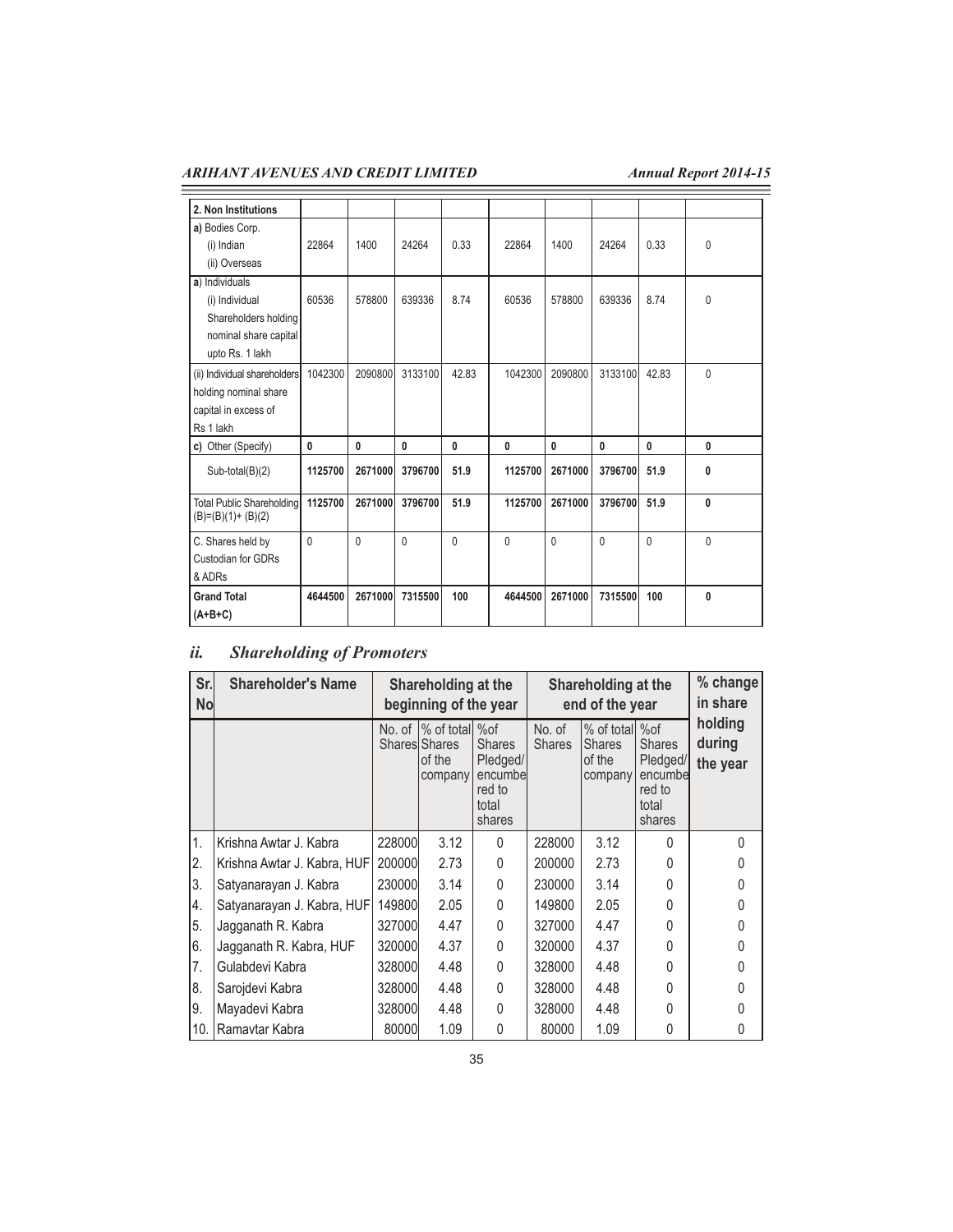| 2. Non Institutions | | | | | | | | | |
|---|---|---|---|---|---|---|---|---|---|
| a) Bodies Corp.<br>(i) Indian<br>(ii) Overseas | 22864 | 1400 | 24264 | 0.33 | 22864 | 1400 | 24264 | 0.33 | 0 |
| a) Individuals<br>(i) Individual Shareholders holding nominal share capital upto Rs. 1 lakh | 60536 | 578800 | 639336 | 8.74 | 60536 | 578800 | 639336 | 8.74 | 0 |
| (ii) Individual shareholders holding nominal share capital in excess of Rs 1 lakh | 1042300 | 2090800 | 3133100 | 42.83 | 1042300 | 2090800 | 3133100 | 42.83 | 0 |
| c) Other (Specify) | **0** | **0** | **0** | **0** | **0** | **0** | **0** | **0** | **0** |
| Sub-total(B)(2) | **1125700** | **2671000** | **3796700** | **51.9** | **1125700** | **2671000** | **3796700** | **51.9** | **0** |
| Total Public Shareholding (B)=(B)(1)+ (B)(2) | **1125700** | **2671000** | **3796700** | **51.9** | **1125700** | **2671000** | **3796700** | **51.9** | **0** |
| C. Shares held by Custodian for GDRs & ADRs | 0 | 0 | 0 | 0 | 0 | 0 | 0 | 0 | 0 |
| **Grand Total (A+B+C)** | **4644500** | **2671000** | **7315500** | **100** | **4644500** | **2671000** | **7315500** | **100** | **0** |

## *ii. Shareholding of Promoters*

| Sr. No | Shareholder's Name | Shareholding at the beginning of the year | | | Shareholding at the end of the year | | | % change in share holding during the year |
|---|---|---|---|---|---|---|---|---|
| | | No. of Shares | % of total Shares of the company | %of Shares Pledged/ encumbered to total shares | No. of Shares | % of total Shares of the company | %of Shares Pledged/ encumbered to total shares | |
| 1. | Krishna Awtar J. Kabra | 228000 | 3.12 | 0 | 228000 | 3.12 | 0 | 0 |
| 2. | Krishna Awtar J. Kabra, HUF | 200000 | 2.73 | 0 | 200000 | 2.73 | 0 | 0 |
| 3. | Satyanarayan J. Kabra | 230000 | 3.14 | 0 | 230000 | 3.14 | 0 | 0 |
| 4. | Satyanarayan J. Kabra, HUF | 149800 | 2.05 | 0 | 149800 | 2.05 | 0 | 0 |
| 5. | Jagganath R. Kabra | 327000 | 4.47 | 0 | 327000 | 4.47 | 0 | 0 |
| 6. | Jagganath R. Kabra, HUF | 320000 | 4.37 | 0 | 320000 | 4.37 | 0 | 0 |
| 7. | Gulabdevi Kabra | 328000 | 4.48 | 0 | 328000 | 4.48 | 0 | 0 |
| 8. | Sarojdevi Kabra | 328000 | 4.48 | 0 | 328000 | 4.48 | 0 | 0 |
| 9. | Mayadevi Kabra | 328000 | 4.48 | 0 | 328000 | 4.48 | 0 | 0 |
| 10. | Ramavtar Kabra | 80000 | 1.09 | 0 | 80000 | 1.09 | 0 | 0 |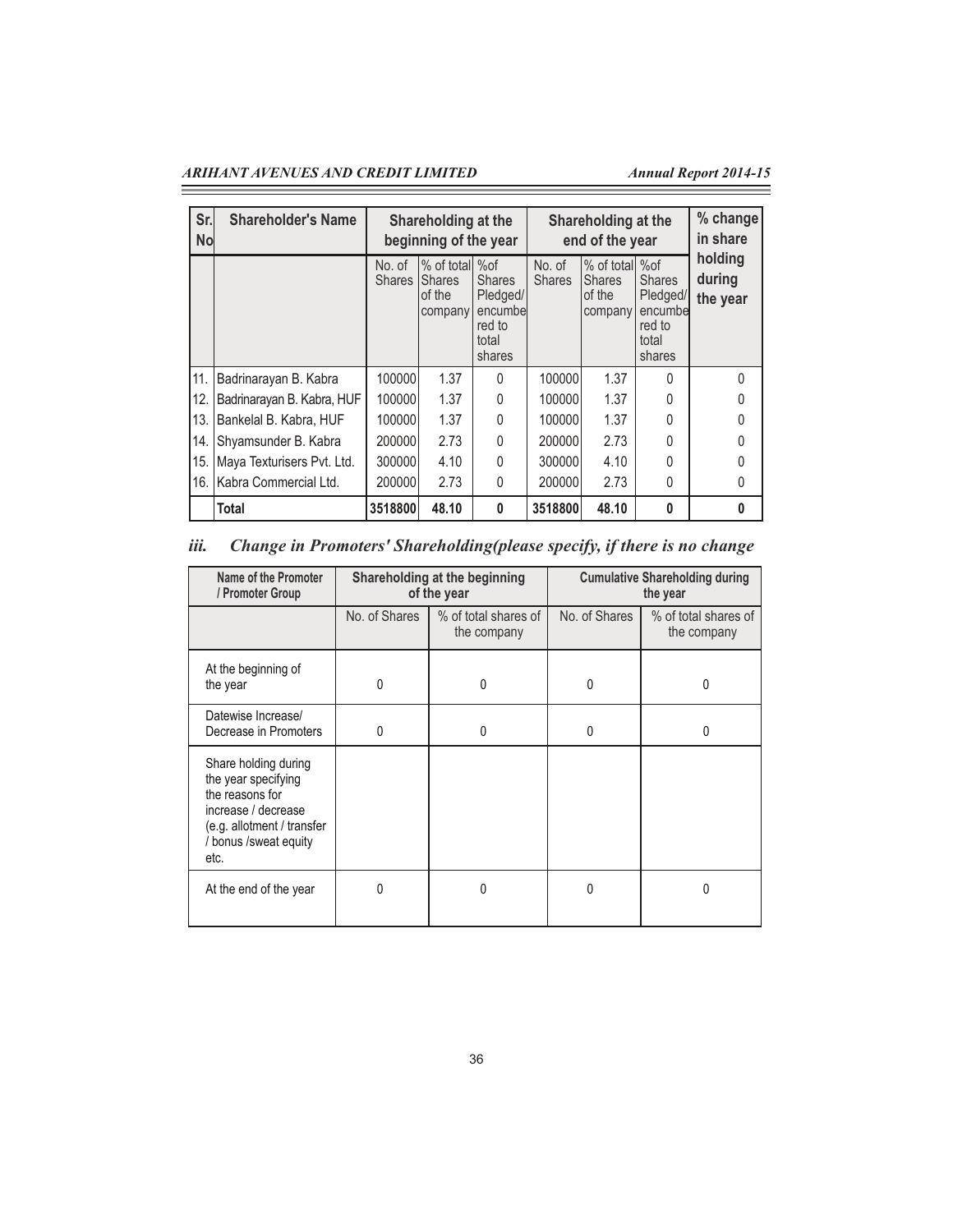| Sr. No | Shareholder's Name | Shareholding at the beginning of the year | | | Shareholding at the end of the year | | | % change in share holding during the year |
|---|---|---|---|---|---|---|---|---|
| | | No. of Shares | % of total Shares of the company | %of Shares Pledged/ encumbered to total shares | No. of Shares | % of total Shares of the company | %of Shares Pledged/ encumbered to total shares | |
| 11. | Badrinarayan B. Kabra | 100000 | 1.37 | 0 | 100000 | 1.37 | 0 | 0 |
| 12. | Badrinarayan B. Kabra, HUF | 100000 | 1.37 | 0 | 100000 | 1.37 | 0 | 0 |
| 13. | Bankelal B. Kabra, HUF | 100000 | 1.37 | 0 | 100000 | 1.37 | 0 | 0 |
| 14. | Shyamsunder B. Kabra | 200000 | 2.73 | 0 | 200000 | 2.73 | 0 | 0 |
| 15. | Maya Texturisers Pvt. Ltd. | 300000 | 4.10 | 0 | 300000 | 4.10 | 0 | 0 |
| 16. | Kabra Commercial Ltd. | 200000 | 2.73 | 0 | 200000 | 2.73 | 0 | 0 |
| | **Total** | **3518800** | **48.10** | **0** | **3518800** | **48.10** | **0** | **0** |

### *iii. Change in Promoters' Shareholding(please specify, if there is no change*

| Name of the Promoter / Promoter Group | Shareholding at the beginning of the year | | Cumulative Shareholding during the year | |
|---|---|---|---|---|
| | No. of Shares | % of total shares of the company | No. of Shares | % of total shares of the company |
| At the beginning of the year | 0 | 0 | 0 | 0 |
| Datewise Increase/ Decrease in Promoters | 0 | 0 | 0 | 0 |
| Share holding during the year specifying the reasons for increase / decrease (e.g. allotment / transfer / bonus /sweat equity etc. | | | | |
| At the end of the year | 0 | 0 | 0 | 0 |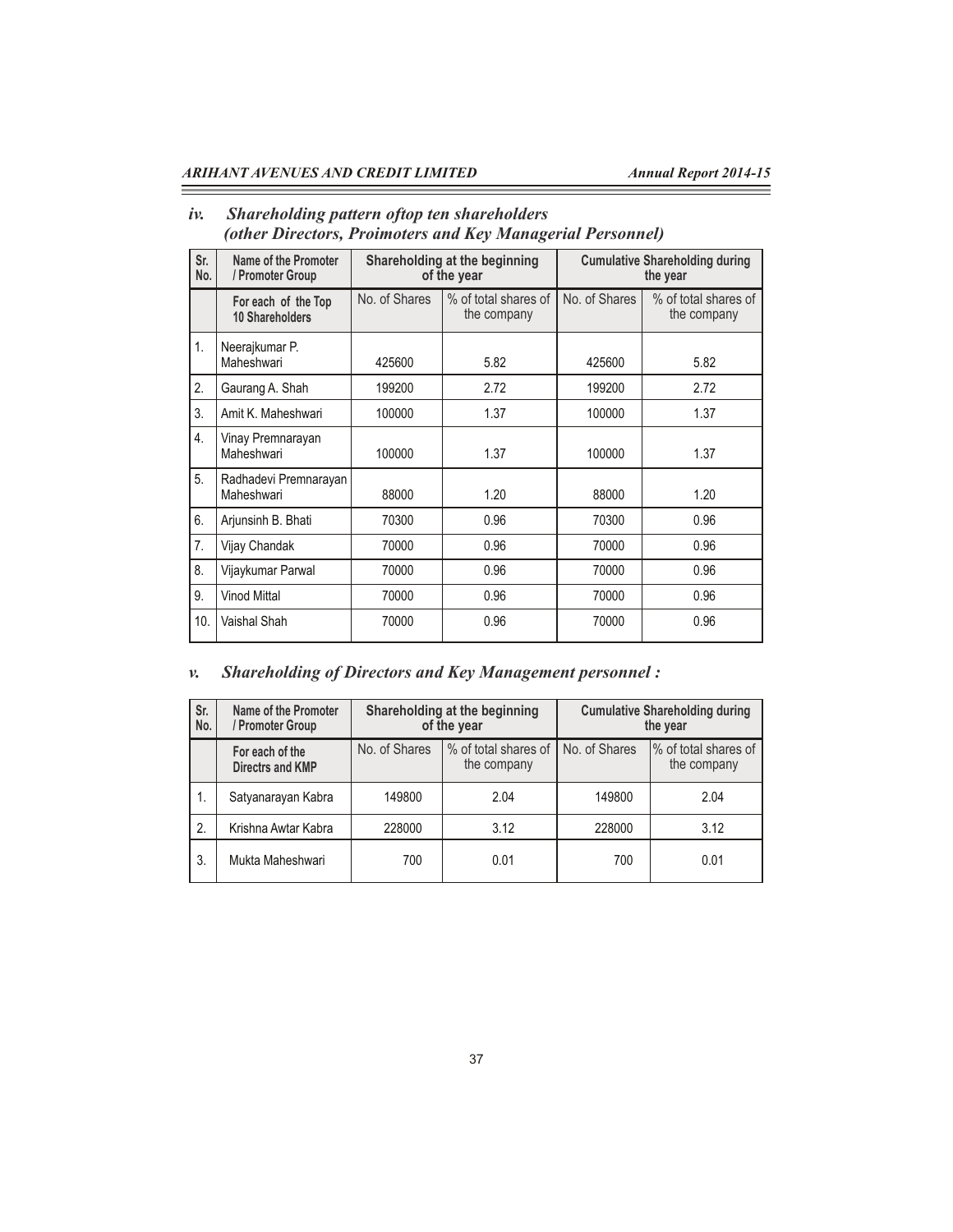### *iv. Shareholding pattern oftop ten shareholders (other Directors, Proimoters and Key Managerial Personnel)*

| Sr. No. | Name of the Promoter / Promoter Group | Shareholding at the beginning of the year | | Cumulative Shareholding during the year | |
|---|---|---|---|---|---|
| | For each of the Top 10 Shareholders | No. of Shares | % of total shares of the company | No. of Shares | % of total shares of the company |
| 1. | Neerajkumar P. Maheshwari | 425600 | 5.82 | 425600 | 5.82 |
| 2. | Gaurang A. Shah | 199200 | 2.72 | 199200 | 2.72 |
| 3. | Amit K. Maheshwari | 100000 | 1.37 | 100000 | 1.37 |
| 4. | Vinay Premnarayan Maheshwari | 100000 | 1.37 | 100000 | 1.37 |
| 5. | Radhadevi Premnarayan Maheshwari | 88000 | 1.20 | 88000 | 1.20 |
| 6. | Arjunsinh B. Bhati | 70300 | 0.96 | 70300 | 0.96 |
| 7. | Vijay Chandak | 70000 | 0.96 | 70000 | 0.96 |
| 8. | Vijaykumar Parwal | 70000 | 0.96 | 70000 | 0.96 |
| 9. | Vinod Mittal | 70000 | 0.96 | 70000 | 0.96 |
| 10. | Vaishal Shah | 70000 | 0.96 | 70000 | 0.96 |

### *v. Shareholding of Directors and Key Management personnel :*

| Sr. No. | Name of the Promoter / Promoter Group | Shareholding at the beginning of the year | | Cumulative Shareholding during the year | |
|---|---|---|---|---|---|
| | For each of the Directrs and KMP | No. of Shares | % of total shares of the company | No. of Shares | % of total shares of the company |
| 1. | Satyanarayan Kabra | 149800 | 2.04 | 149800 | 2.04 |
| 2. | Krishna Awtar Kabra | 228000 | 3.12 | 228000 | 3.12 |
| 3. | Mukta Maheshwari | 700 | 0.01 | 700 | 0.01 |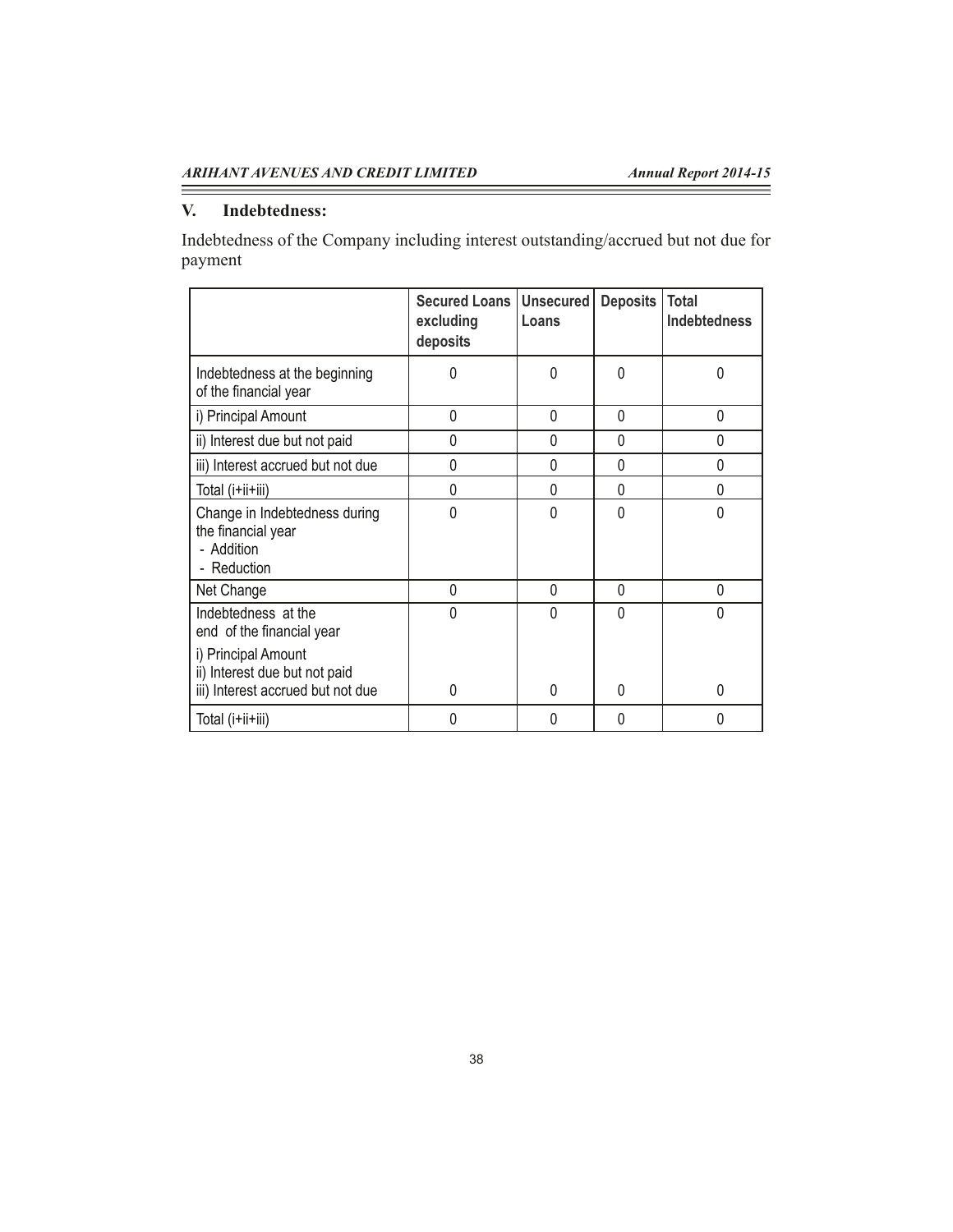## V. Indebtedness:

Indebtedness of the Company including interest outstanding/accrued but not due for payment

| | Secured Loans excluding deposits | Unsecured Loans | Deposits | Total Indebtedness |
|---|---|---|---|---|
| Indebtedness at the beginning of the financial year | 0 | 0 | 0 | 0 |
| i) Principal Amount | 0 | 0 | 0 | 0 |
| ii) Interest due but not paid | 0 | 0 | 0 | 0 |
| iii) Interest accrued but not due | 0 | 0 | 0 | 0 |
| Total (i+ii+iii) | 0 | 0 | 0 | 0 |
| Change in Indebtedness during the financial year<br>- Addition<br>- Reduction | 0 | 0 | 0 | 0 |
| Net Change | 0 | 0 | 0 | 0 |
| Indebtedness at the end of the financial year | 0 | 0 | 0 | 0 |
| i) Principal Amount<br>ii) Interest due but not paid<br>iii) Interest accrued but not due | 0 | 0 | 0 | 0 |
| Total (i+ii+iii) | 0 | 0 | 0 | 0 |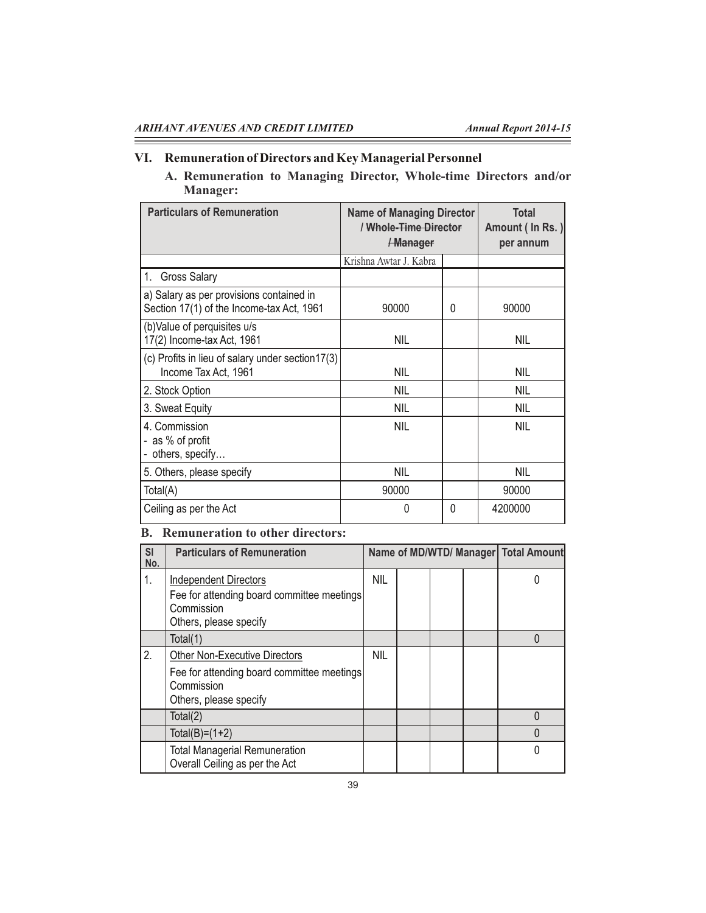## VI. Remuneration of Directors and Key Managerial Personnel

### A. Remuneration to Managing Director, Whole-time Directors and/or Manager:

| Particulars of Remuneration | Name of Managing Director / ~~Whole-Time Director~~ / ~~Manager~~ | | Total Amount ( In Rs. ) per annum |
|---|---|---|---|
| | Krishna Awtar J. Kabra | | |
| 1. Gross Salary | | | |
| a) Salary as per provisions contained in Section 17(1) of the Income-tax Act, 1961 | 90000 | 0 | 90000 |
| (b)Value of perquisites u/s 17(2) Income-tax Act, 1961 | NIL | | NIL |
| (c) Profits in lieu of salary under section17(3) Income Tax Act, 1961 | NIL | | NIL |
| 2. Stock Option | NIL | | NIL |
| 3. Sweat Equity | NIL | | NIL |
| 4. Commission - as % of profit - others, specify… | NIL | | NIL |
| 5. Others, please specify | NIL | | NIL |
| Total(A) | 90000 | | 90000 |
| Ceiling as per the Act | 0 | 0 | 4200000 |

### B. Remuneration to other directors:

| Sl No. | Particulars of Remuneration | Name of MD/WTD/ Manager | | | | Total Amount |
|---|---|---|---|---|---|---|
| 1. | Independent Directors<br>Fee for attending board committee meetings<br>Commission<br>Others, please specify | NIL | | | | 0 |
| | Total(1) | | | | | 0 |
| 2. | Other Non-Executive Directors<br>Fee for attending board committee meetings<br>Commission<br>Others, please specify | NIL | | | | |
| | Total(2) | | | | | 0 |
| | Total(B)=(1+2) | | | | | 0 |
| | Total Managerial Remuneration<br>Overall Ceiling as per the Act | | | | | 0 |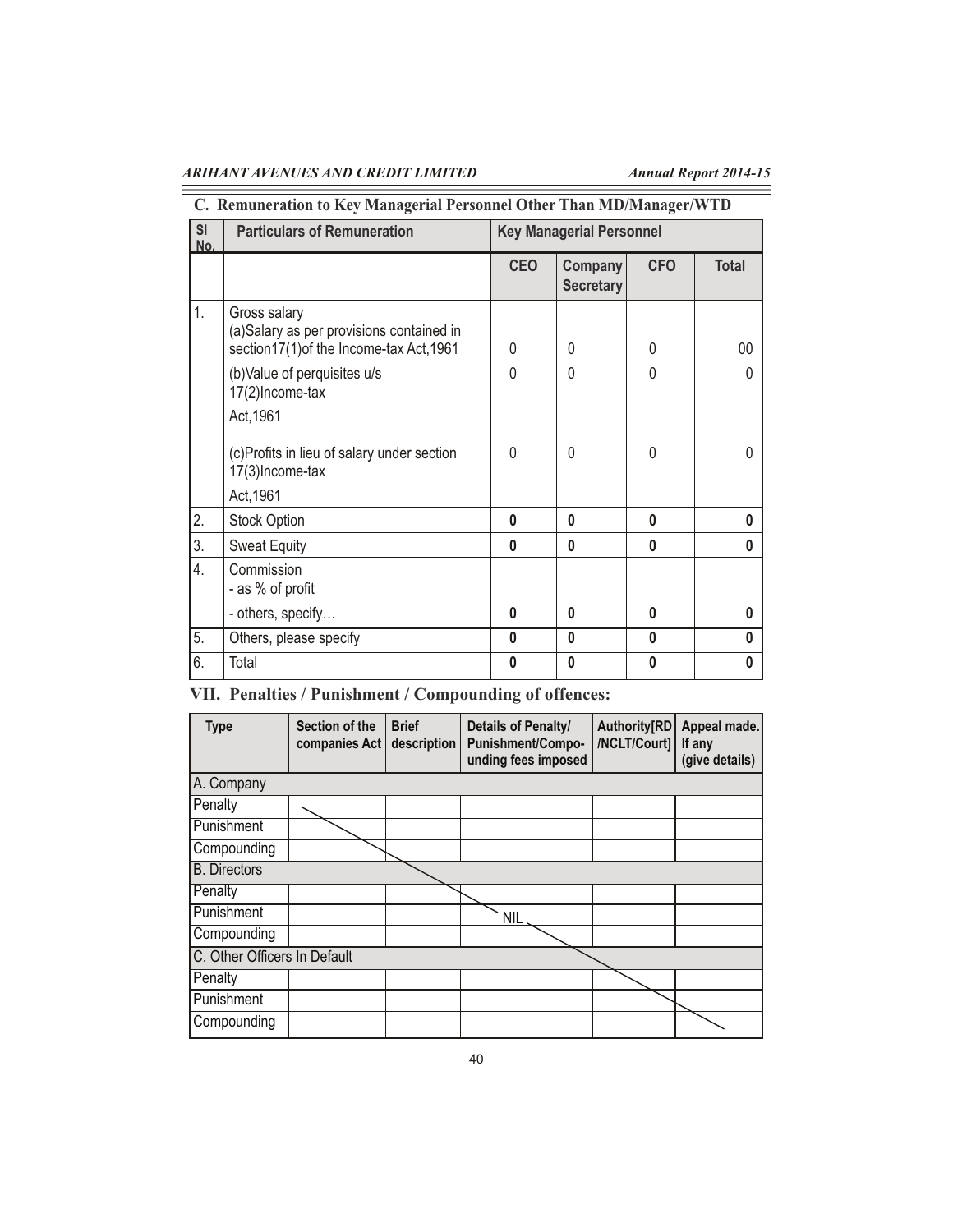## C. Remuneration to Key Managerial Personnel Other Than MD/Manager/WTD

| Sl No. | Particulars of Remuneration | Key Managerial Personnel | | | |
|---|---|---|---|---|---|
| | | CEO | Company Secretary | CFO | Total |
| 1. | Gross salary<br>(a)Salary as per provisions contained in section17(1)of the Income-tax Act,1961 | 0 | 0 | 0 | 00 |
| | (b)Value of perquisites u/s 17(2)Income-tax Act,1961 | 0 | 0 | 0 | 0 |
| | (c)Profits in lieu of salary under section 17(3)Income-tax Act,1961 | 0 | 0 | 0 | 0 |
| 2. | Stock Option | **0** | **0** | **0** | **0** |
| 3. | Sweat Equity | **0** | **0** | **0** | **0** |
| 4. | Commission<br>- as % of profit<br>- others, specify… | **0** | **0** | **0** | **0** |
| 5. | Others, please specify | **0** | **0** | **0** | **0** |
| 6. | Total | **0** | **0** | **0** | **0** |

## VII. Penalties / Punishment / Compounding of offences:

| Type | Section of the companies Act | Brief description | Details of Penalty/ Punishment/Compounding fees imposed | Authority[RD /NCLT/Court] | Appeal made. If any (give details) |
|---|---|---|---|---|---|
| A. Company | | | | | |
| Penalty | | | | | |
| Punishment | | | | | |
| Compounding | | | | | |
| B. Directors | | | | | |
| Penalty | | | | | |
| Punishment | | | NIL | | |
| Compounding | | | | | |
| C. Other Officers In Default | | | | | |
| Penalty | | | | | |
| Punishment | | | | | |
| Compounding | | | | | |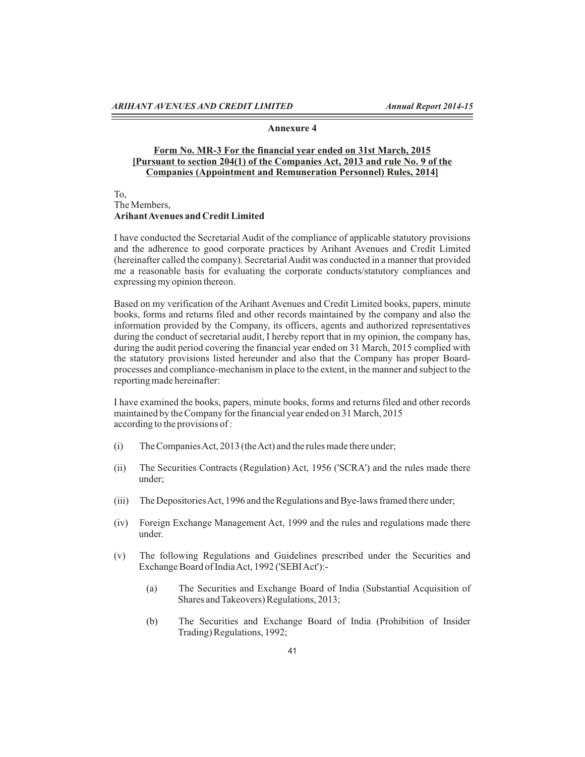## Annexure 4

**Form No. MR-3 For the financial year ended on 31st March, 2015**
**[Pursuant to section 204(1) of the Companies Act, 2013 and rule No. 9 of the Companies (Appointment and Remuneration Personnel) Rules, 2014]**

To,
The Members,
**Arihant Avenues and Credit Limited**

I have conducted the Secretarial Audit of the compliance of applicable statutory provisions and the adherence to good corporate practices by Arihant Avenues and Credit Limited (hereinafter called the company). Secretarial Audit was conducted in a manner that provided me a reasonable basis for evaluating the corporate conducts/statutory compliances and expressing my opinion thereon.

Based on my verification of the Arihant Avenues and Credit Limited books, papers, minute books, forms and returns filed and other records maintained by the company and also the information provided by the Company, its officers, agents and authorized representatives during the conduct of secretarial audit, I hereby report that in my opinion, the company has, during the audit period covering the financial year ended on 31 March, 2015 complied with the statutory provisions listed hereunder and also that the Company has proper Board-processes and compliance-mechanism in place to the extent, in the manner and subject to the reporting made hereinafter:

I have examined the books, papers, minute books, forms and returns filed and other records maintained by the Company for the financial year ended on 31 March, 2015 according to the provisions of :

(i) The Companies Act, 2013 (the Act) and the rules made there under;

(ii) The Securities Contracts (Regulation) Act, 1956 ('SCRA') and the rules made there under;

(iii) The Depositories Act, 1996 and the Regulations and Bye-laws framed there under;

(iv) Foreign Exchange Management Act, 1999 and the rules and regulations made there under.

(v) The following Regulations and Guidelines prescribed under the Securities and Exchange Board of India Act, 1992 ('SEBI Act'):-

   (a) The Securities and Exchange Board of India (Substantial Acquisition of Shares and Takeovers) Regulations, 2013;

   (b) The Securities and Exchange Board of India (Prohibition of Insider Trading) Regulations, 1992;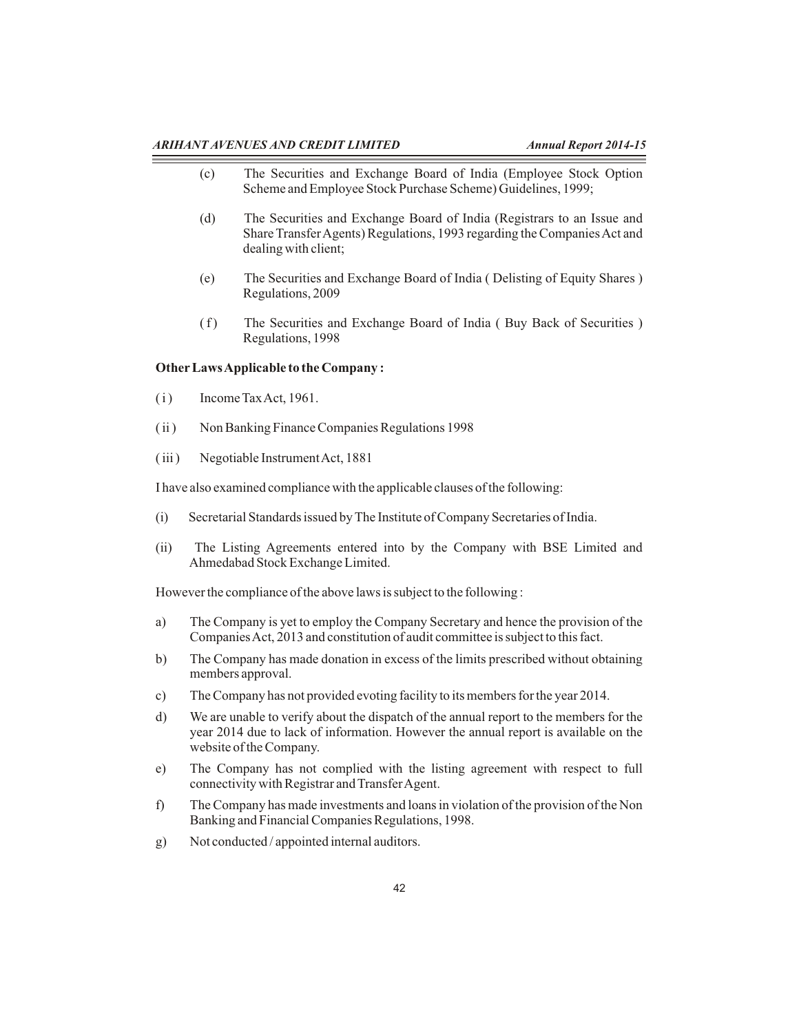(c) The Securities and Exchange Board of India (Employee Stock Option Scheme and Employee Stock Purchase Scheme) Guidelines, 1999;

(d) The Securities and Exchange Board of India (Registrars to an Issue and Share Transfer Agents) Regulations, 1993 regarding the Companies Act and dealing with client;

(e) The Securities and Exchange Board of India ( Delisting of Equity Shares ) Regulations, 2009

( f ) The Securities and Exchange Board of India ( Buy Back of Securities ) Regulations, 1998

**Other Laws Applicable to the Company :**

( i ) Income Tax Act, 1961.

( ii ) Non Banking Finance Companies Regulations 1998

( iii ) Negotiable Instrument Act, 1881

I have also examined compliance with the applicable clauses of the following:

(i) Secretarial Standards issued by The Institute of Company Secretaries of India.

(ii) The Listing Agreements entered into by the Company with BSE Limited and Ahmedabad Stock Exchange Limited.

However the compliance of the above laws is subject to the following :

a) The Company is yet to employ the Company Secretary and hence the provision of the Companies Act, 2013 and constitution of audit committee is subject to this fact.

b) The Company has made donation in excess of the limits prescribed without obtaining members approval.

c) The Company has not provided evoting facility to its members for the year 2014.

d) We are unable to verify about the dispatch of the annual report to the members for the year 2014 due to lack of information. However the annual report is available on the website of the Company.

e) The Company has not complied with the listing agreement with respect to full connectivity with Registrar and Transfer Agent.

f) The Company has made investments and loans in violation of the provision of the Non Banking and Financial Companies Regulations, 1998.

g) Not conducted / appointed internal auditors.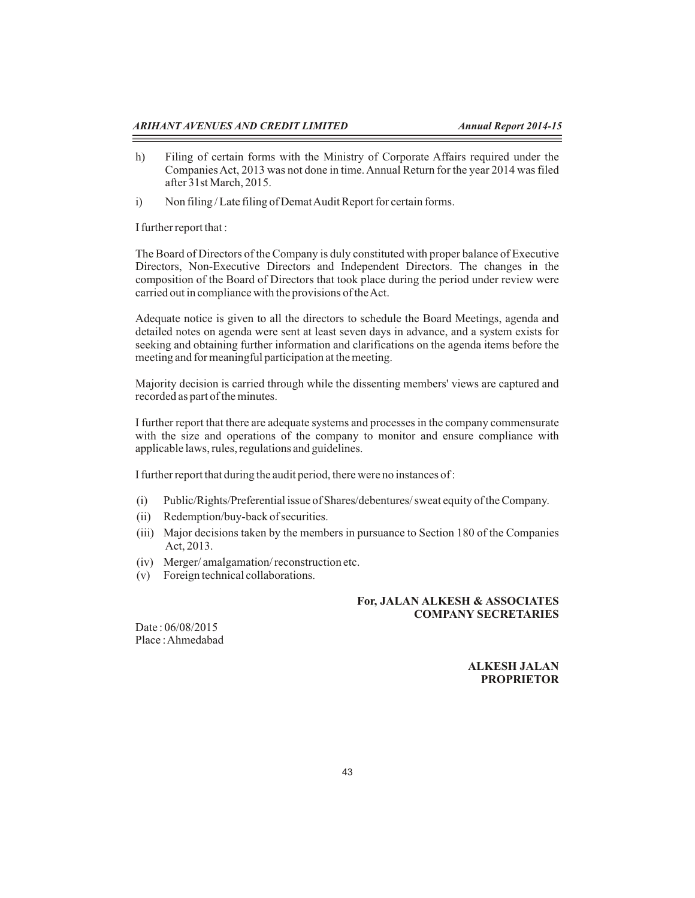h) Filing of certain forms with the Ministry of Corporate Affairs required under the Companies Act, 2013 was not done in time. Annual Return for the year 2014 was filed after 31st March, 2015.

i) Non filing / Late filing of Demat Audit Report for certain forms.

I further report that :

The Board of Directors of the Company is duly constituted with proper balance of Executive Directors, Non-Executive Directors and Independent Directors. The changes in the composition of the Board of Directors that took place during the period under review were carried out in compliance with the provisions of the Act.

Adequate notice is given to all the directors to schedule the Board Meetings, agenda and detailed notes on agenda were sent at least seven days in advance, and a system exists for seeking and obtaining further information and clarifications on the agenda items before the meeting and for meaningful participation at the meeting.

Majority decision is carried through while the dissenting members' views are captured and recorded as part of the minutes.

I further report that there are adequate systems and processes in the company commensurate with the size and operations of the company to monitor and ensure compliance with applicable laws, rules, regulations and guidelines.

I further report that during the audit period, there were no instances of :

(i) Public/Rights/Preferential issue of Shares/debentures/ sweat equity of the Company.

(ii) Redemption/buy-back of securities.

(iii) Major decisions taken by the members in pursuance to Section 180 of the Companies Act, 2013.

(iv) Merger/ amalgamation/ reconstruction etc.

(v) Foreign technical collaborations.

**For, JALAN ALKESH & ASSOCIATES**
**COMPANY SECRETARIES**

Date : 06/08/2015
Place : Ahmedabad

**ALKESH JALAN**
**PROPRIETOR**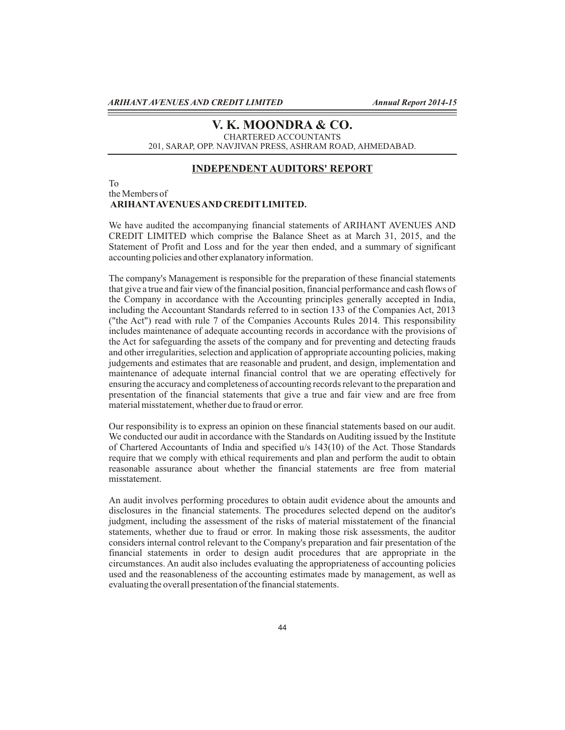# V. K. MOONDRA & CO.

CHARTERED ACCOUNTANTS
201, SARAP, OPP. NAVJIVAN PRESS, ASHRAM ROAD, AHMEDABAD.

## INDEPENDENT AUDITORS' REPORT

To
the Members of
**ARIHANT AVENUES AND CREDIT LIMITED.**

We have audited the accompanying financial statements of ARIHANT AVENUES AND CREDIT LIMITED which comprise the Balance Sheet as at March 31, 2015, and the Statement of Profit and Loss and for the year then ended, and a summary of significant accounting policies and other explanatory information.

The company's Management is responsible for the preparation of these financial statements that give a true and fair view of the financial position, financial performance and cash flows of the Company in accordance with the Accounting principles generally accepted in India, including the Accountant Standards referred to in section 133 of the Companies Act, 2013 ("the Act") read with rule 7 of the Companies Accounts Rules 2014. This responsibility includes maintenance of adequate accounting records in accordance with the provisions of the Act for safeguarding the assets of the company and for preventing and detecting frauds and other irregularities, selection and application of appropriate accounting policies, making judgements and estimates that are reasonable and prudent, and design, implementation and maintenance of adequate internal financial control that we are operating effectively for ensuring the accuracy and completeness of accounting records relevant to the preparation and presentation of the financial statements that give a true and fair view and are free from material misstatement, whether due to fraud or error.

Our responsibility is to express an opinion on these financial statements based on our audit. We conducted our audit in accordance with the Standards on Auditing issued by the Institute of Chartered Accountants of India and specified u/s 143(10) of the Act. Those Standards require that we comply with ethical requirements and plan and perform the audit to obtain reasonable assurance about whether the financial statements are free from material misstatement.

An audit involves performing procedures to obtain audit evidence about the amounts and disclosures in the financial statements. The procedures selected depend on the auditor's judgment, including the assessment of the risks of material misstatement of the financial statements, whether due to fraud or error. In making those risk assessments, the auditor considers internal control relevant to the Company's preparation and fair presentation of the financial statements in order to design audit procedures that are appropriate in the circumstances. An audit also includes evaluating the appropriateness of accounting policies used and the reasonableness of the accounting estimates made by management, as well as evaluating the overall presentation of the financial statements.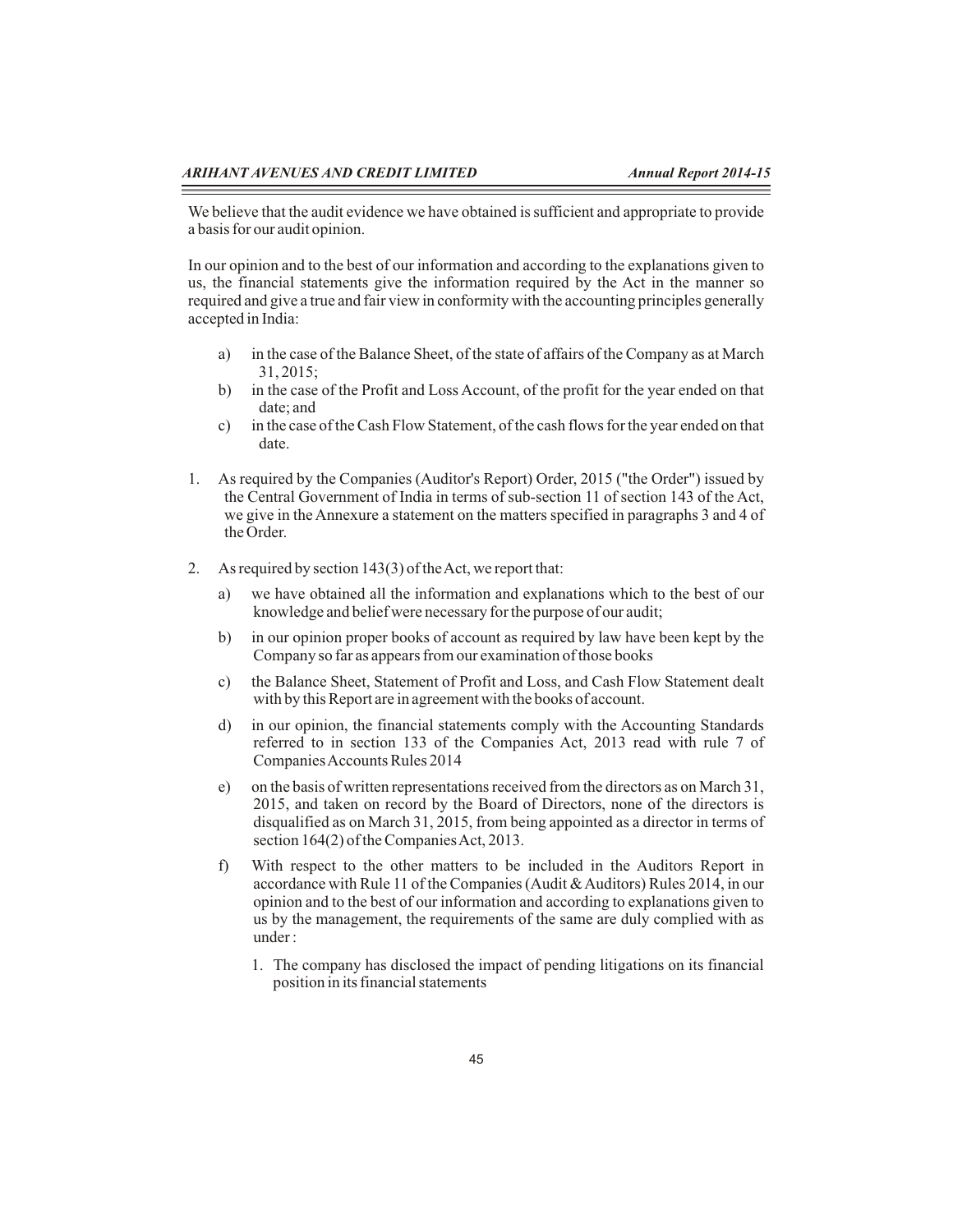We believe that the audit evidence we have obtained is sufficient and appropriate to provide a basis for our audit opinion.

In our opinion and to the best of our information and according to the explanations given to us, the financial statements give the information required by the Act in the manner so required and give a true and fair view in conformity with the accounting principles generally accepted in India:

a) in the case of the Balance Sheet, of the state of affairs of the Company as at March 31, 2015;
b) in the case of the Profit and Loss Account, of the profit for the year ended on that date; and
c) in the case of the Cash Flow Statement, of the cash flows for the year ended on that date.

1. As required by the Companies (Auditor's Report) Order, 2015 ("the Order") issued by the Central Government of India in terms of sub-section 11 of section 143 of the Act, we give in the Annexure a statement on the matters specified in paragraphs 3 and 4 of the Order.

2. As required by section 143(3) of the Act, we report that:

   a) we have obtained all the information and explanations which to the best of our knowledge and belief were necessary for the purpose of our audit;

   b) in our opinion proper books of account as required by law have been kept by the Company so far as appears from our examination of those books

   c) the Balance Sheet, Statement of Profit and Loss, and Cash Flow Statement dealt with by this Report are in agreement with the books of account.

   d) in our opinion, the financial statements comply with the Accounting Standards referred to in section 133 of the Companies Act, 2013 read with rule 7 of Companies Accounts Rules 2014

   e) on the basis of written representations received from the directors as on March 31, 2015, and taken on record by the Board of Directors, none of the directors is disqualified as on March 31, 2015, from being appointed as a director in terms of section 164(2) of the Companies Act, 2013.

   f) With respect to the other matters to be included in the Auditors Report in accordance with Rule 11 of the Companies (Audit & Auditors) Rules 2014, in our opinion and to the best of our information and according to explanations given to us by the management, the requirements of the same are duly complied with as under :

      1. The company has disclosed the impact of pending litigations on its financial position in its financial statements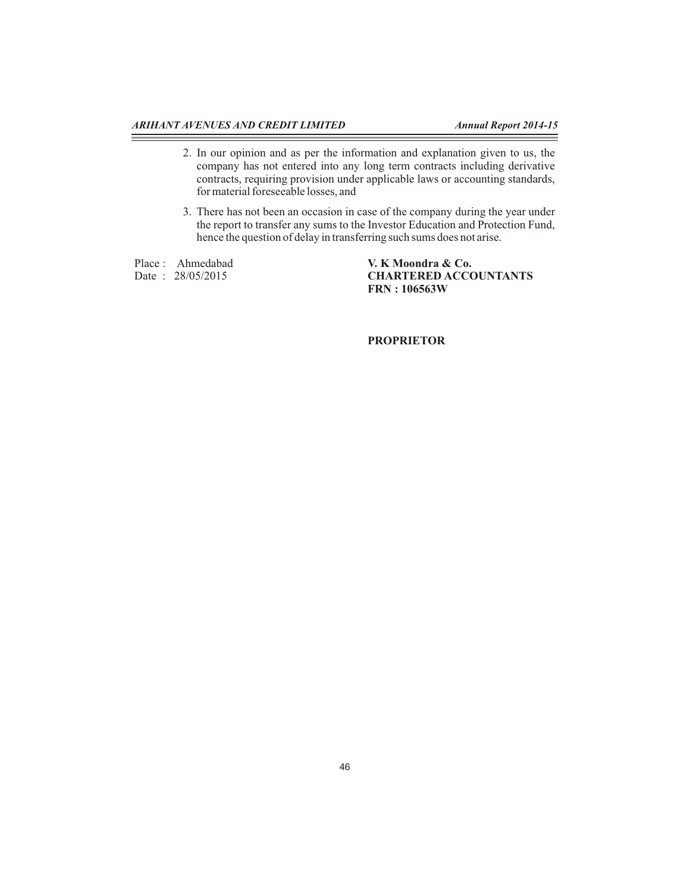2. In our opinion and as per the information and explanation given to us, the company has not entered into any long term contracts including derivative contracts, requiring provision under applicable laws or accounting standards, for material foreseeable losses, and

3. There has not been an occasion in case of the company during the year under the report to transfer any sums to the Investor Education and Protection Fund, hence the question of delay in transferring such sums does not arise.

Place : Ahmedabad
Date : 28/05/2015

**V. K Moondra & Co.**
**CHARTERED ACCOUNTANTS**
**FRN : 106563W**

**PROPRIETOR**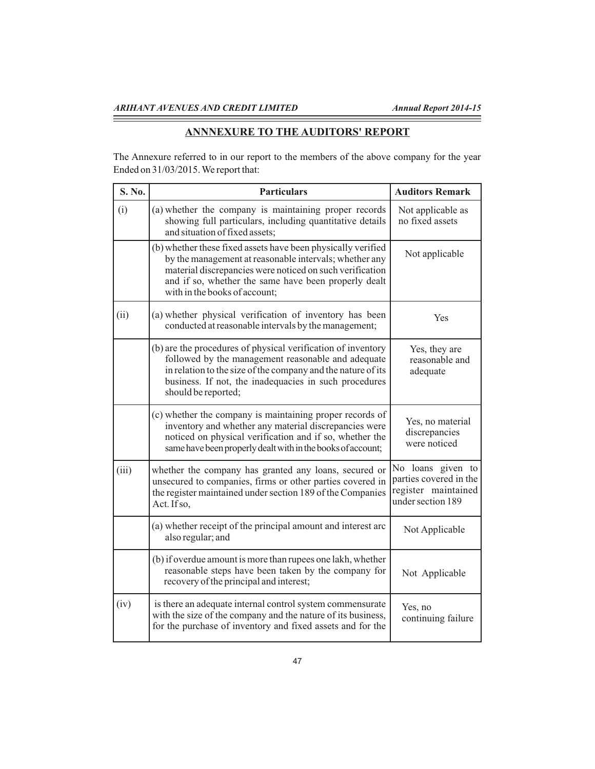## ANNNEXURE TO THE AUDITORS' REPORT

The Annexure referred to in our report to the members of the above company for the year Ended on 31/03/2015. We report that:

| S. No. | Particulars | Auditors Remark |
|---|---|---|
| (i) | (a) whether the company is maintaining proper records showing full particulars, including quantitative details and situation of fixed assets; | Not applicable as no fixed assets |
| | (b) whether these fixed assets have been physically verified by the management at reasonable intervals; whether any material discrepancies were noticed on such verification and if so, whether the same have been properly dealt with in the books of account; | Not applicable |
| (ii) | (a) whether physical verification of inventory has been conducted at reasonable intervals by the management; | Yes |
| | (b) are the procedures of physical verification of inventory followed by the management reasonable and adequate in relation to the size of the company and the nature of its business. If not, the inadequacies in such procedures should be reported; | Yes, they are reasonable and adequate |
| | (c) whether the company is maintaining proper records of inventory and whether any material discrepancies were noticed on physical verification and if so, whether the same have been properly dealt with in the books of account; | Yes, no material discrepancies were noticed |
| (iii) | whether the company has granted any loans, secured or unsecured to companies, firms or other parties covered in the register maintained under section 189 of the Companies Act. If so, | No loans given to parties covered in the register maintained under section 189 |
| | (a) whether receipt of the principal amount and interest arc also regular; and | Not Applicable |
| | (b) if overdue amount is more than rupees one lakh, whether reasonable steps have been taken by the company for recovery of the principal and interest; | Not Applicable |
| (iv) | is there an adequate internal control system commensurate with the size of the company and the nature of its business, for the purchase of inventory and fixed assets and for the | Yes, no continuing failure |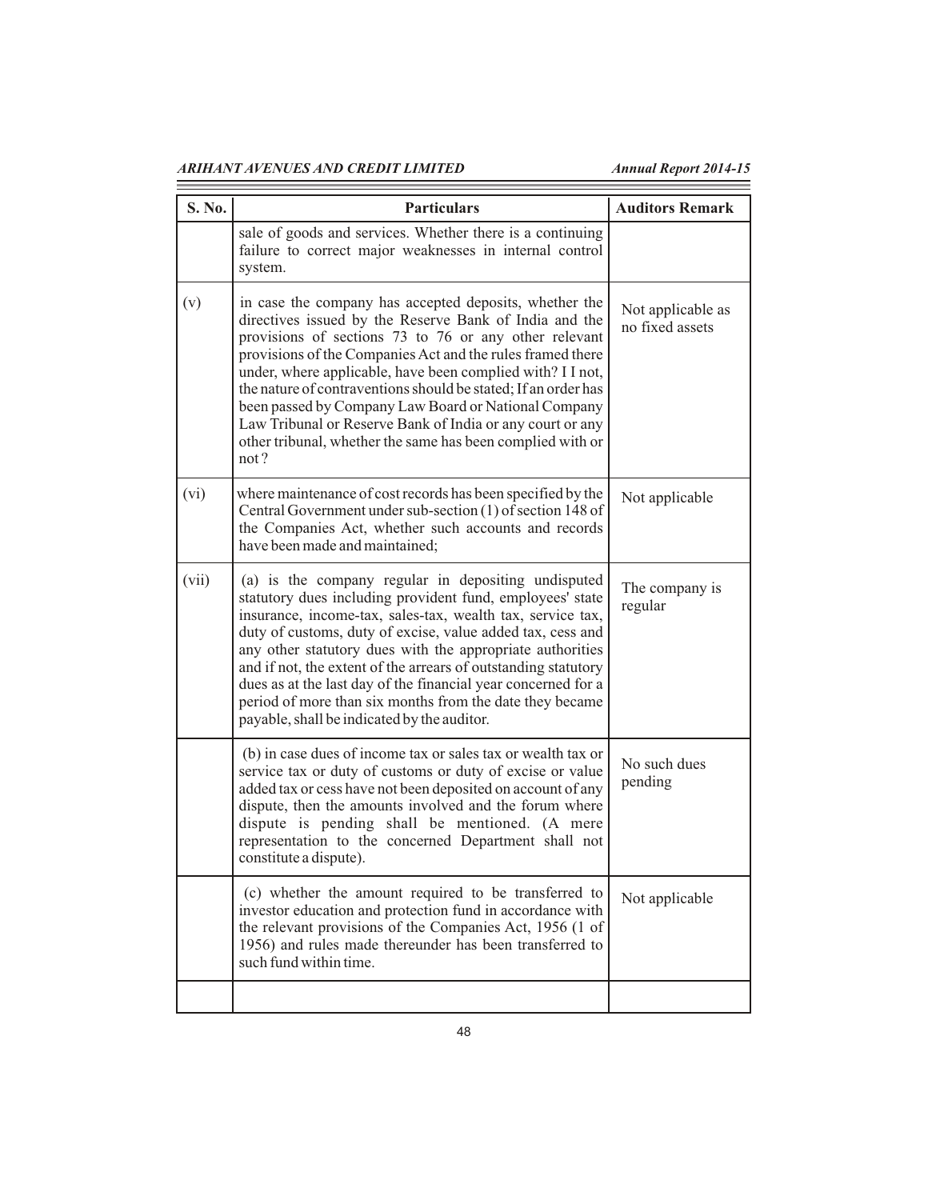| S. No. | Particulars | Auditors Remark |
|---|---|---|
| | sale of goods and services. Whether there is a continuing failure to correct major weaknesses in internal control system. | |
| (v) | in case the company has accepted deposits, whether the directives issued by the Reserve Bank of India and the provisions of sections 73 to 76 or any other relevant provisions of the Companies Act and the rules framed there under, where applicable, have been complied with? I I not, the nature of contraventions should be stated; If an order has been passed by Company Law Board or National Company Law Tribunal or Reserve Bank of India or any court or any other tribunal, whether the same has been complied with or not ? | Not applicable as no fixed assets |
| (vi) | where maintenance of cost records has been specified by the Central Government under sub-section (1) of section 148 of the Companies Act, whether such accounts and records have been made and maintained; | Not applicable |
| (vii) | (a) is the company regular in depositing undisputed statutory dues including provident fund, employees' state insurance, income-tax, sales-tax, wealth tax, service tax, duty of customs, duty of excise, value added tax, cess and any other statutory dues with the appropriate authorities and if not, the extent of the arrears of outstanding statutory dues as at the last day of the financial year concerned for a period of more than six months from the date they became payable, shall be indicated by the auditor. | The company is regular |
| | (b) in case dues of income tax or sales tax or wealth tax or service tax or duty of customs or duty of excise or value added tax or cess have not been deposited on account of any dispute, then the amounts involved and the forum where dispute is pending shall be mentioned. (A mere representation to the concerned Department shall not constitute a dispute). | No such dues pending |
| | (c) whether the amount required to be transferred to investor education and protection fund in accordance with the relevant provisions of the Companies Act, 1956 (1 of 1956) and rules made thereunder has been transferred to such fund within time. | Not applicable |
| | | |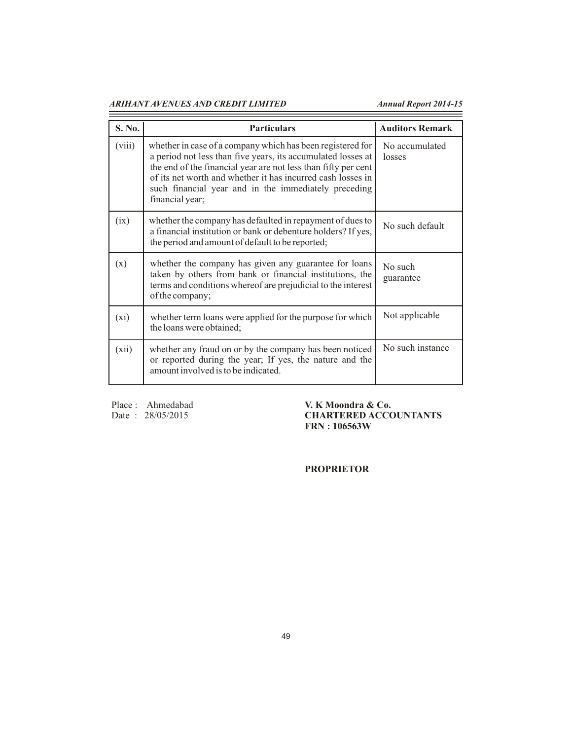| S. No. | Particulars | Auditors Remark |
|---|---|---|
| (viii) | whether in case of a company which has been registered for a period not less than five years, its accumulated losses at the end of the financial year are not less than fifty per cent of its net worth and whether it has incurred cash losses in such financial year and in the immediately preceding financial year; | No accumulated losses |
| (ix) | whether the company has defaulted in repayment of dues to a financial institution or bank or debenture holders? If yes, the period and amount of default to be reported; | No such default |
| (x) | whether the company has given any guarantee for loans taken by others from bank or financial institutions, the terms and conditions whereof are prejudicial to the interest of the company; | No such guarantee |
| (xi) | whether term loans were applied for the purpose for which the loans were obtained; | Not applicable |
| (xii) | whether any fraud on or by the company has been noticed or reported during the year; If yes, the nature and the amount involved is to be indicated. | No such instance |

Place : Ahmedabad
Date : 28/05/2015

**V. K Moondra & Co.**
**CHARTERED ACCOUNTANTS**
**FRN : 106563W**

**PROPRIETOR**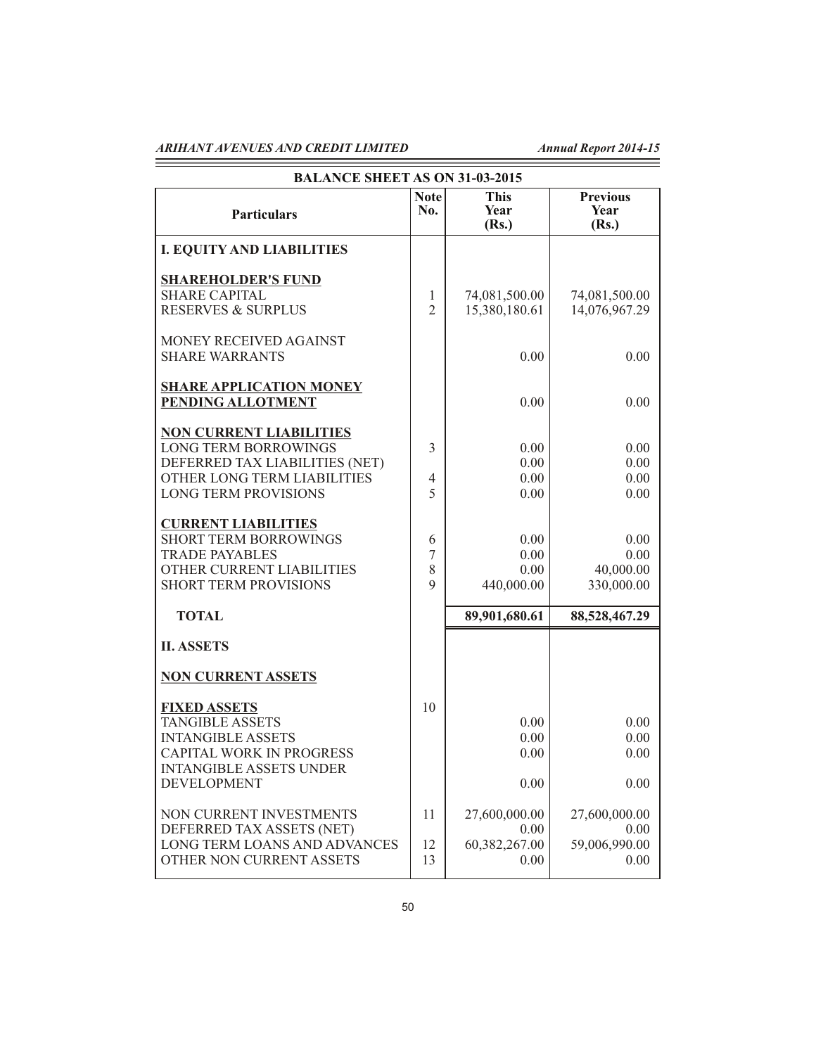## BALANCE SHEET AS ON 31-03-2015

| Particulars | Note No. | This Year (Rs.) | Previous Year (Rs.) |
|---|---|---|---|
| **I. EQUITY AND LIABILITIES** | | | |
| **SHAREHOLDER'S FUND** | | | |
| SHARE CAPITAL | 1 | 74,081,500.00 | 74,081,500.00 |
| RESERVES & SURPLUS | 2 | 15,380,180.61 | 14,076,967.29 |
| MONEY RECEIVED AGAINST SHARE WARRANTS | | 0.00 | 0.00 |
| **SHARE APPLICATION MONEY PENDING ALLOTMENT** | | 0.00 | 0.00 |
| **NON CURRENT LIABILITIES** | | | |
| LONG TERM BORROWINGS | 3 | 0.00 | 0.00 |
| DEFERRED TAX LIABILITIES (NET) | | 0.00 | 0.00 |
| OTHER LONG TERM LIABILITIES | 4 | 0.00 | 0.00 |
| LONG TERM PROVISIONS | 5 | 0.00 | 0.00 |
| **CURRENT LIABILITIES** | | | |
| SHORT TERM BORROWINGS | 6 | 0.00 | 0.00 |
| TRADE PAYABLES | 7 | 0.00 | 0.00 |
| OTHER CURRENT LIABILITIES | 8 | 0.00 | 40,000.00 |
| SHORT TERM PROVISIONS | 9 | 440,000.00 | 330,000.00 |
| **TOTAL** | | **89,901,680.61** | **88,528,467.29** |
| **II. ASSETS** | | | |
| **NON CURRENT ASSETS** | | | |
| **FIXED ASSETS** | 10 | | |
| TANGIBLE ASSETS | | 0.00 | 0.00 |
| INTANGIBLE ASSETS | | 0.00 | 0.00 |
| CAPITAL WORK IN PROGRESS | | 0.00 | 0.00 |
| INTANGIBLE ASSETS UNDER DEVELOPMENT | | 0.00 | 0.00 |
| NON CURRENT INVESTMENTS | 11 | 27,600,000.00 | 27,600,000.00 |
| DEFERRED TAX ASSETS (NET) | | 0.00 | 0.00 |
| LONG TERM LOANS AND ADVANCES | 12 | 60,382,267.00 | 59,006,990.00 |
| OTHER NON CURRENT ASSETS | 13 | 0.00 | 0.00 |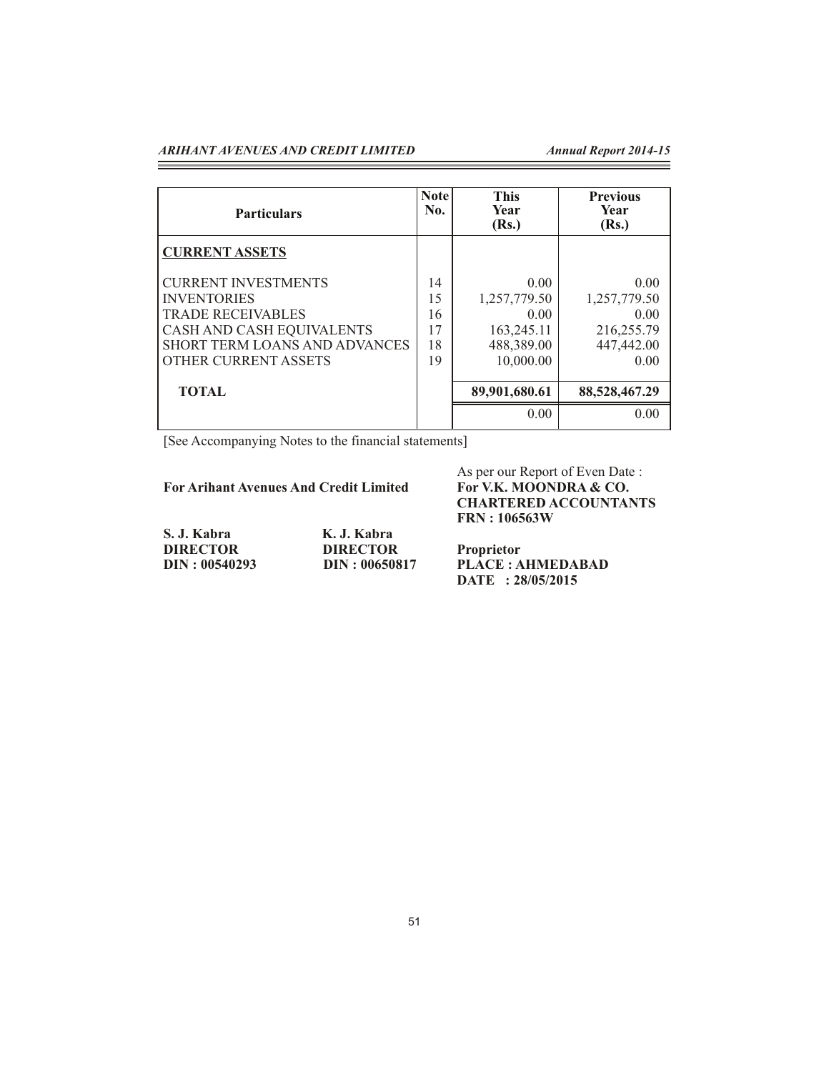| Particulars | Note No. | This Year (Rs.) | Previous Year (Rs.) |
|---|---|---|---|
| **CURRENT ASSETS** | | | |
| CURRENT INVESTMENTS | 14 | 0.00 | 0.00 |
| INVENTORIES | 15 | 1,257,779.50 | 1,257,779.50 |
| TRADE RECEIVABLES | 16 | 0.00 | 0.00 |
| CASH AND CASH EQUIVALENTS | 17 | 163,245.11 | 216,255.79 |
| SHORT TERM LOANS AND ADVANCES | 18 | 488,389.00 | 447,442.00 |
| OTHER CURRENT ASSETS | 19 | 10,000.00 | 0.00 |
| **TOTAL** | | **89,901,680.61** | **88,528,467.29** |
| | | 0.00 | 0.00 |

[See Accompanying Notes to the financial statements]

As per our Report of Even Date :

**For Arihant Avenues And Credit Limited**

**For V.K. MOONDRA & CO.**
**CHARTERED ACCOUNTANTS**
**FRN : 106563W**

**S. J. Kabra**
**DIRECTOR**
**DIN : 00540293**

**K. J. Kabra**
**DIRECTOR**
**DIN : 00650817**

**Proprietor**
**PLACE : AHMEDABAD**
**DATE : 28/05/2015**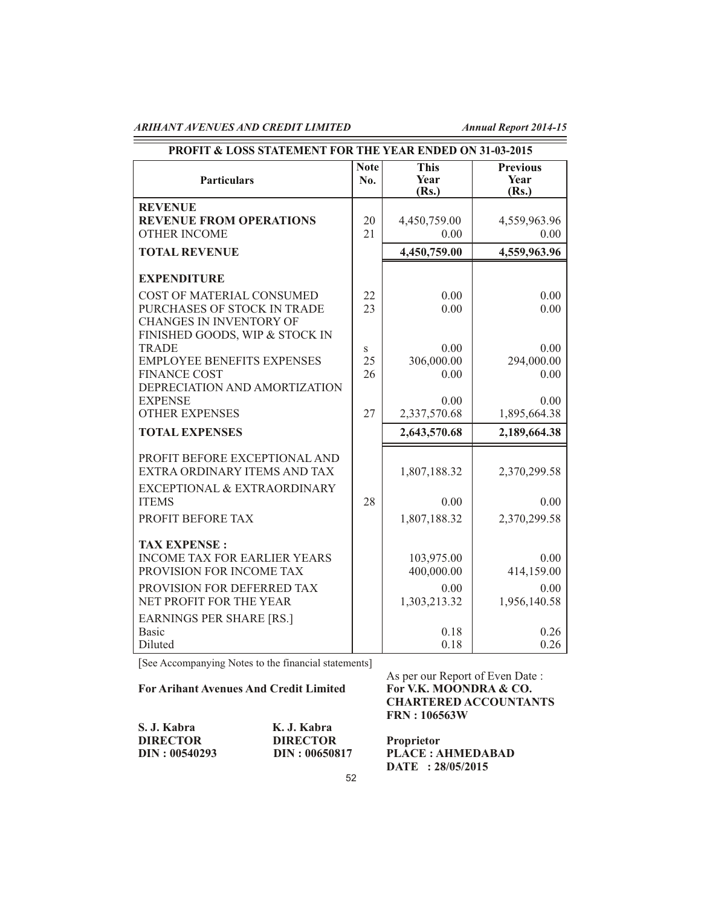## PROFIT & LOSS STATEMENT FOR THE YEAR ENDED ON 31-03-2015

| Particulars | Note No. | This Year (Rs.) | Previous Year (Rs.) |
|---|---|---|---|
| **REVENUE** | | | |
| **REVENUE FROM OPERATIONS** | 20 | 4,450,759.00 | 4,559,963.96 |
| OTHER INCOME | 21 | 0.00 | 0.00 |
| **TOTAL REVENUE** | | **4,450,759.00** | **4,559,963.96** |
| **EXPENDITURE** | | | |
| COST OF MATERIAL CONSUMED | 22 | 0.00 | 0.00 |
| PURCHASES OF STOCK IN TRADE | 23 | 0.00 | 0.00 |
| CHANGES IN INVENTORY OF FINISHED GOODS, WIP & STOCK IN TRADE | s | 0.00 | 0.00 |
| EMPLOYEE BENEFITS EXPENSES | 25 | 306,000.00 | 294,000.00 |
| FINANCE COST | 26 | 0.00 | 0.00 |
| DEPRECIATION AND AMORTIZATION EXPENSE | | 0.00 | 0.00 |
| OTHER EXPENSES | 27 | 2,337,570.68 | 1,895,664.38 |
| **TOTAL EXPENSES** | | **2,643,570.68** | **2,189,664.38** |
| PROFIT BEFORE EXCEPTIONAL AND EXTRA ORDINARY ITEMS AND TAX | | 1,807,188.32 | 2,370,299.58 |
| EXCEPTIONAL & EXTRAORDINARY ITEMS | 28 | 0.00 | 0.00 |
| PROFIT BEFORE TAX | | 1,807,188.32 | 2,370,299.58 |
| **TAX EXPENSE :** | | | |
| INCOME TAX FOR EARLIER YEARS | | 103,975.00 | 0.00 |
| PROVISION FOR INCOME TAX | | 400,000.00 | 414,159.00 |
| PROVISION FOR DEFERRED TAX | | 0.00 | 0.00 |
| NET PROFIT FOR THE YEAR | | 1,303,213.32 | 1,956,140.58 |
| EARNINGS PER SHARE [RS.] | | | |
| Basic | | 0.18 | 0.26 |
| Diluted | | 0.18 | 0.26 |

[See Accompanying Notes to the financial statements]

**For Arihant Avenues And Credit Limited**

**S. J. Kabra**
**DIRECTOR**
**DIN : 00540293**

**K. J. Kabra**
**DIRECTOR**
**DIN : 00650817**

As per our Report of Even Date :
**For V.K. MOONDRA & CO.**
**CHARTERED ACCOUNTANTS**
**FRN : 106563W**

**Proprietor**
**PLACE : AHMEDABAD**
**DATE : 28/05/2015**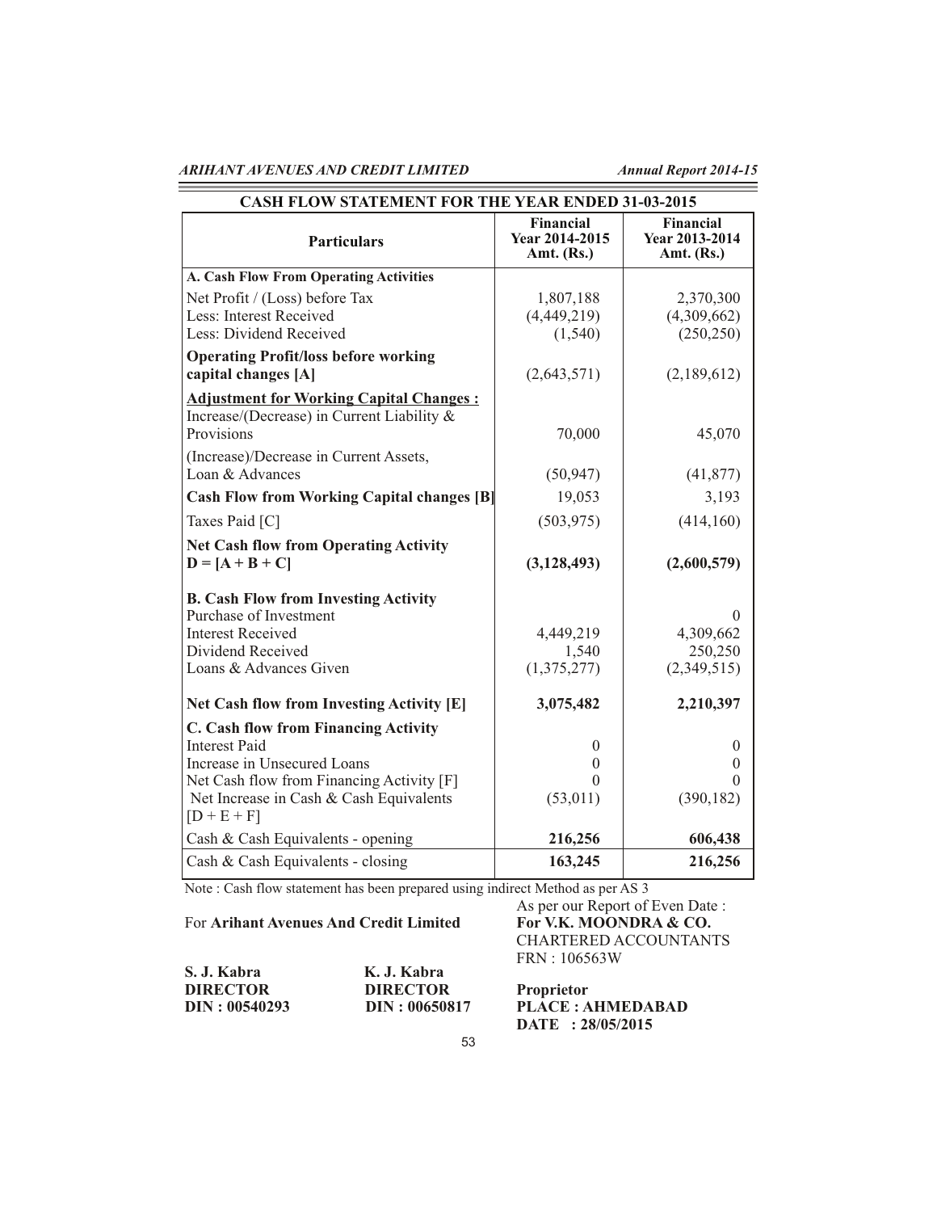## CASH FLOW STATEMENT FOR THE YEAR ENDED 31-03-2015

| Particulars | Financial Year 2014-2015 Amt. (Rs.) | Financial Year 2013-2014 Amt. (Rs.) |
|---|---|---|
| **A. Cash Flow From Operating Activities** | | |
| Net Profit / (Loss) before Tax | 1,807,188 | 2,370,300 |
| Less: Interest Received | (4,449,219) | (4,309,662) |
| Less: Dividend Received | (1,540) | (250,250) |
| **Operating Profit/loss before working capital changes [A]** | (2,643,571) | (2,189,612) |
| **<u>Adjustment for Working Capital Changes :</u>** | | |
| Increase/(Decrease) in Current Liability & Provisions | 70,000 | 45,070 |
| (Increase)/Decrease in Current Assets, Loan & Advances | (50,947) | (41,877) |
| **Cash Flow from Working Capital changes [B]** | 19,053 | 3,193 |
| Taxes Paid [C] | (503,975) | (414,160) |
| **Net Cash flow from Operating Activity D = [A + B + C]** | **(3,128,493)** | **(2,600,579)** |
| **B. Cash Flow from Investing Activity** | | |
| Purchase of Investment | | 0 |
| Interest Received | 4,449,219 | 4,309,662 |
| Dividend Received | 1,540 | 250,250 |
| Loans & Advances Given | (1,375,277) | (2,349,515) |
| **Net Cash flow from Investing Activity [E]** | **3,075,482** | **2,210,397** |
| **C. Cash flow from Financing Activity** | | |
| Interest Paid | 0 | 0 |
| Increase in Unsecured Loans | 0 | 0 |
| Net Cash flow from Financing Activity [F] | 0 | 0 |
| Net Increase in Cash & Cash Equivalents [D + E + F] | (53,011) | (390,182) |
| Cash & Cash Equivalents - opening | **216,256** | **606,438** |
| Cash & Cash Equivalents - closing | **163,245** | **216,256** |

Note : Cash flow statement has been prepared using indirect Method as per AS 3

For **Arihant Avenues And Credit Limited**

**S. J. Kabra**
**DIRECTOR**
**DIN : 00540293**

**K. J. Kabra**
**DIRECTOR**
**DIN : 00650817**

As per our Report of Even Date :
**For V.K. MOONDRA & CO.**
CHARTERED ACCOUNTANTS
FRN : 106563W

**Proprietor**
**PLACE : AHMEDABAD**
**DATE : 28/05/2015**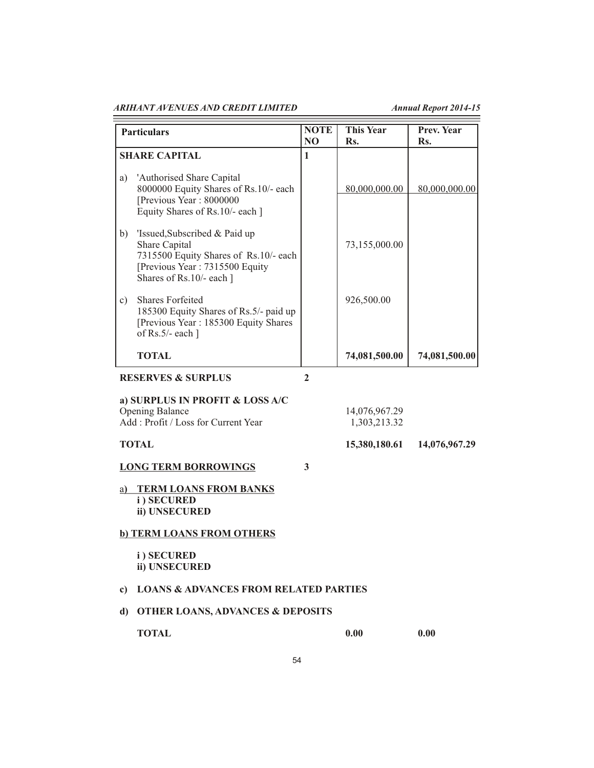| Particulars | NOTE NO | This Year Rs. | Prev. Year Rs. |
|---|---|---|---|
| **SHARE CAPITAL** | **1** | | |
| a) 'Authorised Share Capital 8000000 Equity Shares of Rs.10/- each [Previous Year : 8000000 Equity Shares of Rs.10/- each ] | | 80,000,000.00 | 80,000,000.00 |
| b) 'Issued,Subscribed & Paid up Share Capital 7315500 Equity Shares of Rs.10/- each [Previous Year : 7315500 Equity Shares of Rs.10/- each ] | | 73,155,000.00 | |
| c) Shares Forfeited 185300 Equity Shares of Rs.5/- paid up [Previous Year : 185300 Equity Shares of Rs.5/- each ] | | 926,500.00 | |
| **TOTAL** | | **74,081,500.00** | **74,081,500.00** |

| Particulars | NOTE NO | This Year Rs. | Prev. Year Rs. |
|---|---|---|---|
| **RESERVES & SURPLUS** | **2** | | |
| **a) SURPLUS IN PROFIT & LOSS A/C** | | | |
| Opening Balance | | 14,076,967.29 | |
| Add : Profit / Loss for Current Year | | 1,303,213.32 | |
| **TOTAL** | | **15,380,180.61** | **14,076,967.29** |
| **LONG TERM BORROWINGS** | **3** | | |
| **a) TERM LOANS FROM BANKS** | | | |
| **i ) SECURED** | | | |
| **ii) UNSECURED** | | | |
| **b) TERM LOANS FROM OTHERS** | | | |
| **i ) SECURED** | | | |
| **ii) UNSECURED** | | | |
| **c) LOANS & ADVANCES FROM RELATED PARTIES** | | | |
| **d) OTHER LOANS, ADVANCES & DEPOSITS** | | | |
| **TOTAL** | | **0.00** | **0.00** |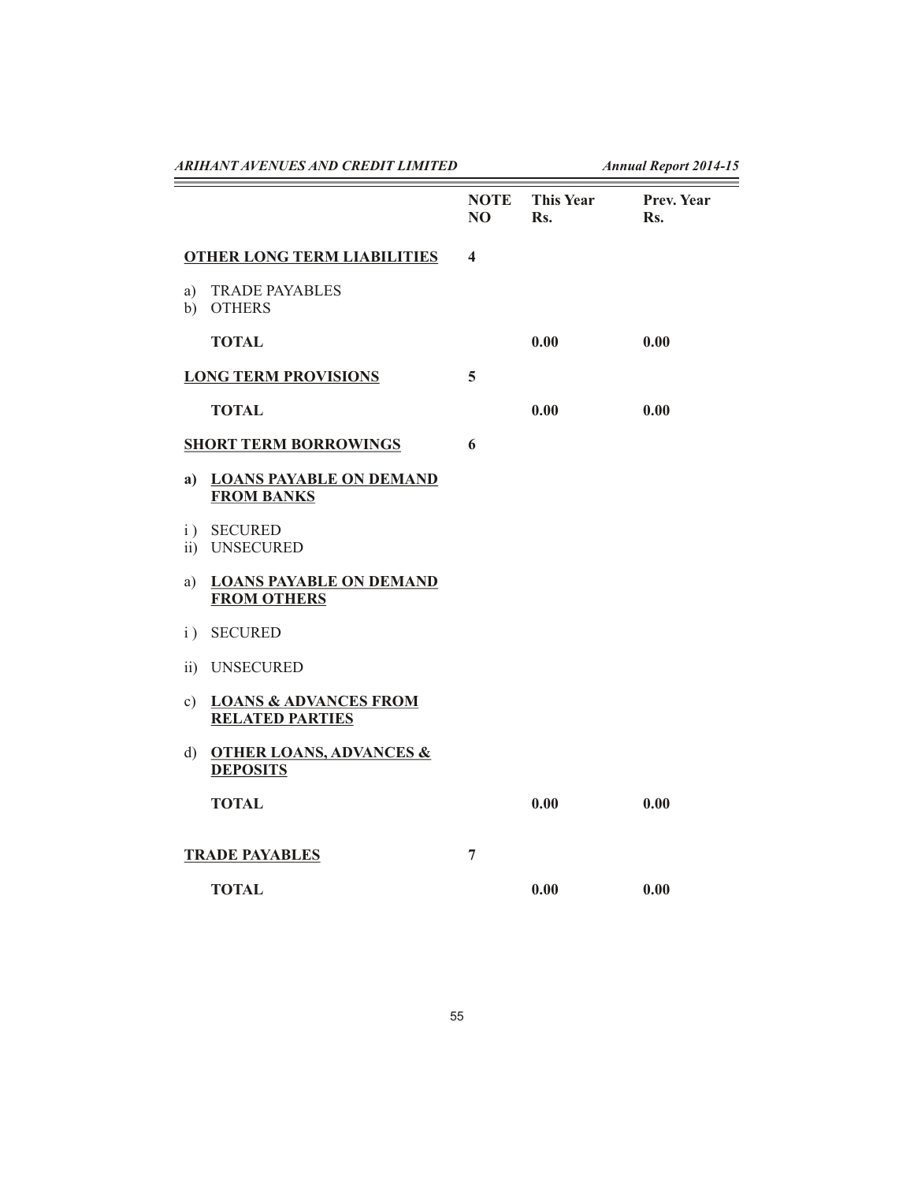| | NOTE NO | This Year Rs. | Prev. Year Rs. |
|---|---|---|---|
| **OTHER LONG TERM LIABILITIES** | **4** | | |
| a) TRADE PAYABLES | | | |
| b) OTHERS | | | |
| **TOTAL** | | **0.00** | **0.00** |
| **LONG TERM PROVISIONS** | **5** | | |
| **TOTAL** | | **0.00** | **0.00** |
| **SHORT TERM BORROWINGS** | **6** | | |
| **a) LOANS PAYABLE ON DEMAND FROM BANKS** | | | |
| i ) SECURED | | | |
| ii) UNSECURED | | | |
| a) **LOANS PAYABLE ON DEMAND FROM OTHERS** | | | |
| i ) SECURED | | | |
| ii) UNSECURED | | | |
| c) **LOANS & ADVANCES FROM RELATED PARTIES** | | | |
| d) **OTHER LOANS, ADVANCES & DEPOSITS** | | | |
| **TOTAL** | | **0.00** | **0.00** |
| **TRADE PAYABLES** | **7** | | |
| **TOTAL** | | **0.00** | **0.00** |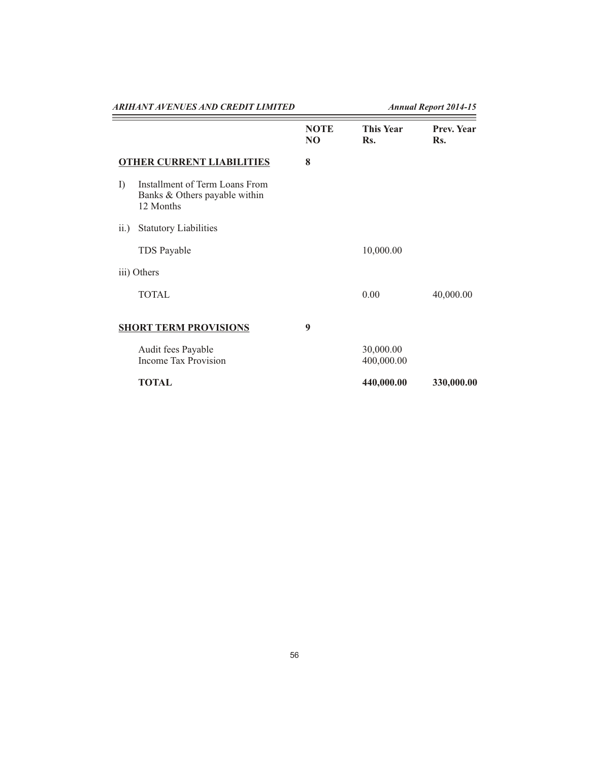| | NOTE NO | This Year Rs. | Prev. Year Rs. |
|---|---|---|---|
| **OTHER CURRENT LIABILITIES** | **8** | | |
| I) Installment of Term Loans From Banks & Others payable within 12 Months | | | |
| ii.) Statutory Liabilities | | | |
| TDS Payable | | 10,000.00 | |
| iii) Others | | | |
| TOTAL | | 0.00 | 40,000.00 |
| **SHORT TERM PROVISIONS** | **9** | | |
| Audit fees Payable | | 30,000.00 | |
| Income Tax Provision | | 400,000.00 | |
| **TOTAL** | | **440,000.00** | **330,000.00** |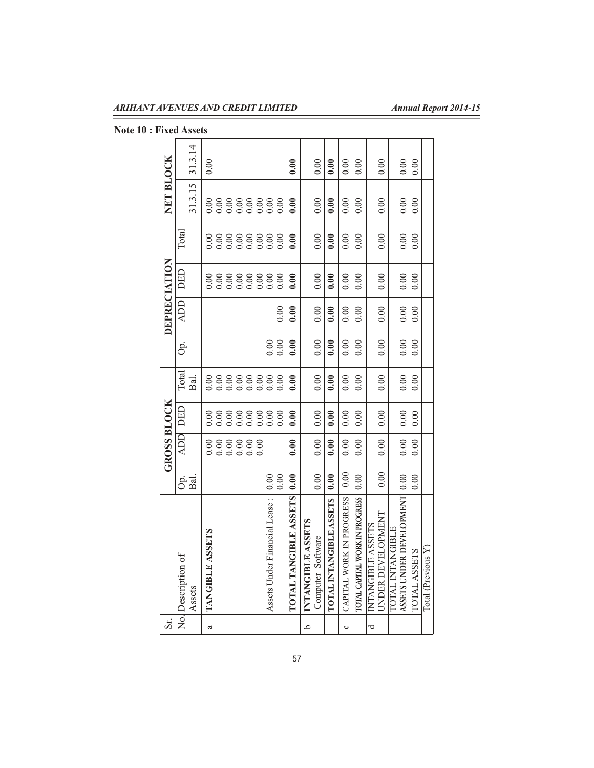## Note 10 : Fixed Assets

| Sr. No. | Description of Assets | GROSS BLOCK | | | | DEPRECIATION | | | | NET BLOCK | |
|---|---|---|---|---|---|---|---|---|---|---|---|
| | | Op. Bal. | ADD | DED | Total Bal. | Op. | ADD | DED | Total | 31.3.15 | 31.3.14 |
| a | **TANGIBLE ASSETS** | | 0.00 | 0.00 | 0.00 | | | 0.00 | 0.00 | 0.00 | 0.00 |
| | | | 0.00 | 0.00 | 0.00 | | | 0.00 | 0.00 | 0.00 | |
| | | | 0.00 | 0.00 | 0.00 | | | 0.00 | 0.00 | 0.00 | |
| | | | 0.00 | 0.00 | 0.00 | | | 0.00 | 0.00 | 0.00 | |
| | | | 0.00 | 0.00 | 0.00 | | | 0.00 | 0.00 | 0.00 | |
| | | | 0.00 | 0.00 | 0.00 | | | 0.00 | 0.00 | 0.00 | |
| | Assets Under Financial Lease : | 0.00 | | 0.00 | 0.00 | 0.00 | | 0.00 | 0.00 | 0.00 | |
| | | 0.00 | | 0.00 | 0.00 | 0.00 | 0.00 | 0.00 | 0.00 | 0.00 | |
| | **TOTAL TANGIBLE ASSETS** | **0.00** | **0.00** | **0.00** | **0.00** | **0.00** | **0.00** | **0.00** | **0.00** | **0.00** | **0.00** |
| b | **INTANGIBLE ASSETS** Computer Software | 0.00 | 0.00 | 0.00 | 0.00 | 0.00 | 0.00 | 0.00 | 0.00 | 0.00 | 0.00 |
| | **TOTAL INTANGIBLE ASSETS** | **0.00** | **0.00** | **0.00** | **0.00** | **0.00** | **0.00** | **0.00** | **0.00** | **0.00** | **0.00** |
| c | CAPITAL WORK IN PROGRESS | 0.00 | 0.00 | 0.00 | 0.00 | 0.00 | 0.00 | 0.00 | 0.00 | 0.00 | 0.00 |
| | TOTAL CAPITAL WORK IN PROGRESS | 0.00 | 0.00 | 0.00 | 0.00 | 0.00 | 0.00 | 0.00 | 0.00 | 0.00 | 0.00 |
| d | INTANGIBLE ASSETS UNDER DEVELOPMENT | 0.00 | 0.00 | 0.00 | 0.00 | 0.00 | 0.00 | 0.00 | 0.00 | 0.00 | 0.00 |
| | TOTAL INTANGIBLE ASSETS UNDER DEVELOPMENT | 0.00 | 0.00 | 0.00 | 0.00 | 0.00 | 0.00 | 0.00 | 0.00 | 0.00 | 0.00 |
| | TOTAL ASSETS | 0.00 | 0.00 | 0.00 | 0.00 | 0.00 | 0.00 | 0.00 | 0.00 | 0.00 | 0.00 |
| | Total (Previous Y) | | | | | | | | | | |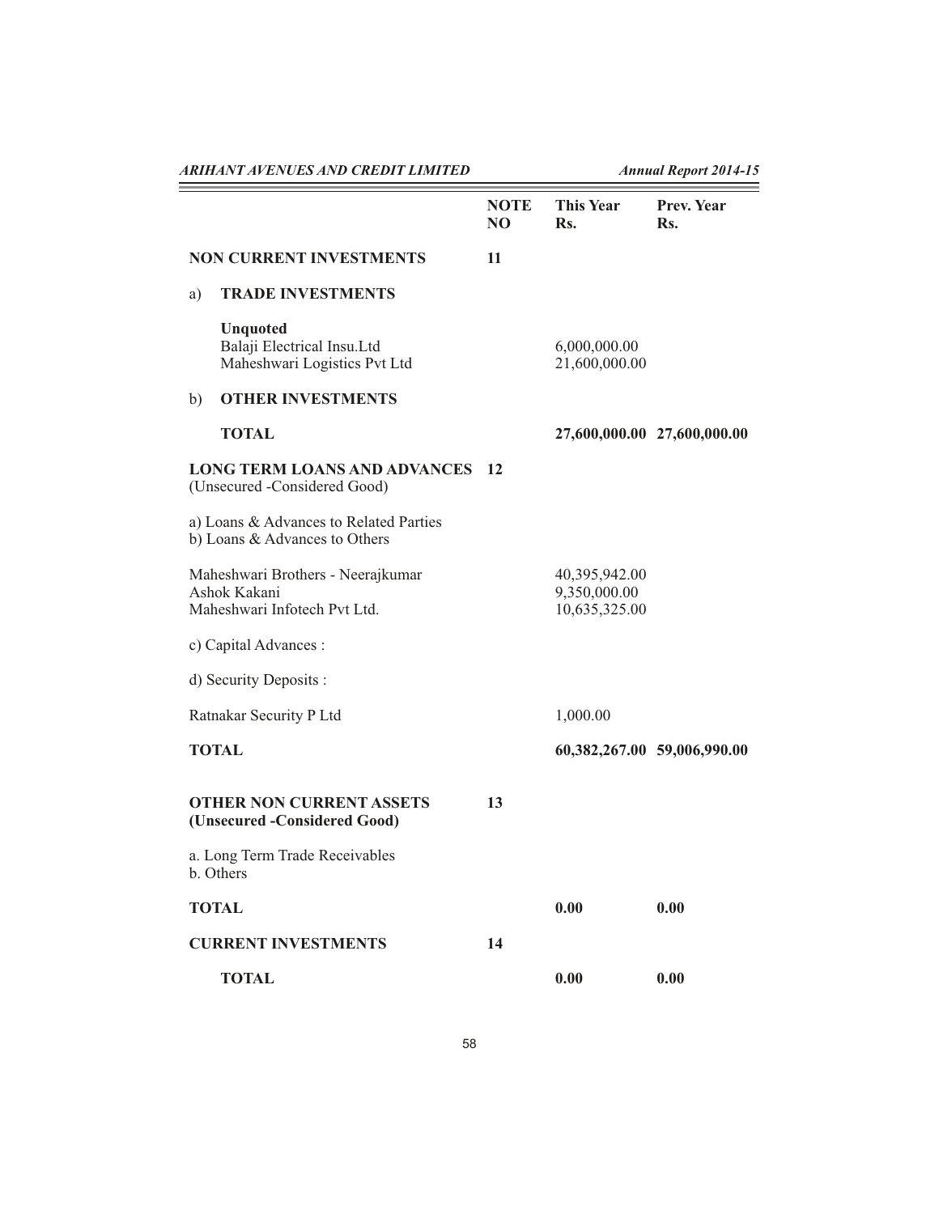| | NOTE NO | This Year Rs. | Prev. Year Rs. |
|---|---|---|---|
| **NON CURRENT INVESTMENTS** | **11** | | |
| a) **TRADE INVESTMENTS** | | | |
| **Unquoted** | | | |
| Balaji Electrical Insu.Ltd | | 6,000,000.00 | |
| Maheshwari Logistics Pvt Ltd | | 21,600,000.00 | |
| b) **OTHER INVESTMENTS** | | | |
| **TOTAL** | | **27,600,000.00** | **27,600,000.00** |
| **LONG TERM LOANS AND ADVANCES** (Unsecured -Considered Good) | **12** | | |
| a) Loans & Advances to Related Parties | | | |
| b) Loans & Advances to Others | | | |
| Maheshwari Brothers - Neerajkumar | | 40,395,942.00 | |
| Ashok Kakani | | 9,350,000.00 | |
| Maheshwari Infotech Pvt Ltd. | | 10,635,325.00 | |
| c) Capital Advances : | | | |
| d) Security Deposits : | | | |
| Ratnakar Security P Ltd | | 1,000.00 | |
| **TOTAL** | | **60,382,267.00** | **59,006,990.00** |
| **OTHER NON CURRENT ASSETS (Unsecured -Considered Good)** | **13** | | |
| a. Long Term Trade Receivables | | | |
| b. Others | | | |
| **TOTAL** | | **0.00** | **0.00** |
| **CURRENT INVESTMENTS** | **14** | | |
| **TOTAL** | | **0.00** | **0.00** |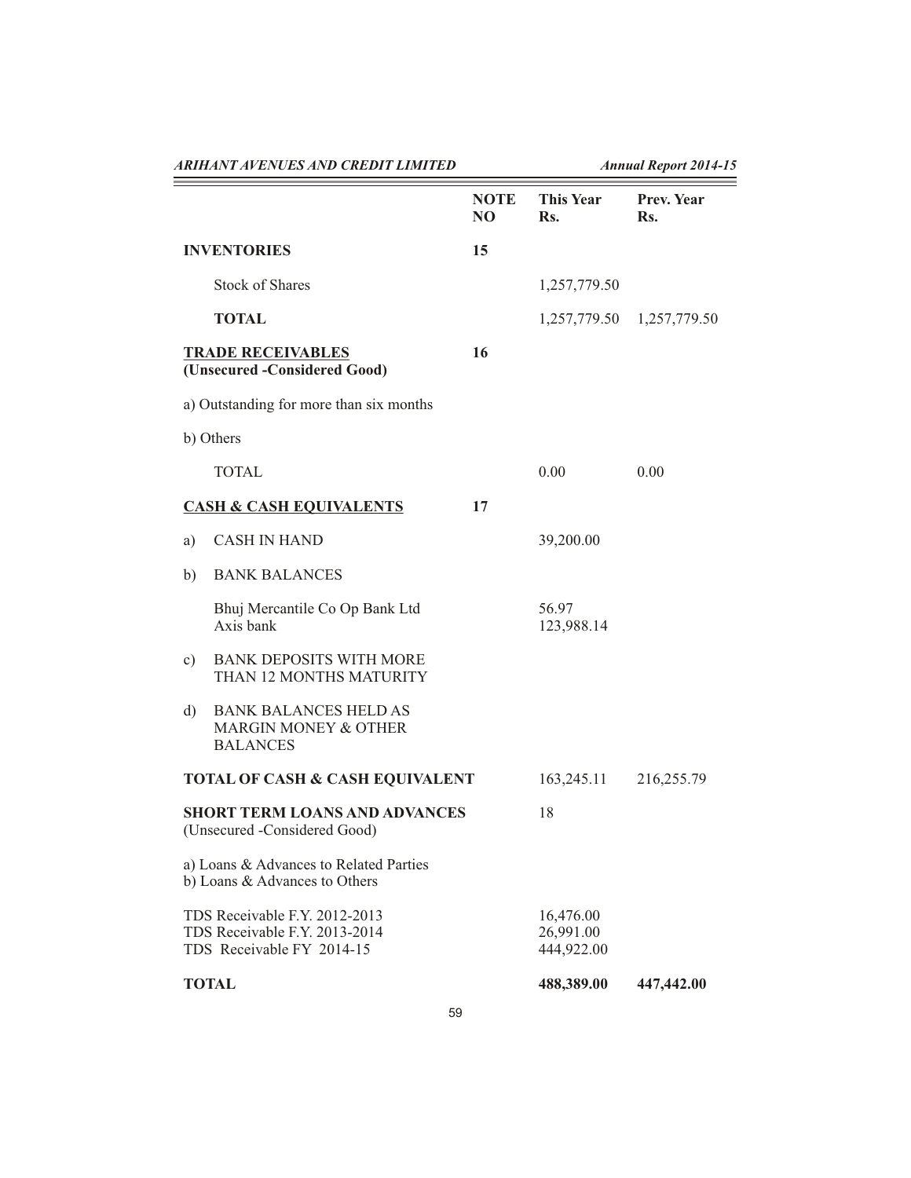| | NOTE NO | This Year Rs. | Prev. Year Rs. |
|---|---|---|---|
| **INVENTORIES** | **15** | | |
| Stock of Shares | | 1,257,779.50 | |
| **TOTAL** | | 1,257,779.50 | 1,257,779.50 |
| **TRADE RECEIVABLES** **(Unsecured -Considered Good)** | **16** | | |
| a) Outstanding for more than six months | | | |
| b) Others | | | |
| TOTAL | | 0.00 | 0.00 |
| **CASH & CASH EQUIVALENTS** | **17** | | |
| a) CASH IN HAND | | 39,200.00 | |
| b) BANK BALANCES | | | |
| Bhuj Mercantile Co Op Bank Ltd | | 56.97 | |
| Axis bank | | 123,988.14 | |
| c) BANK DEPOSITS WITH MORE THAN 12 MONTHS MATURITY | | | |
| d) BANK BALANCES HELD AS MARGIN MONEY & OTHER BALANCES | | | |
| **TOTAL OF CASH & CASH EQUIVALENT** | | 163,245.11 | 216,255.79 |
| **SHORT TERM LOANS AND ADVANCES** (Unsecured -Considered Good) | | 18 | |
| a) Loans & Advances to Related Parties | | | |
| b) Loans & Advances to Others | | | |
| TDS Receivable F.Y. 2012-2013 | | 16,476.00 | |
| TDS Receivable F.Y. 2013-2014 | | 26,991.00 | |
| TDS Receivable FY 2014-15 | | 444,922.00 | |
| **TOTAL** | | **488,389.00** | **447,442.00** |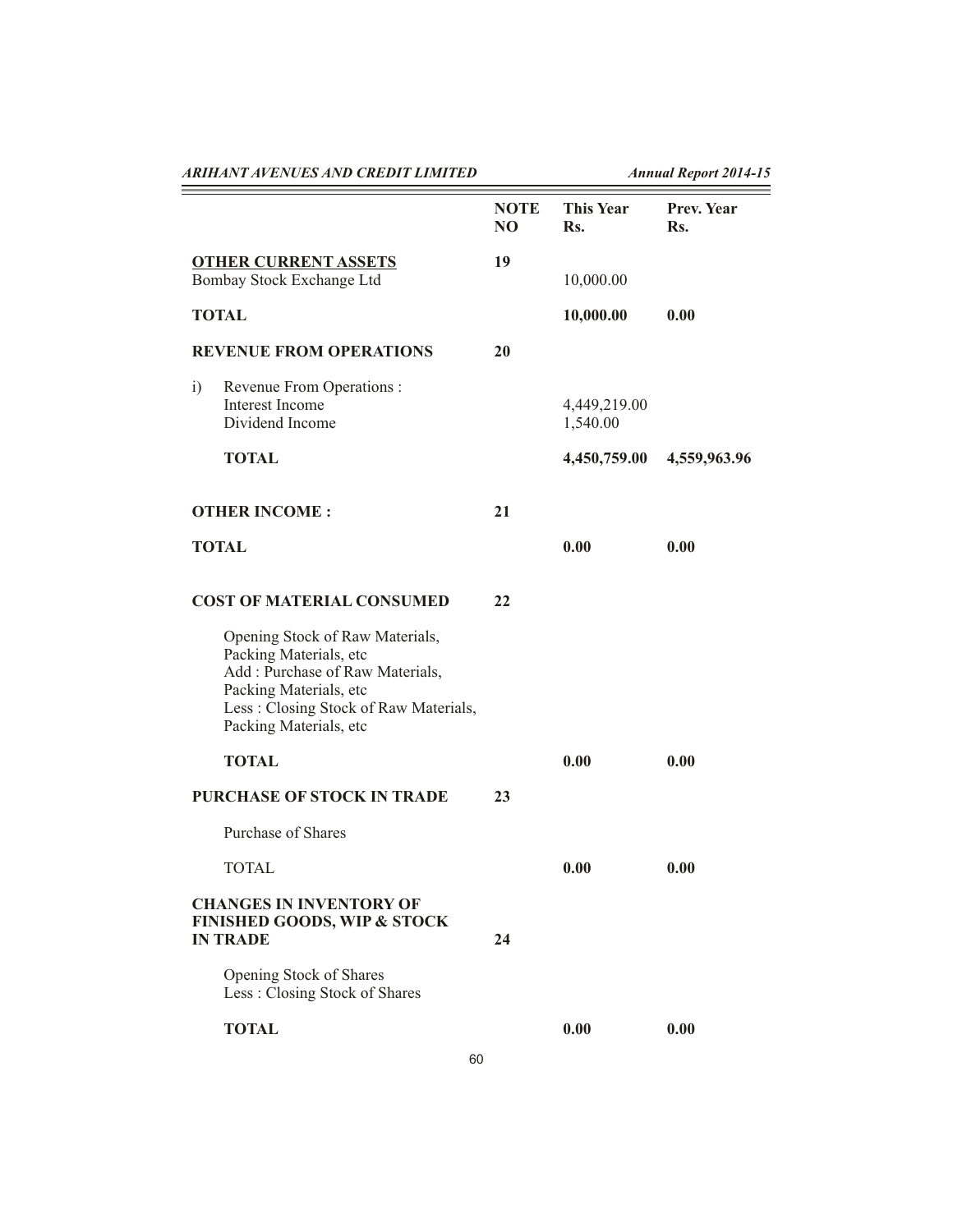| | NOTE NO | This Year Rs. | Prev. Year Rs. |
|---|---|---|---|
| **OTHER CURRENT ASSETS** | **19** | | |
| Bombay Stock Exchange Ltd | | 10,000.00 | |
| **TOTAL** | | **10,000.00** | **0.00** |
| **REVENUE FROM OPERATIONS** | **20** | | |
| i) Revenue From Operations : | | | |
| Interest Income | | 4,449,219.00 | |
| Dividend Income | | 1,540.00 | |
| **TOTAL** | | **4,450,759.00** | **4,559,963.96** |
| **OTHER INCOME :** | **21** | | |
| **TOTAL** | | **0.00** | **0.00** |
| **COST OF MATERIAL CONSUMED** | **22** | | |
| Opening Stock of Raw Materials, Packing Materials, etc | | | |
| Add : Purchase of Raw Materials, Packing Materials, etc | | | |
| Less : Closing Stock of Raw Materials, Packing Materials, etc | | | |
| **TOTAL** | | **0.00** | **0.00** |
| **PURCHASE OF STOCK IN TRADE** | **23** | | |
| Purchase of Shares | | | |
| TOTAL | | **0.00** | **0.00** |
| **CHANGES IN INVENTORY OF FINISHED GOODS, WIP & STOCK IN TRADE** | **24** | | |
| Opening Stock of Shares | | | |
| Less : Closing Stock of Shares | | | |
| **TOTAL** | | **0.00** | **0.00** |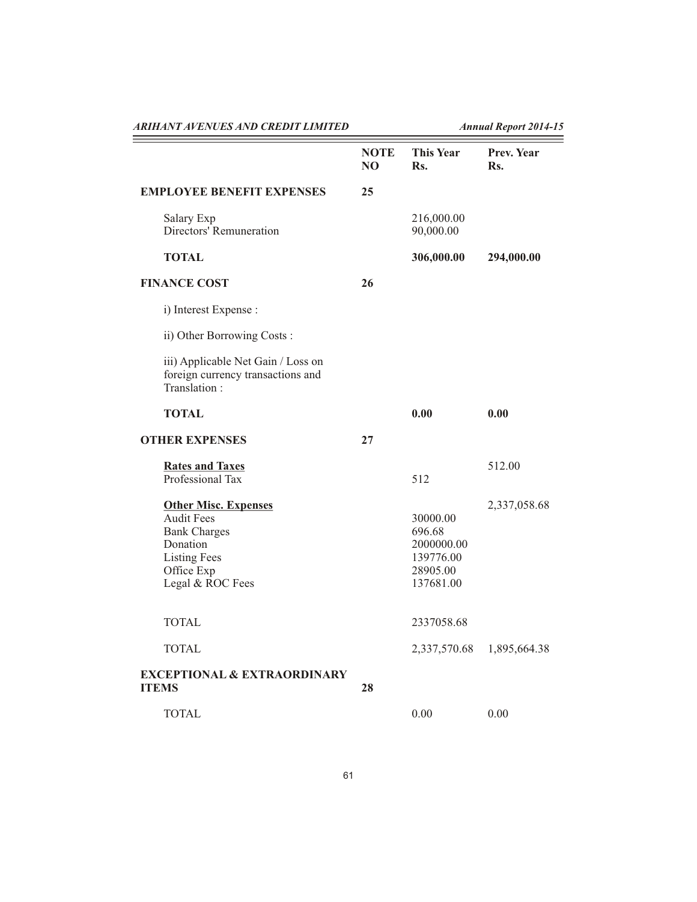| | NOTE NO | This Year Rs. | Prev. Year Rs. |
|---|---|---|---|
| **EMPLOYEE BENEFIT EXPENSES** | **25** | | |
| Salary Exp | | 216,000.00 | |
| Directors' Remuneration | | 90,000.00 | |
| **TOTAL** | | **306,000.00** | **294,000.00** |
| **FINANCE COST** | **26** | | |
| i) Interest Expense : | | | |
| ii) Other Borrowing Costs : | | | |
| iii) Applicable Net Gain / Loss on foreign currency transactions and Translation : | | | |
| **TOTAL** | | **0.00** | **0.00** |
| **OTHER EXPENSES** | **27** | | |
| **Rates and Taxes** | | | 512.00 |
| Professional Tax | | 512 | |
| **Other Misc. Expenses** | | | 2,337,058.68 |
| Audit Fees | | 30000.00 | |
| Bank Charges | | 696.68 | |
| Donation | | 2000000.00 | |
| Listing Fees | | 139776.00 | |
| Office Exp | | 28905.00 | |
| Legal & ROC Fees | | 137681.00 | |
| TOTAL | | 2337058.68 | |
| TOTAL | | 2,337,570.68 | 1,895,664.38 |
| **EXCEPTIONAL & EXTRAORDINARY ITEMS** | **28** | | |
| TOTAL | | 0.00 | 0.00 |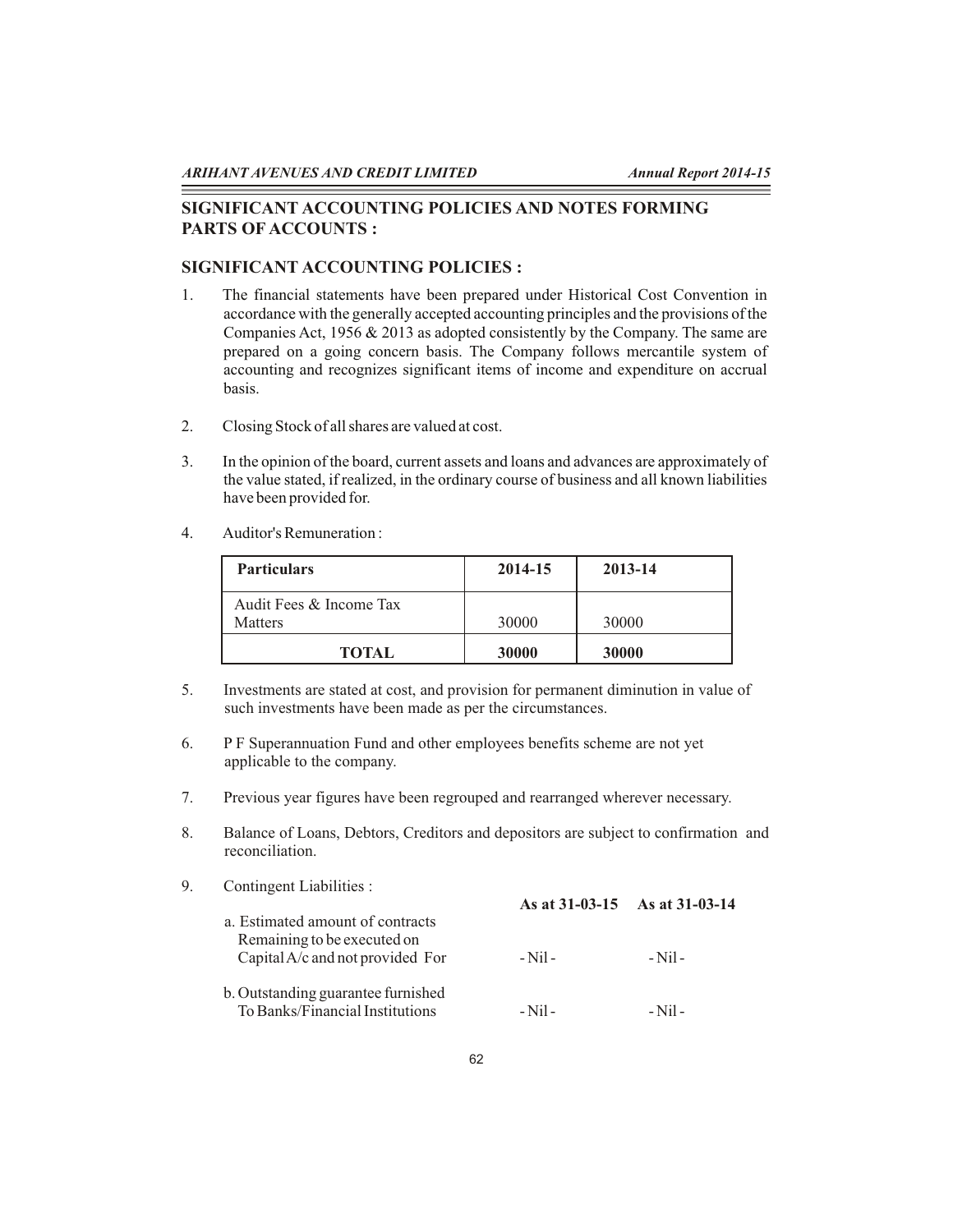## SIGNIFICANT ACCOUNTING POLICIES AND NOTES FORMING PARTS OF ACCOUNTS :

## SIGNIFICANT ACCOUNTING POLICIES :

1. The financial statements have been prepared under Historical Cost Convention in accordance with the generally accepted accounting principles and the provisions of the Companies Act, 1956 & 2013 as adopted consistently by the Company. The same are prepared on a going concern basis. The Company follows mercantile system of accounting and recognizes significant items of income and expenditure on accrual basis.

2. Closing Stock of all shares are valued at cost.

3. In the opinion of the board, current assets and loans and advances are approximately of the value stated, if realized, in the ordinary course of business and all known liabilities have been provided for.

4. Auditor's Remuneration :

| Particulars | 2014-15 | 2013-14 |
|---|---|---|
| Audit Fees & Income Tax Matters | 30000 | 30000 |
| **TOTAL** | **30000** | **30000** |

5. Investments are stated at cost, and provision for permanent diminution in value of such investments have been made as per the circumstances.

6. P F Superannuation Fund and other employees benefits scheme are not yet applicable to the company.

7. Previous year figures have been regrouped and rearranged wherever necessary.

8. Balance of Loans, Debtors, Creditors and depositors are subject to confirmation and reconciliation.

9. Contingent Liabilities :

| | As at 31-03-15 | As at 31-03-14 |
|---|---|---|
| a. Estimated amount of contracts Remaining to be executed on Capital A/c and not provided For | - Nil - | - Nil - |
| b. Outstanding guarantee furnished To Banks/Financial Institutions | - Nil - | - Nil - |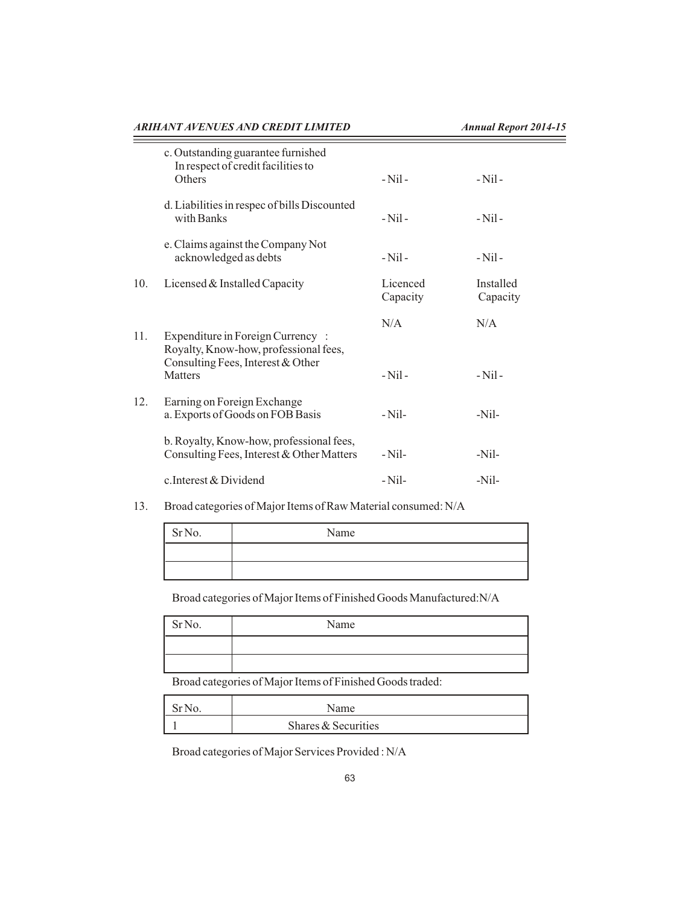| | | | |
|---|---|---|---|
| | c. Outstanding guarantee furnished In respect of credit facilities to Others | - Nil - | - Nil - |
| | d. Liabilities in respec of bills Discounted with Banks | - Nil - | - Nil - |
| | e. Claims against the Company Not acknowledged as debts | - Nil - | - Nil - |
| 10. | Licensed & Installed Capacity | Licenced Capacity | Installed Capacity |
| | | N/A | N/A |
| 11. | Expenditure in Foreign Currency : Royalty, Know-how, professional fees, Consulting Fees, Interest & Other Matters | - Nil - | - Nil - |
| 12. | Earning on Foreign Exchange<br>a. Exports of Goods on FOB Basis | - Nil- | -Nil- |
| | b. Royalty, Know-how, professional fees, Consulting Fees, Interest & Other Matters | - Nil- | -Nil- |
| | c.Interest & Dividend | - Nil- | -Nil- |

13. Broad categories of Major Items of Raw Material consumed: N/A

| Sr No. | Name |
|---|---|
| | |
| | |

Broad categories of Major Items of Finished Goods Manufactured:N/A

| Sr No. | Name |
|---|---|
| | |
| | |

Broad categories of Major Items of Finished Goods traded:

| Sr No. | Name |
|---|---|
| 1 | Shares & Securities |

Broad categories of Major Services Provided : N/A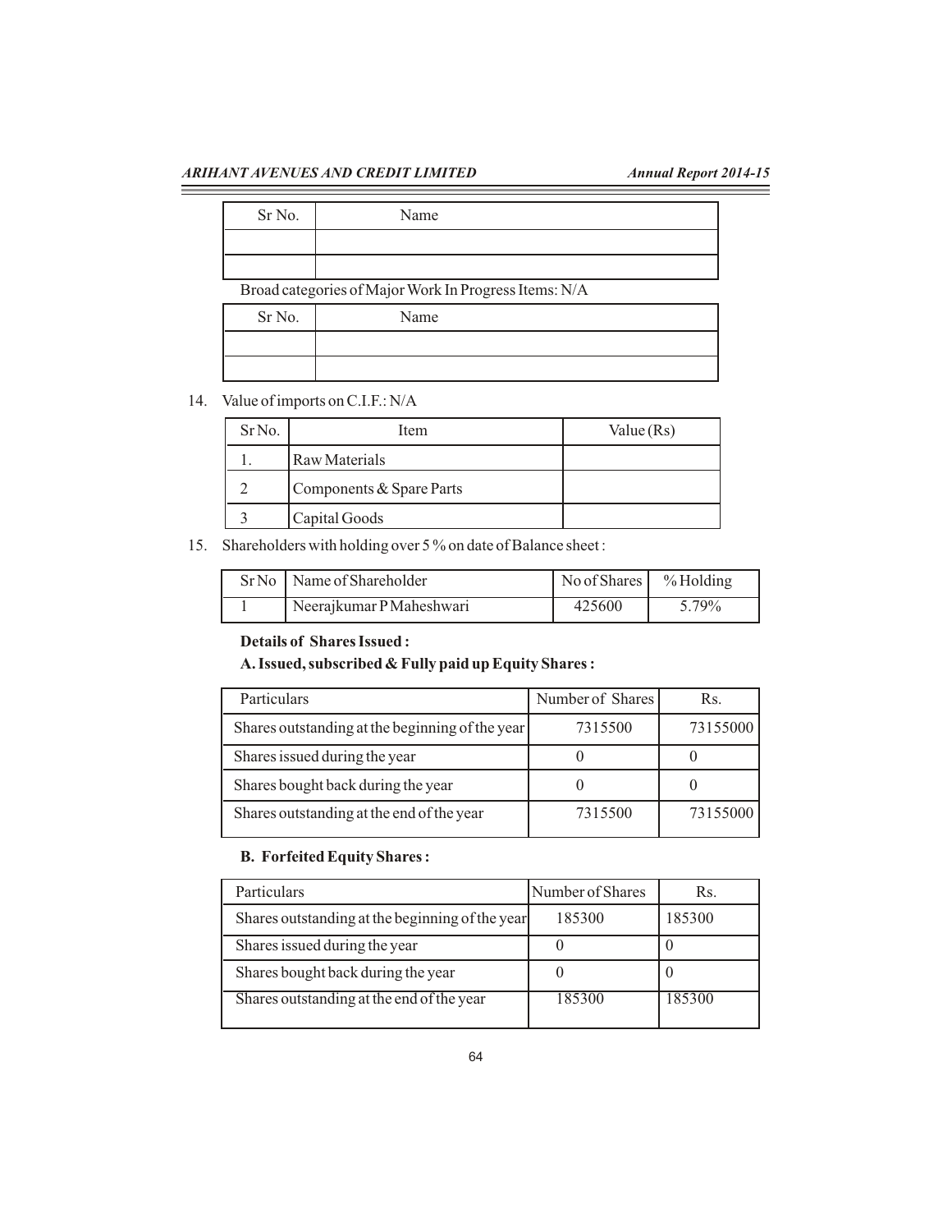| Sr No. | Name |
| --- | --- |
| | |
| | |

Broad categories of Major Work In Progress Items: N/A

| Sr No. | Name |
| --- | --- |
| | |
| | |

14. Value of imports on C.I.F.: N/A

| Sr No. | Item | Value (Rs) |
| --- | --- | --- |
| 1. | Raw Materials | |
| 2 | Components & Spare Parts | |
| 3 | Capital Goods | |

15. Shareholders with holding over 5 % on date of Balance sheet :

| Sr No | Name of Shareholder | No of Shares | % Holding |
| --- | --- | --- | --- |
| 1 | Neerajkumar P Maheshwari | 425600 | 5.79% |

**Details of Shares Issued :**

**A. Issued, subscribed & Fully paid up Equity Shares :**

| Particulars | Number of Shares | Rs. |
| --- | --- | --- |
| Shares outstanding at the beginning of the year | 7315500 | 73155000 |
| Shares issued during the year | 0 | 0 |
| Shares bought back during the year | 0 | 0 |
| Shares outstanding at the end of the year | 7315500 | 73155000 |

**B. Forfeited Equity Shares :**

| Particulars | Number of Shares | Rs. |
| --- | --- | --- |
| Shares outstanding at the beginning of the year | 185300 | 185300 |
| Shares issued during the year | 0 | 0 |
| Shares bought back during the year | 0 | 0 |
| Shares outstanding at the end of the year | 185300 | 185300 |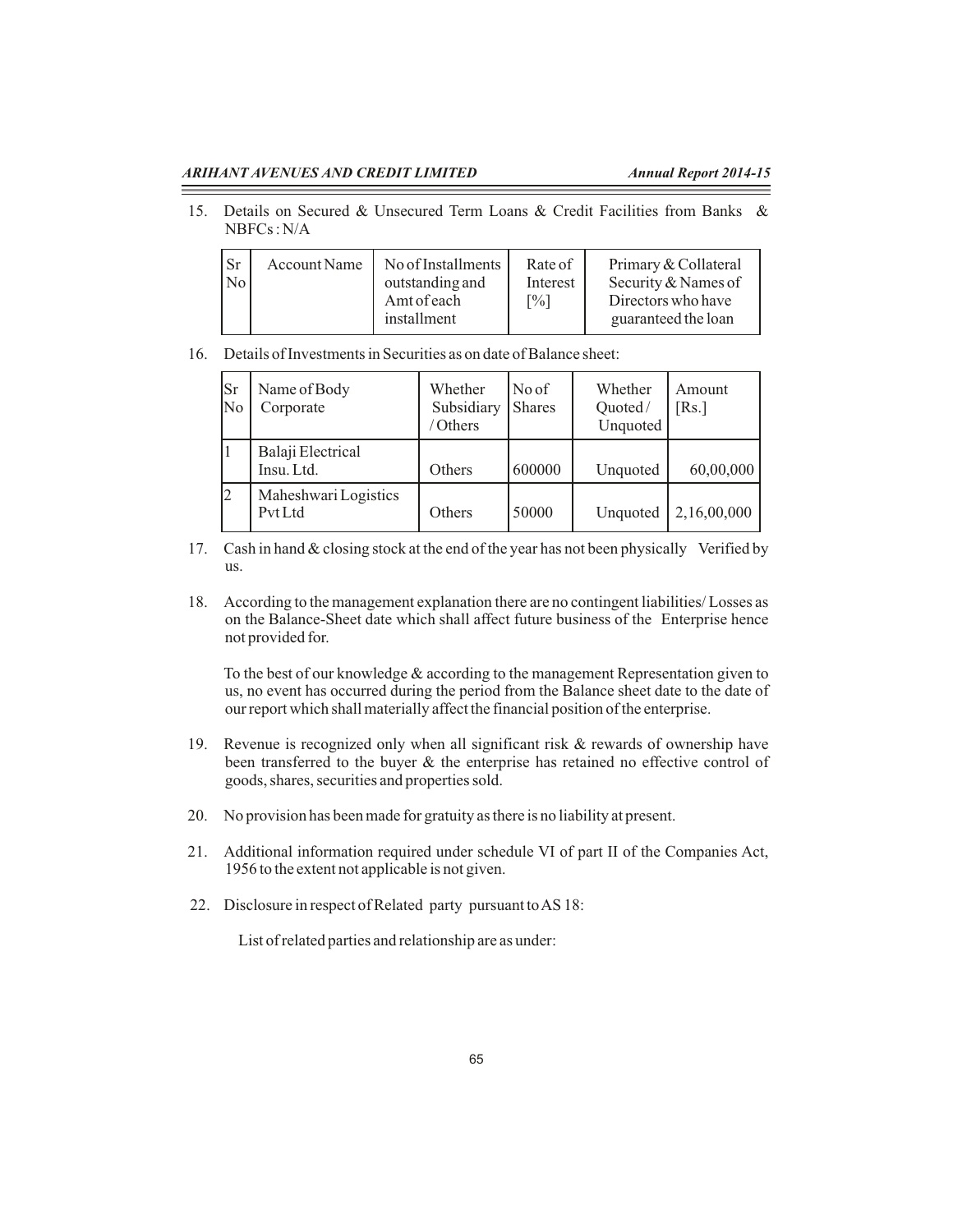15. Details on Secured & Unsecured Term Loans & Credit Facilities from Banks & NBFCs : N/A

| Sr No | Account Name | No of Installments outstanding and Amt of each installment | Rate of Interest [%] | Primary & Collateral Security & Names of Directors who have guaranteed the loan |
|---|---|---|---|---|

16. Details of Investments in Securities as on date of Balance sheet:

| Sr No | Name of Body Corporate | Whether Subsidiary / Others | No of Shares | Whether Quoted / Unquoted | Amount [Rs.] |
|---|---|---|---|---|---|
| 1 | Balaji Electrical Insu. Ltd. | Others | 600000 | Unquoted | 60,00,000 |
| 2 | Maheshwari Logistics Pvt Ltd | Others | 50000 | Unquoted | 2,16,00,000 |

17. Cash in hand & closing stock at the end of the year has not been physically Verified by us.

18. According to the management explanation there are no contingent liabilities/ Losses as on the Balance-Sheet date which shall affect future business of the Enterprise hence not provided for.

    To the best of our knowledge & according to the management Representation given to us, no event has occurred during the period from the Balance sheet date to the date of our report which shall materially affect the financial position of the enterprise.

19. Revenue is recognized only when all significant risk & rewards of ownership have been transferred to the buyer & the enterprise has retained no effective control of goods, shares, securities and properties sold.

20. No provision has been made for gratuity as there is no liability at present.

21. Additional information required under schedule VI of part II of the Companies Act, 1956 to the extent not applicable is not given.

22. Disclosure in respect of Related party pursuant to AS 18:

    List of related parties and relationship are as under: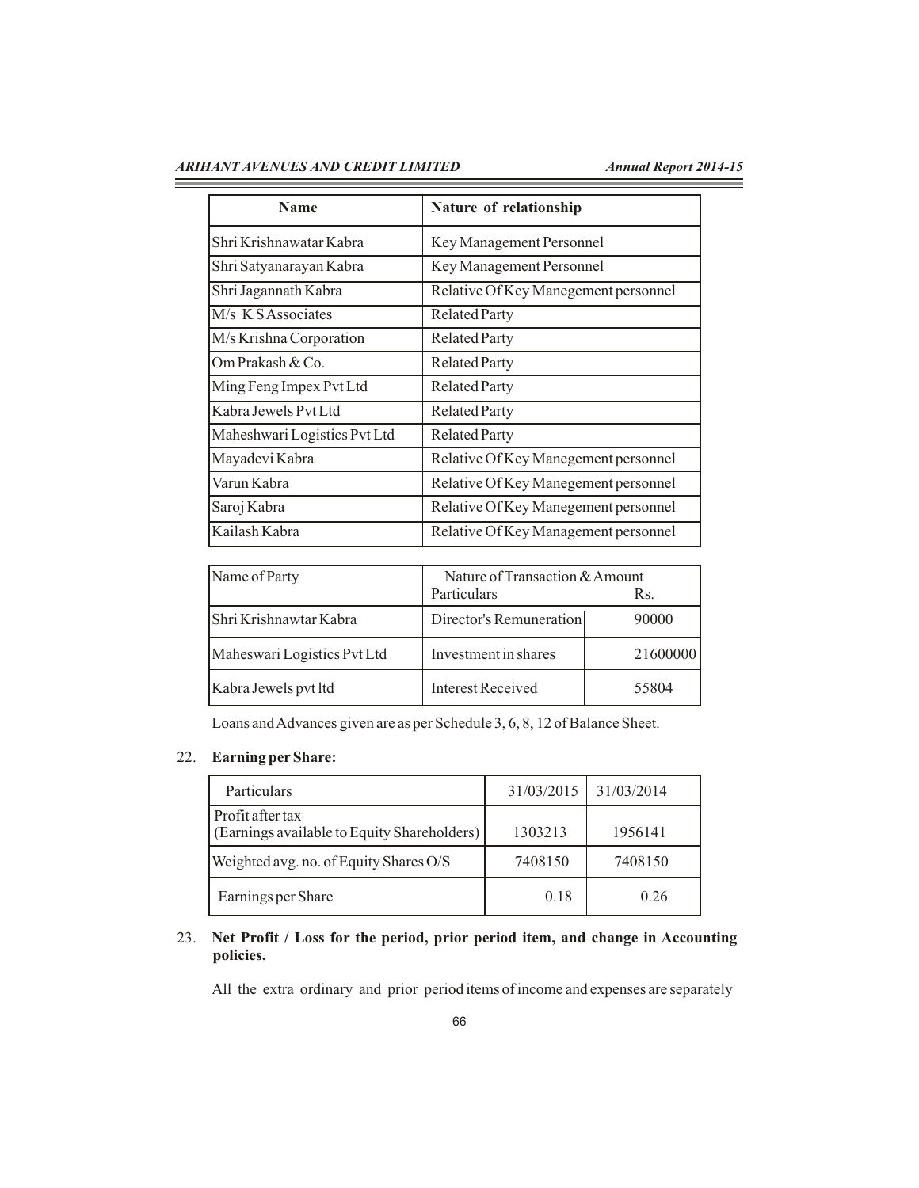| Name | Nature of relationship |
|---|---|
| Shri Krishnawatar Kabra | Key Management Personnel |
| Shri Satyanarayan Kabra | Key Management Personnel |
| Shri Jagannath Kabra | Relative Of Key Manegement personnel |
| M/s K S Associates | Related Party |
| M/s Krishna Corporation | Related Party |
| Om Prakash & Co. | Related Party |
| Ming Feng Impex Pvt Ltd | Related Party |
| Kabra Jewels Pvt Ltd | Related Party |
| Maheshwari Logistics Pvt Ltd | Related Party |
| Mayadevi Kabra | Relative Of Key Manegement personnel |
| Varun Kabra | Relative Of Key Manegement personnel |
| Saroj Kabra | Relative Of Key Manegement personnel |
| Kailash Kabra | Relative Of Key Management personnel |

| Name of Party | Nature of Transaction & Amount | |
|---|---|---|
| | Particulars | Rs. |
| Shri Krishnawtar Kabra | Director's Remuneration | 90000 |
| Maheswari Logistics Pvt Ltd | Investment in shares | 21600000 |
| Kabra Jewels pvt ltd | Interest Received | 55804 |

Loans and Advances given are as per Schedule 3, 6, 8, 12 of Balance Sheet.

22. **Earning per Share:**

| Particulars | 31/03/2015 | 31/03/2014 |
|---|---|---|
| Profit after tax (Earnings available to Equity Shareholders) | 1303213 | 1956141 |
| Weighted avg. no. of Equity Shares O/S | 7408150 | 7408150 |
| Earnings per Share | 0.18 | 0.26 |

23. **Net Profit / Loss for the period, prior period item, and change in Accounting policies.**

All the extra ordinary and prior period items of income and expenses are separately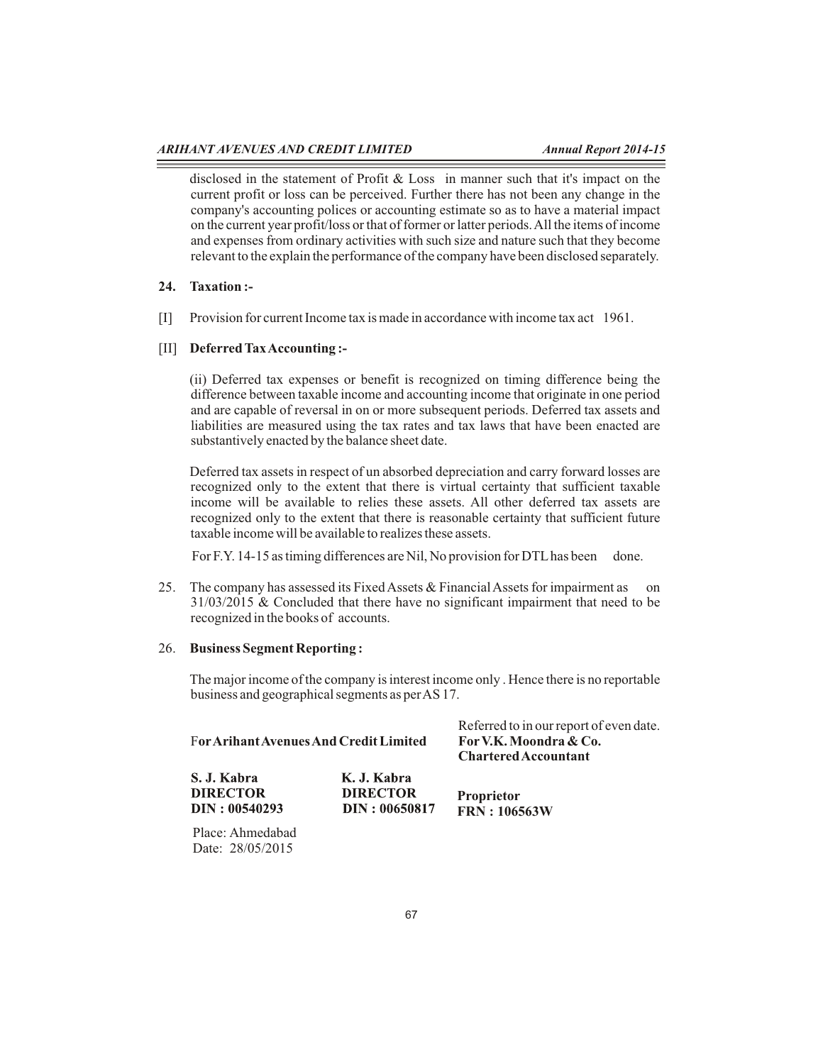disclosed in the statement of Profit & Loss in manner such that it's impact on the current profit or loss can be perceived. Further there has not been any change in the company's accounting polices or accounting estimate so as to have a material impact on the current year profit/loss or that of former or latter periods. All the items of income and expenses from ordinary activities with such size and nature such that they become relevant to the explain the performance of the company have been disclosed separately.

**24. Taxation :-**

[I] Provision for current Income tax is made in accordance with income tax act 1961.

[II] **Deferred Tax Accounting :-**

(ii) Deferred tax expenses or benefit is recognized on timing difference being the difference between taxable income and accounting income that originate in one period and are capable of reversal in on or more subsequent periods. Deferred tax assets and liabilities are measured using the tax rates and tax laws that have been enacted are substantively enacted by the balance sheet date.

Deferred tax assets in respect of un absorbed depreciation and carry forward losses are recognized only to the extent that there is virtual certainty that sufficient taxable income will be available to relies these assets. All other deferred tax assets are recognized only to the extent that there is reasonable certainty that sufficient future taxable income will be available to realizes these assets.

For F.Y. 14-15 as timing differences are Nil, No provision for DTL has been done.

25. The company has assessed its Fixed Assets & Financial Assets for impairment as on 31/03/2015 & Concluded that there have no significant impairment that need to be recognized in the books of accounts.

26. **Business Segment Reporting :**

The major income of the company is interest income only . Hence there is no reportable business and geographical segments as per AS 17.

| **For Arihant Avenues And Credit Limited** | | Referred to in our report of even date.<br>**For V.K. Moondra & Co.**<br>**Chartered Accountant** |
|---|---|---|
| **S. J. Kabra**<br>**DIRECTOR**<br>**DIN : 00540293** | **K. J. Kabra**<br>**DIRECTOR**<br>**DIN : 00650817** | **Proprietor**<br>**FRN : 106563W** |

Place: Ahmedabad
Date: 28/05/2015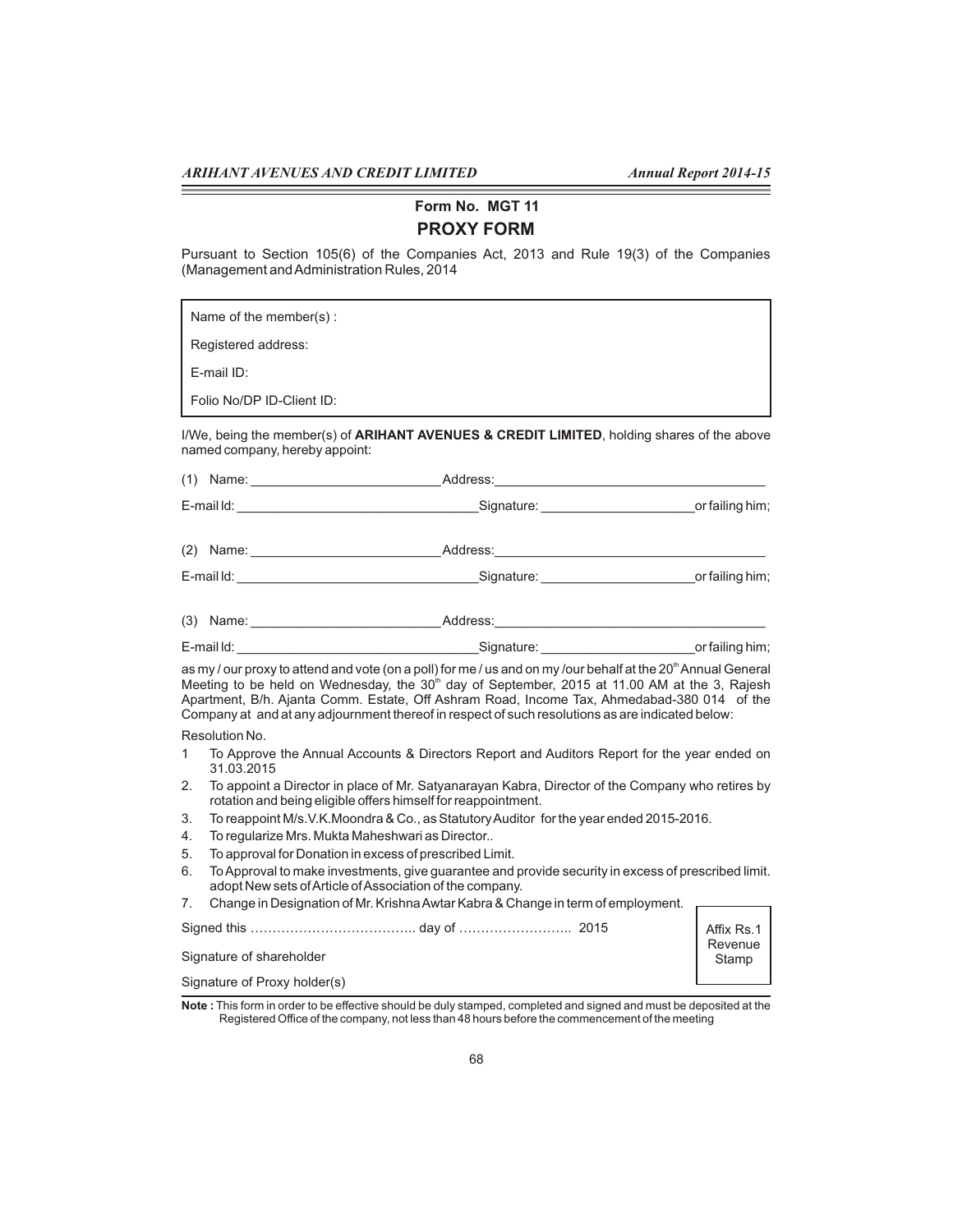## Form No. MGT 11

# PROXY FORM

Pursuant to Section 105(6) of the Companies Act, 2013 and Rule 19(3) of the Companies (Management and Administration Rules, 2014

Name of the member(s) :

Registered address:

E-mail ID:

Folio No/DP ID-Client ID:

I/We, being the member(s) of **ARIHANT AVENUES & CREDIT LIMITED**, holding shares of the above named company, hereby appoint:

(1) Name: _________________________ Address: ___________________________________

E-mail Id: ________________________________ Signature: ____________________ or failing him;

(2) Name: _________________________ Address: ___________________________________

E-mail Id: ________________________________ Signature: ____________________ or failing him;

(3) Name: _________________________ Address: ___________________________________

E-mail Id: ________________________________ Signature: ____________________ or failing him;

as my / our proxy to attend and vote (on a poll) for me / us and on my /our behalf at the 20th Annual General Meeting to be held on Wednesday, the 30th day of September, 2015 at 11.00 AM at the 3, Rajesh Apartment, B/h. Ajanta Comm. Estate, Off Ashram Road, Income Tax, Ahmedabad-380 014 of the Company at and at any adjournment thereof in respect of such resolutions as are indicated below:

Resolution No.

1 To Approve the Annual Accounts & Directors Report and Auditors Report for the year ended on 31.03.2015
2. To appoint a Director in place of Mr. Satyanarayan Kabra, Director of the Company who retires by rotation and being eligible offers himself for reappointment.
3. To reappoint M/s.V.K.Moondra & Co., as Statutory Auditor for the year ended 2015-2016.
4. To regularize Mrs. Mukta Maheshwari as Director..
5. To approval for Donation in excess of prescribed Limit.
6. To Approval to make investments, give guarantee and provide security in excess of prescribed limit. adopt New sets of Article of Association of the company.
7. Change in Designation of Mr. Krishna Awtar Kabra & Change in term of employment.

Signed this ……………………………….. day of …………………….. 2015

Affix Rs.1 Revenue Stamp

Signature of shareholder

Signature of Proxy holder(s)

**Note :** This form in order to be effective should be duly stamped, completed and signed and must be deposited at the Registered Office of the company, not less than 48 hours before the commencement of the meeting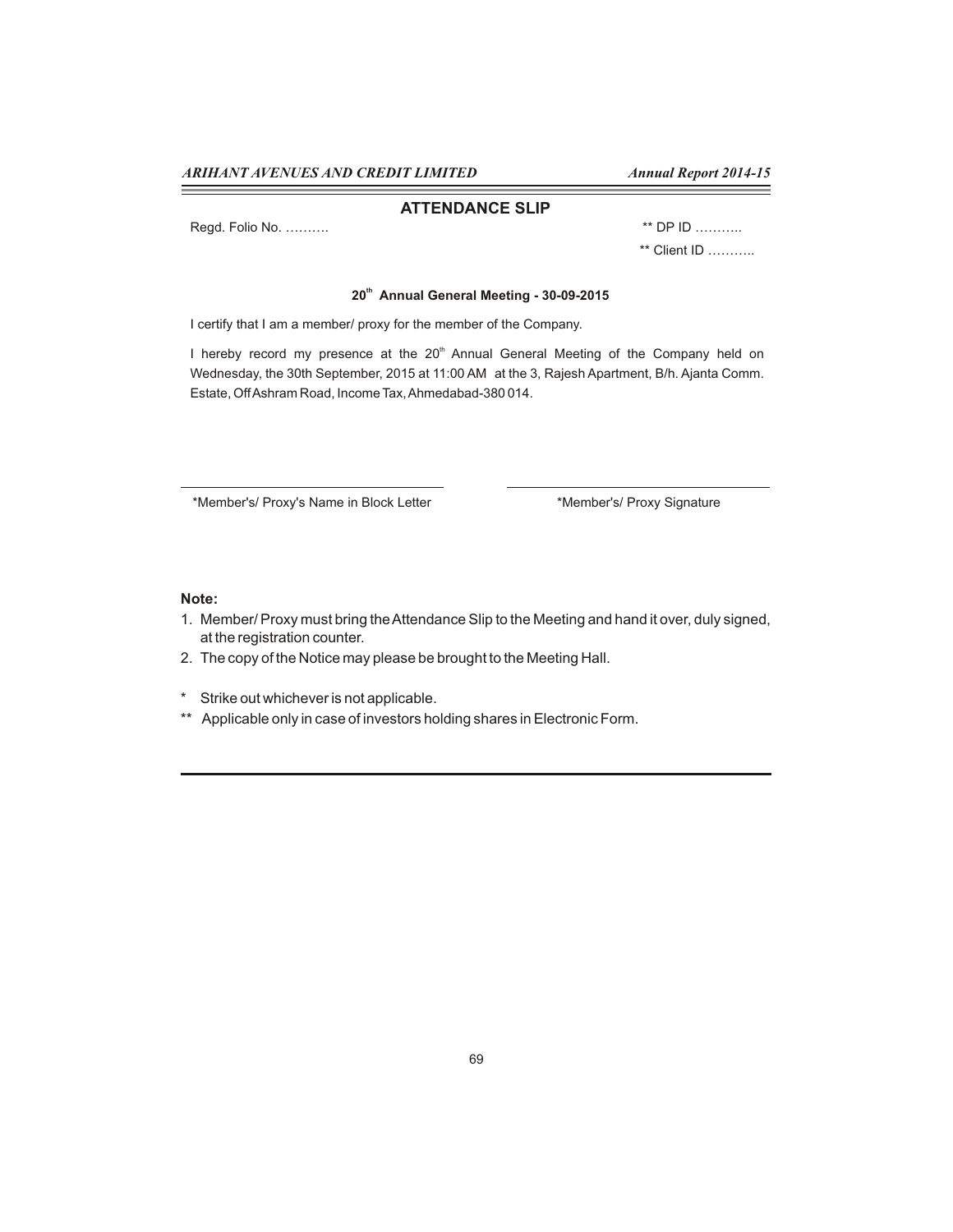## ATTENDANCE SLIP

Regd. Folio No. ……….

** DP ID ………..

** Client ID ………..

**20th Annual General Meeting - 30-09-2015**

I certify that I am a member/ proxy for the member of the Company.

I hereby record my presence at the 20th Annual General Meeting of the Company held on Wednesday, the 30th September, 2015 at 11:00 AM at the 3, Rajesh Apartment, B/h. Ajanta Comm. Estate, Off Ashram Road, Income Tax, Ahmedabad-380 014.

\_\_\_\_\_\_\_\_\_\_\_\_\_\_\_\_\_\_\_\_\_\_\_\_\_\_\_\_\_\_\_\_\_\_\_\_
*Member's/ Proxy's Name in Block Letter

\_\_\_\_\_\_\_\_\_\_\_\_\_\_\_\_\_\_\_\_\_\_\_\_\_\_\_\_\_\_\_\_\_\_\_\_
*Member's/ Proxy Signature

**Note:**

1. Member/ Proxy must bring the Attendance Slip to the Meeting and hand it over, duly signed, at the registration counter.
2. The copy of the Notice may please be brought to the Meeting Hall.

\* Strike out whichever is not applicable.

\*\* Applicable only in case of investors holding shares in Electronic Form.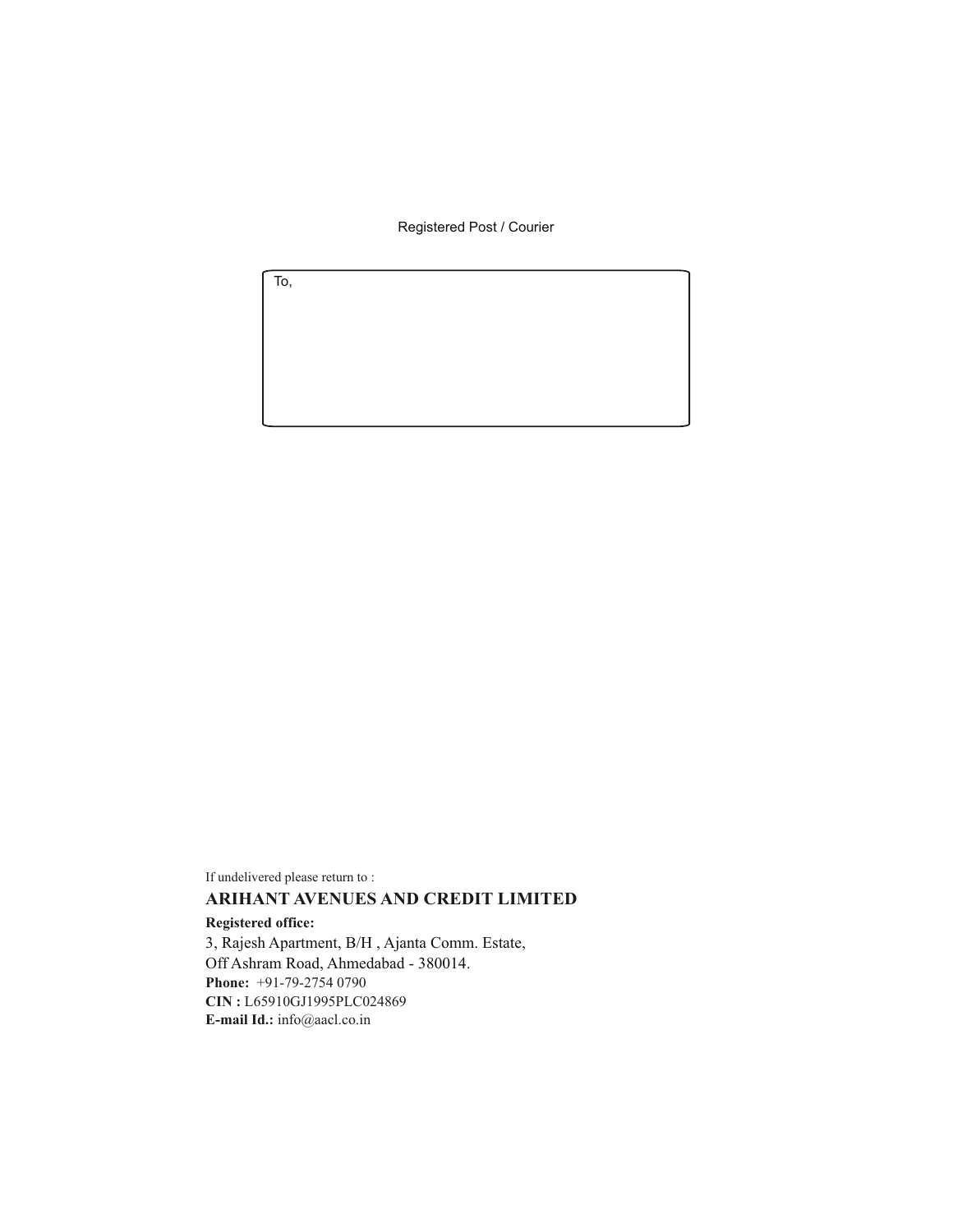Registered Post / Courier

To,

If undelivered please return to :

**ARIHANT AVENUES AND CREDIT LIMITED**

**Registered office:**

3, Rajesh Apartment, B/H , Ajanta Comm. Estate,
Off Ashram Road, Ahmedabad - 380014.

**Phone:** +91-79-2754 0790

**CIN :** L65910GJ1995PLC024869

**E-mail Id.:** info@aacl.co.in